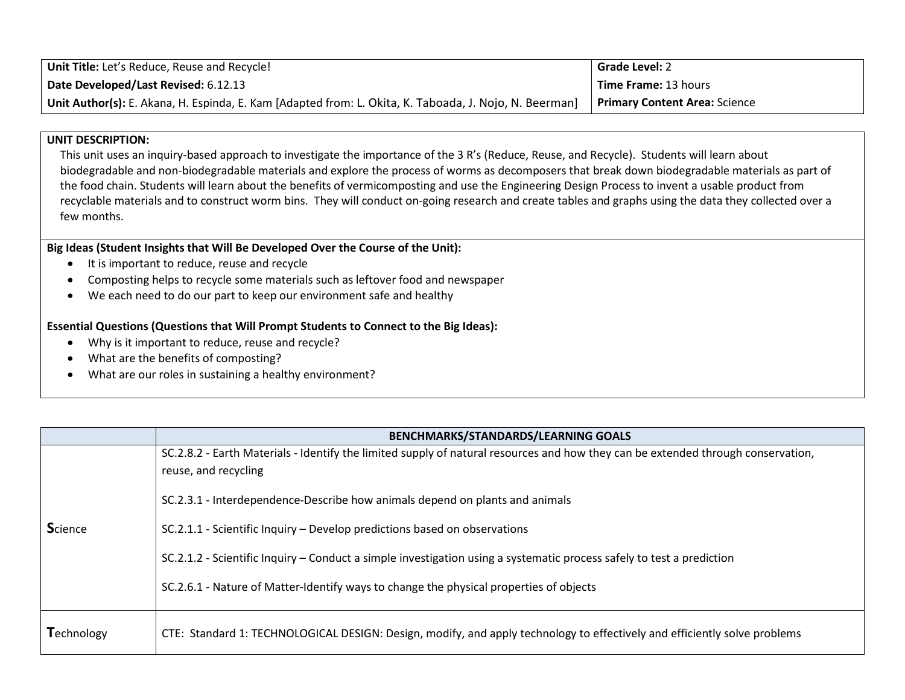| | |
|---|---|
| **Unit Title:** Let's Reduce, Reuse and Recycle! | **Grade Level:** 2 |
| **Date Developed/Last Revised:** 6.12.13 | **Time Frame:** 13 hours |
| **Unit Author(s):** E. Akana, H. Espinda, E. Kam [Adapted from: L. Okita, K. Taboada, J. Nojo, N. Beerman] | **Primary Content Area:** Science |

**UNIT DESCRIPTION:**

This unit uses an inquiry-based approach to investigate the importance of the 3 R's (Reduce, Reuse, and Recycle). Students will learn about biodegradable and non-biodegradable materials and explore the process of worms as decomposers that break down biodegradable materials as part of the food chain. Students will learn about the benefits of vermicomposting and use the Engineering Design Process to invent a usable product from recyclable materials and to construct worm bins. They will conduct on-going research and create tables and graphs using the data they collected over a few months.

**Big Ideas (Student Insights that Will Be Developed Over the Course of the Unit):**

- It is important to reduce, reuse and recycle
- Composting helps to recycle some materials such as leftover food and newspaper
- We each need to do our part to keep our environment safe and healthy

**Essential Questions (Questions that Will Prompt Students to Connect to the Big Ideas):**

- Why is it important to reduce, reuse and recycle?
- What are the benefits of composting?
- What are our roles in sustaining a healthy environment?

| | **BENCHMARKS/STANDARDS/LEARNING GOALS** |
|---|---|
| **S**cience | SC.2.8.2 - Earth Materials - Identify the limited supply of natural resources and how they can be extended through conservation, reuse, and recycling<br><br>SC.2.3.1 - Interdependence-Describe how animals depend on plants and animals<br><br>SC.2.1.1 - Scientific Inquiry – Develop predictions based on observations<br><br>SC.2.1.2 - Scientific Inquiry – Conduct a simple investigation using a systematic process safely to test a prediction<br><br>SC.2.6.1 - Nature of Matter-Identify ways to change the physical properties of objects |
| **T**echnology | CTE: Standard 1: TECHNOLOGICAL DESIGN: Design, modify, and apply technology to effectively and efficiently solve problems |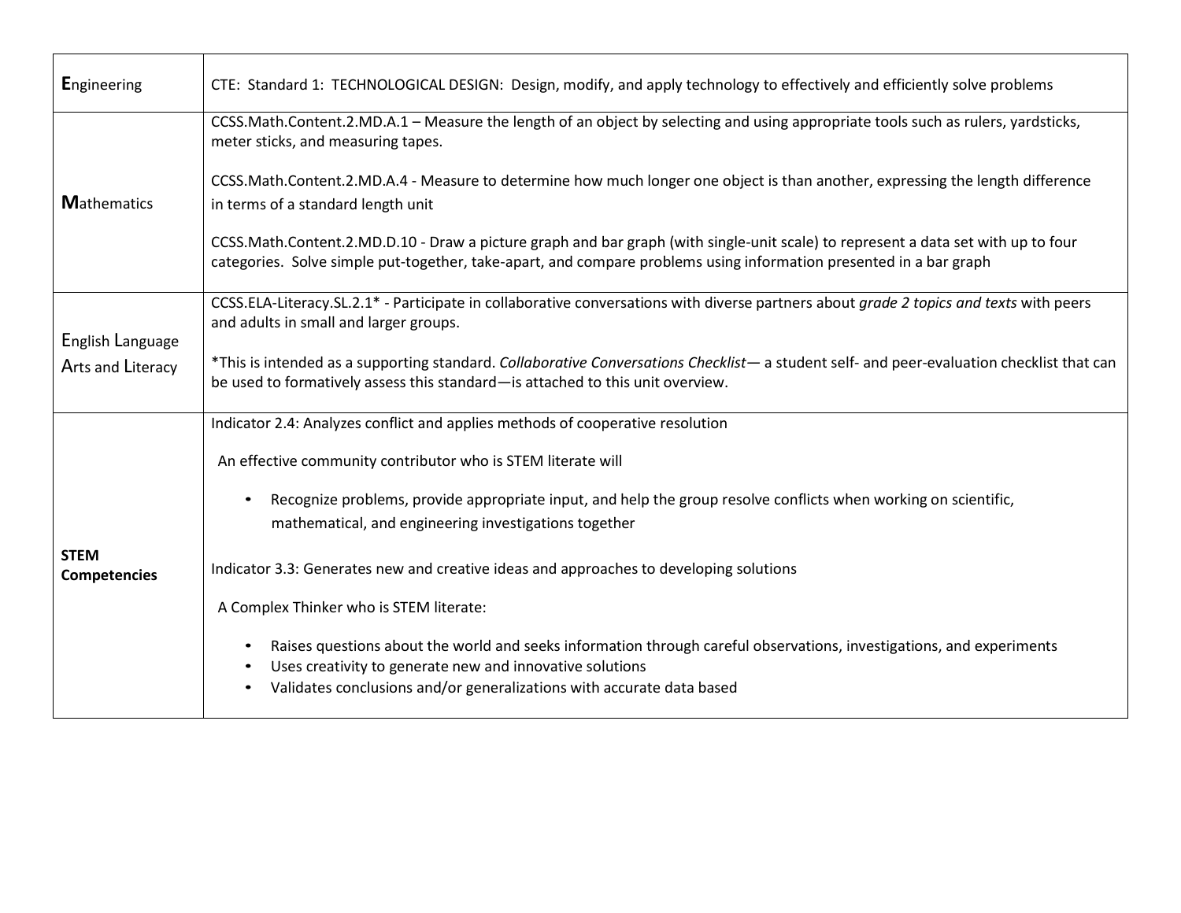| | |
|---|---|
| **E**ngineering | CTE: Standard 1: TECHNOLOGICAL DESIGN: Design, modify, and apply technology to effectively and efficiently solve problems |
| **M**athematics | CCSS.Math.Content.2.MD.A.1 – Measure the length of an object by selecting and using appropriate tools such as rulers, yardsticks, meter sticks, and measuring tapes.<br><br>CCSS.Math.Content.2.MD.A.4 - Measure to determine how much longer one object is than another, expressing the length difference in terms of a standard length unit<br><br>CCSS.Math.Content.2.MD.D.10 - Draw a picture graph and bar graph (with single-unit scale) to represent a data set with up to four categories. Solve simple put-together, take-apart, and compare problems using information presented in a bar graph |
| English Language Arts and Literacy | CCSS.ELA-Literacy.SL.2.1* - Participate in collaborative conversations with diverse partners about *grade 2 topics and texts* with peers and adults in small and larger groups.<br><br>*This is intended as a supporting standard. *Collaborative Conversations Checklist*— a student self- and peer-evaluation checklist that can be used to formatively assess this standard—is attached to this unit overview. |
| **STEM Competencies** | Indicator 2.4: Analyzes conflict and applies methods of cooperative resolution<br><br>An effective community contributor who is STEM literate will<br><br>• Recognize problems, provide appropriate input, and help the group resolve conflicts when working on scientific, mathematical, and engineering investigations together<br><br>Indicator 3.3: Generates new and creative ideas and approaches to developing solutions<br><br>A Complex Thinker who is STEM literate:<br><br>• Raises questions about the world and seeks information through careful observations, investigations, and experiments<br>• Uses creativity to generate new and innovative solutions<br>• Validates conclusions and/or generalizations with accurate data based |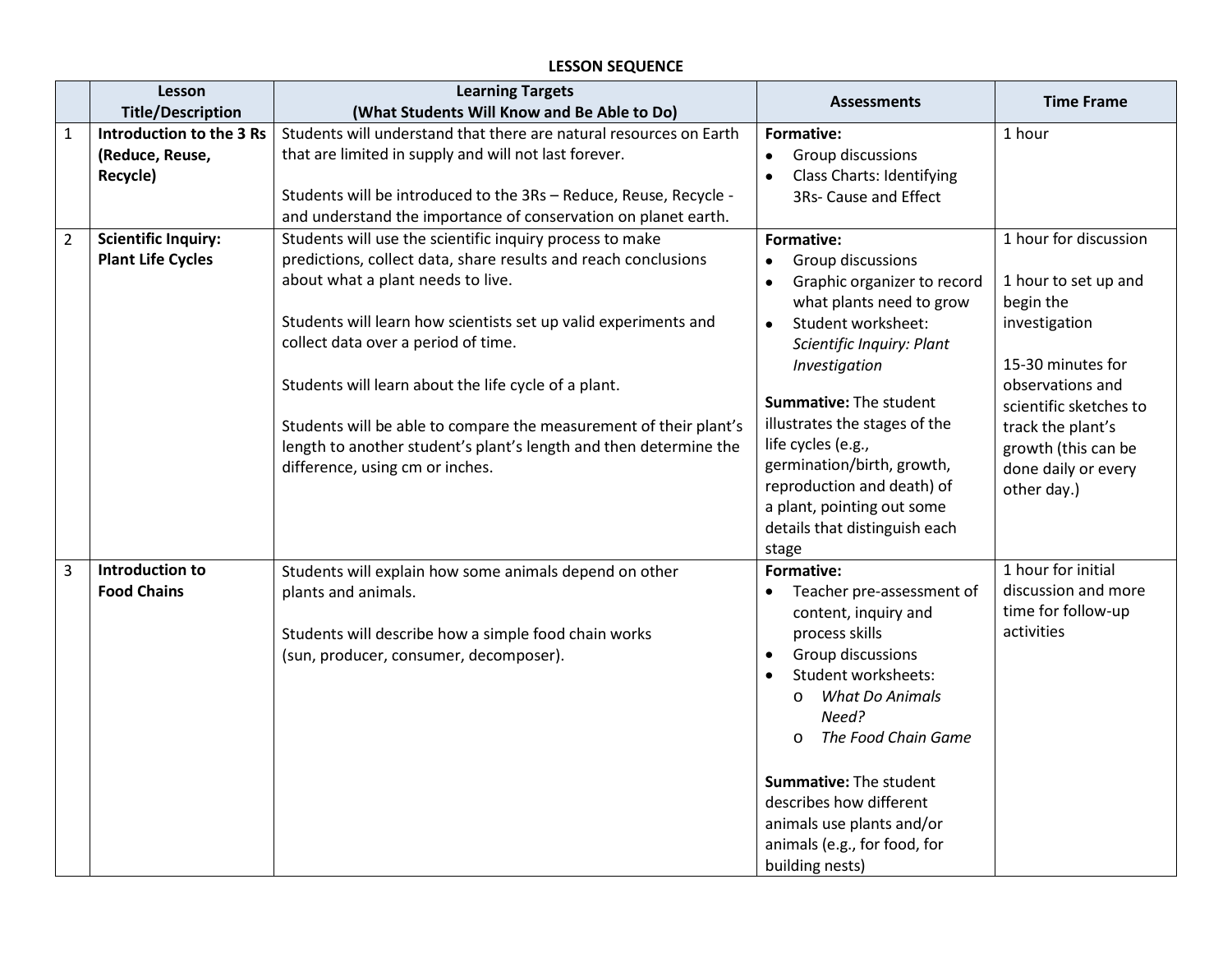## LESSON SEQUENCE

| | Lesson Title/Description | Learning Targets (What Students Will Know and Be Able to Do) | Assessments | Time Frame |
|---|---|---|---|---|
| 1 | **Introduction to the 3 Rs (Reduce, Reuse, Recycle)** | Students will understand that there are natural resources on Earth that are limited in supply and will not last forever.<br><br>Students will be introduced to the 3Rs – Reduce, Reuse, Recycle - and understand the importance of conservation on planet earth. | **Formative:**<br>• Group discussions<br>• Class Charts: Identifying 3Rs- Cause and Effect | 1 hour |
| 2 | **Scientific Inquiry: Plant Life Cycles** | Students will use the scientific inquiry process to make predictions, collect data, share results and reach conclusions about what a plant needs to live.<br><br>Students will learn how scientists set up valid experiments and collect data over a period of time.<br><br>Students will learn about the life cycle of a plant.<br><br>Students will be able to compare the measurement of their plant's length to another student's plant's length and then determine the difference, using cm or inches. | **Formative:**<br>• Group discussions<br>• Graphic organizer to record what plants need to grow<br>• Student worksheet: *Scientific Inquiry: Plant Investigation*<br><br>**Summative:** The student illustrates the stages of the life cycles (e.g., germination/birth, growth, reproduction and death) of a plant, pointing out some details that distinguish each stage | 1 hour for discussion<br><br>1 hour to set up and begin the investigation<br><br>15-30 minutes for observations and scientific sketches to track the plant's growth (this can be done daily or every other day.) |
| 3 | **Introduction to Food Chains** | Students will explain how some animals depend on other plants and animals.<br><br>Students will describe how a simple food chain works (sun, producer, consumer, decomposer). | **Formative:**<br>• Teacher pre-assessment of content, inquiry and process skills<br>• Group discussions<br>• Student worksheets:<br>  o *What Do Animals Need?*<br>  o *The Food Chain Game*<br><br>**Summative:** The student describes how different animals use plants and/or animals (e.g., for food, for building nests) | 1 hour for initial discussion and more time for follow-up activities |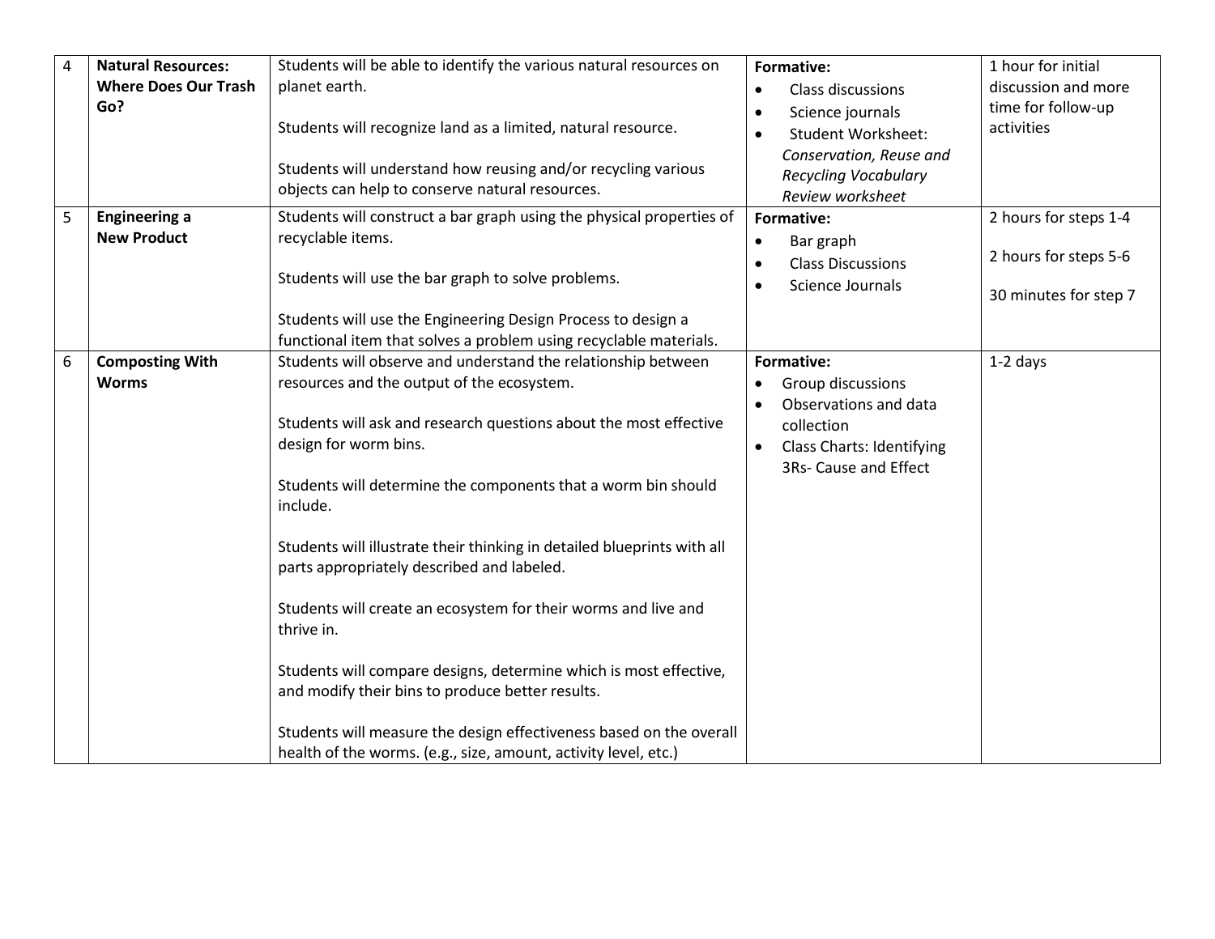| 4 | **Natural Resources: Where Does Our Trash Go?** | Students will be able to identify the various natural resources on planet earth.<br><br>Students will recognize land as a limited, natural resource.<br><br>Students will understand how reusing and/or recycling various objects can help to conserve natural resources. | **Formative:**<br>• Class discussions<br>• Science journals<br>• Student Worksheet: *Conservation, Reuse and Recycling Vocabulary Review worksheet* | 1 hour for initial discussion and more time for follow-up activities |
|---|---|---|---|---|
| 5 | **Engineering a New Product** | Students will construct a bar graph using the physical properties of recyclable items.<br><br>Students will use the bar graph to solve problems.<br><br>Students will use the Engineering Design Process to design a functional item that solves a problem using recyclable materials. | **Formative:**<br>• Bar graph<br>• Class Discussions<br>• Science Journals | 2 hours for steps 1-4<br><br>2 hours for steps 5-6<br><br>30 minutes for step 7 |
| 6 | **Composting With Worms** | Students will observe and understand the relationship between resources and the output of the ecosystem.<br><br>Students will ask and research questions about the most effective design for worm bins.<br><br>Students will determine the components that a worm bin should include.<br><br>Students will illustrate their thinking in detailed blueprints with all parts appropriately described and labeled.<br><br>Students will create an ecosystem for their worms and live and thrive in.<br><br>Students will compare designs, determine which is most effective, and modify their bins to produce better results.<br><br>Students will measure the design effectiveness based on the overall health of the worms. (e.g., size, amount, activity level, etc.) | **Formative:**<br>• Group discussions<br>• Observations and data collection<br>• Class Charts: Identifying 3Rs- Cause and Effect | 1-2 days |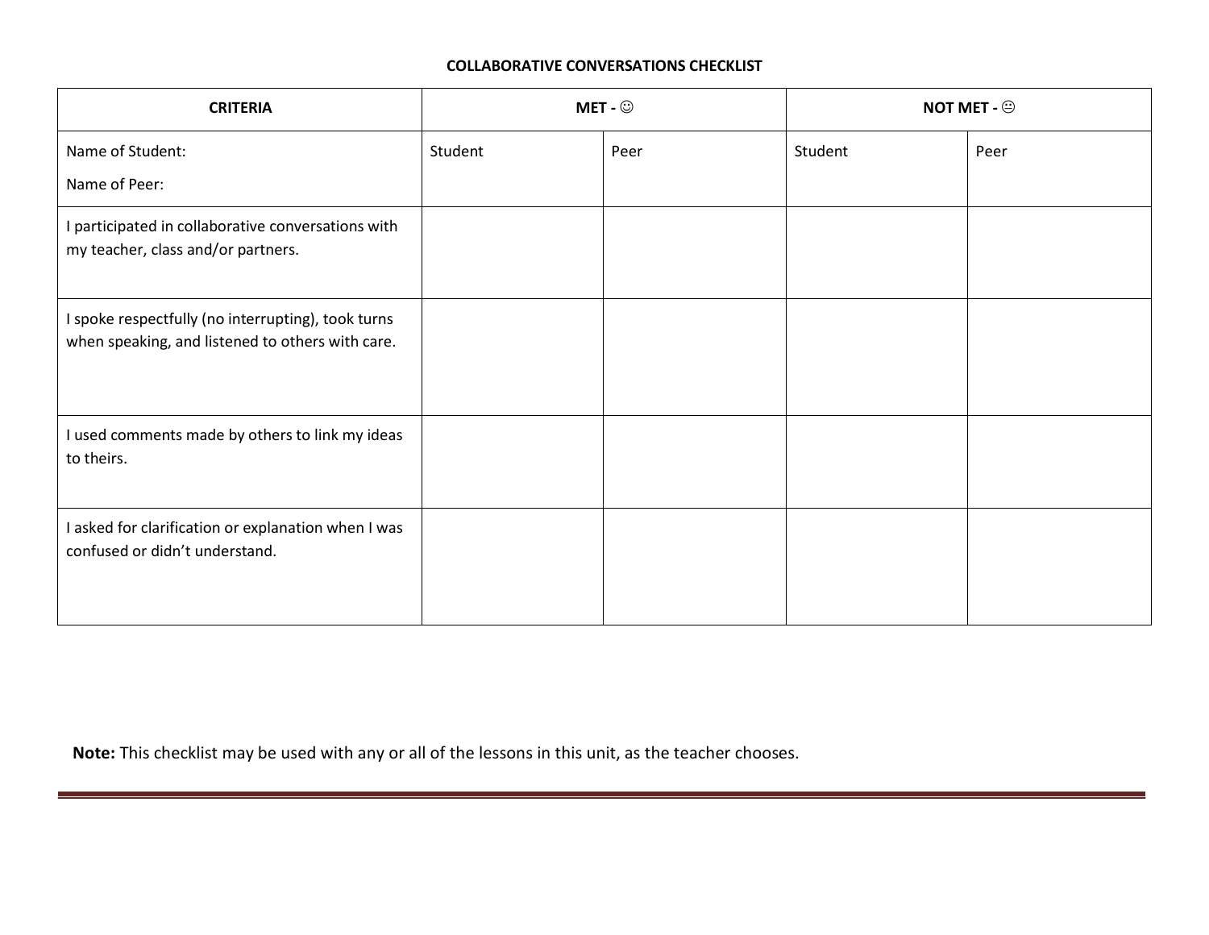**COLLABORATIVE CONVERSATIONS CHECKLIST**

| CRITERIA | MET - ☺ | | NOT MET - 😐 | |
|---|---|---|---|---|
| Name of Student:<br>Name of Peer: | Student | Peer | Student | Peer |
| I participated in collaborative conversations with my teacher, class and/or partners. | | | | |
| I spoke respectfully (no interrupting), took turns when speaking, and listened to others with care. | | | | |
| I used comments made by others to link my ideas to theirs. | | | | |
| I asked for clarification or explanation when I was confused or didn't understand. | | | | |

**Note:** This checklist may be used with any or all of the lessons in this unit, as the teacher chooses.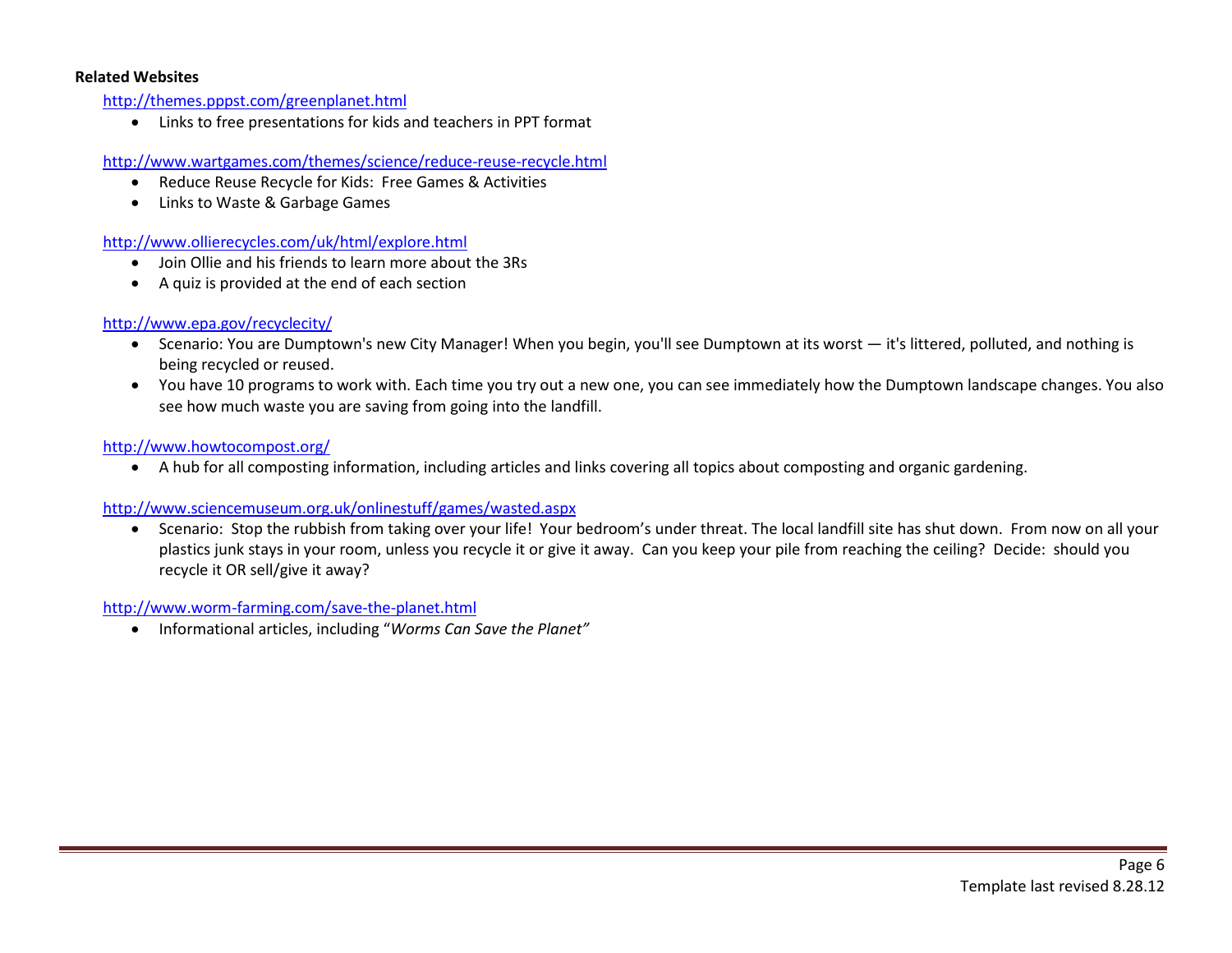**Related Websites**

http://themes.pppst.com/greenplanet.html

- Links to free presentations for kids and teachers in PPT format

http://www.wartgames.com/themes/science/reduce-reuse-recycle.html

- Reduce Reuse Recycle for Kids: Free Games & Activities
- Links to Waste & Garbage Games

http://www.ollierecycles.com/uk/html/explore.html

- Join Ollie and his friends to learn more about the 3Rs
- A quiz is provided at the end of each section

http://www.epa.gov/recyclecity/

- Scenario: You are Dumptown's new City Manager! When you begin, you'll see Dumptown at its worst — it's littered, polluted, and nothing is being recycled or reused.
- You have 10 programs to work with. Each time you try out a new one, you can see immediately how the Dumptown landscape changes. You also see how much waste you are saving from going into the landfill.

http://www.howtocompost.org/

- A hub for all composting information, including articles and links covering all topics about composting and organic gardening.

http://www.sciencemuseum.org.uk/onlinestuff/games/wasted.aspx

- Scenario: Stop the rubbish from taking over your life! Your bedroom's under threat. The local landfill site has shut down. From now on all your plastics junk stays in your room, unless you recycle it or give it away. Can you keep your pile from reaching the ceiling? Decide: should you recycle it OR sell/give it away?

http://www.worm-farming.com/save-the-planet.html

- Informational articles, including "*Worms Can Save the Planet"*

Template last revised 8.28.12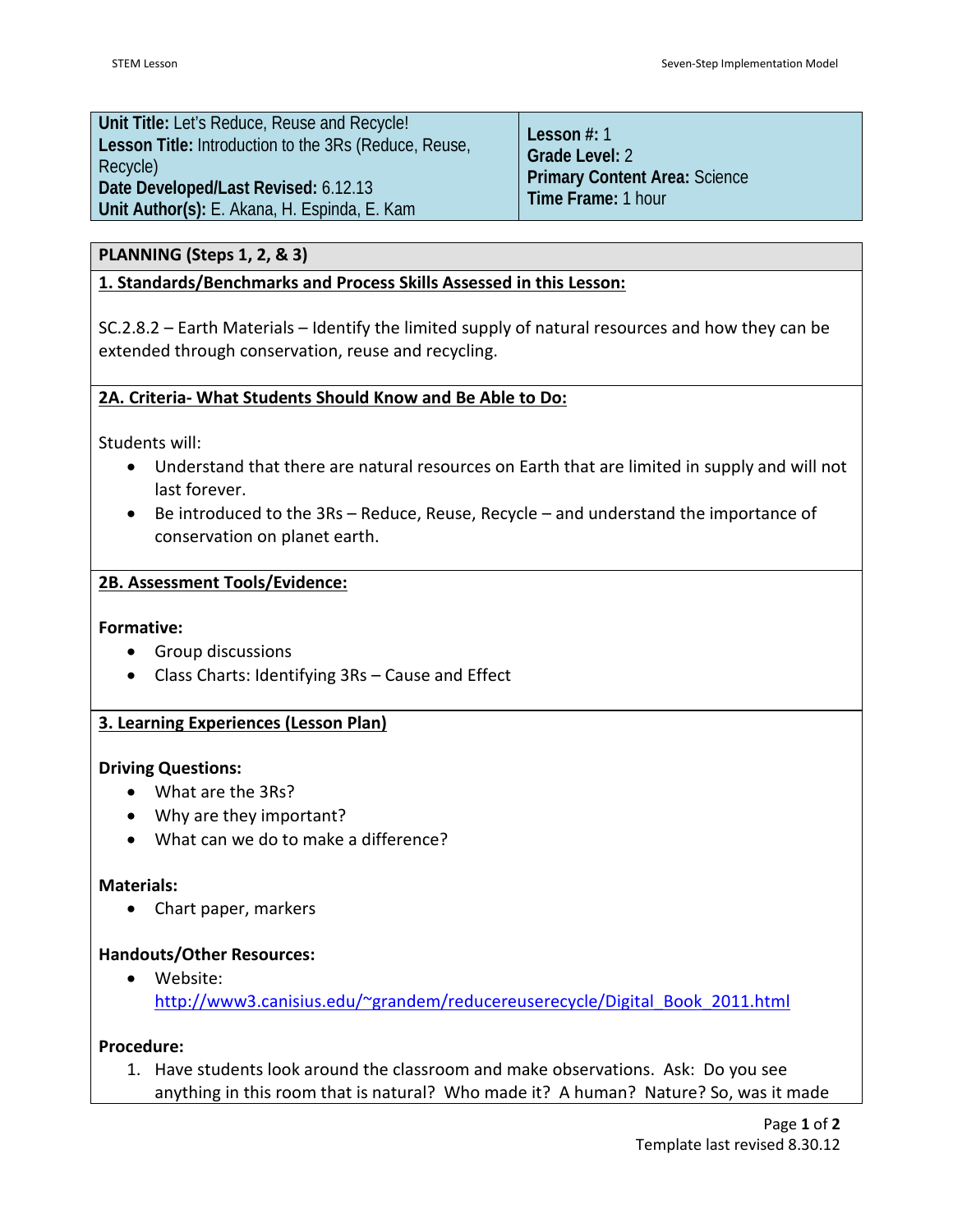| **Unit Title:** Let's Reduce, Reuse and Recycle!<br>**Lesson Title:** Introduction to the 3Rs (Reduce, Reuse, Recycle)<br>**Date Developed/Last Revised:** 6.12.13<br>**Unit Author(s):** E. Akana, H. Espinda, E. Kam | **Lesson #:** 1<br>**Grade Level:** 2<br>**Primary Content Area:** Science<br>**Time Frame:** 1 hour |
|---|---|

## PLANNING (Steps 1, 2, & 3)

### 1. Standards/Benchmarks and Process Skills Assessed in this Lesson:

SC.2.8.2 – Earth Materials – Identify the limited supply of natural resources and how they can be extended through conservation, reuse and recycling.

### 2A. Criteria- What Students Should Know and Be Able to Do:

Students will:

- Understand that there are natural resources on Earth that are limited in supply and will not last forever.
- Be introduced to the 3Rs – Reduce, Reuse, Recycle – and understand the importance of conservation on planet earth.

### 2B. Assessment Tools/Evidence:

**Formative:**

- Group discussions
- Class Charts: Identifying 3Rs – Cause and Effect

### 3. Learning Experiences (Lesson Plan)

**Driving Questions:**

- What are the 3Rs?
- Why are they important?
- What can we do to make a difference?

**Materials:**

- Chart paper, markers

**Handouts/Other Resources:**

- Website: http://www3.canisius.edu/~grandem/reducereuserecycle/Digital_Book_2011.html

**Procedure:**

1. Have students look around the classroom and make observations. Ask: Do you see anything in this room that is natural? Who made it? A human? Nature? So, was it made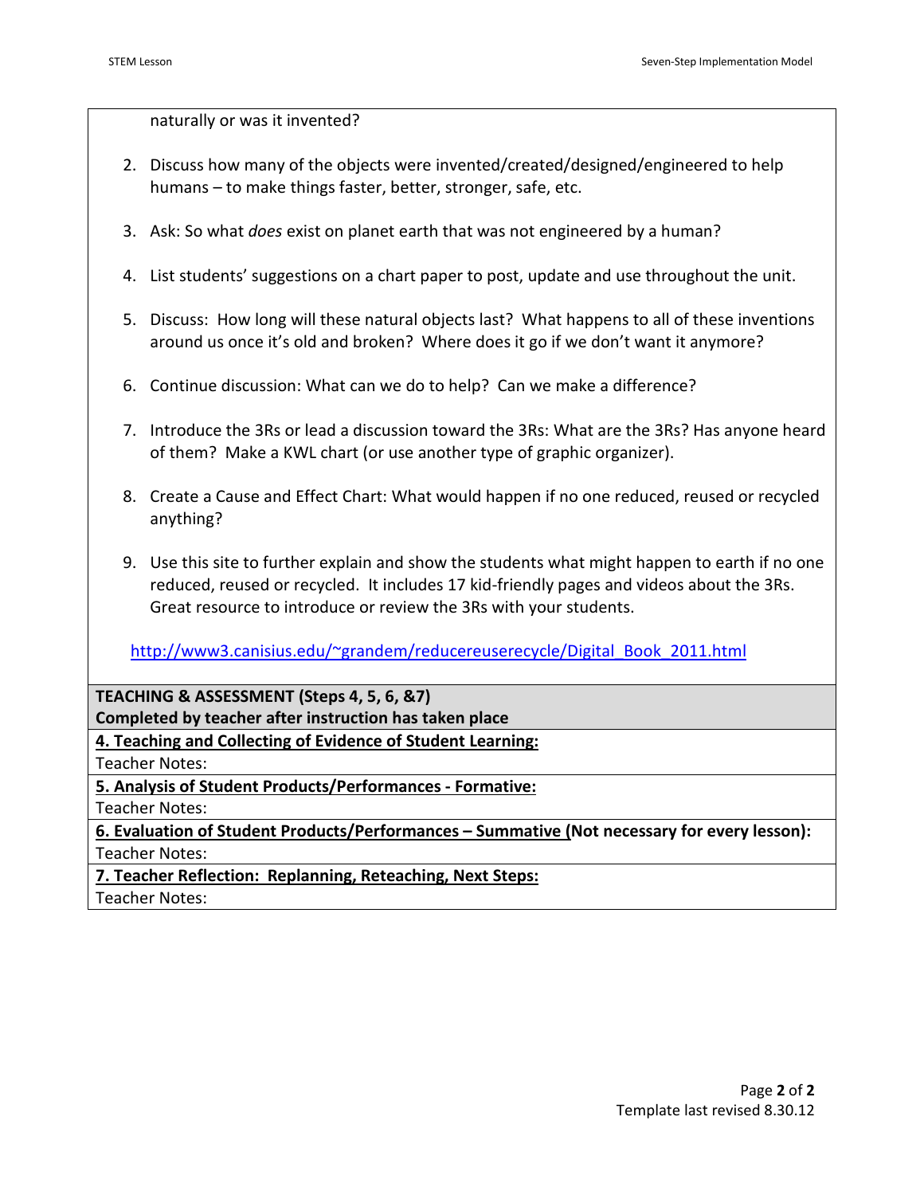naturally or was it invented?

2. Discuss how many of the objects were invented/created/designed/engineered to help humans – to make things faster, better, stronger, safe, etc.

3. Ask: So what *does* exist on planet earth that was not engineered by a human?

4. List students' suggestions on a chart paper to post, update and use throughout the unit.

5. Discuss: How long will these natural objects last? What happens to all of these inventions around us once it's old and broken? Where does it go if we don't want it anymore?

6. Continue discussion: What can we do to help? Can we make a difference?

7. Introduce the 3Rs or lead a discussion toward the 3Rs: What are the 3Rs? Has anyone heard of them? Make a KWL chart (or use another type of graphic organizer).

8. Create a Cause and Effect Chart: What would happen if no one reduced, reused or recycled anything?

9. Use this site to further explain and show the students what might happen to earth if no one reduced, reused or recycled. It includes 17 kid-friendly pages and videos about the 3Rs. Great resource to introduce or review the 3Rs with your students.

http://www3.canisius.edu/~grandem/reducereuserecycle/Digital_Book_2011.html

**TEACHING & ASSESSMENT (Steps 4, 5, 6, &7)**
**Completed by teacher after instruction has taken place**

**4. Teaching and Collecting of Evidence of Student Learning:**

Teacher Notes:

**5. Analysis of Student Products/Performances - Formative:**

Teacher Notes:

**6. Evaluation of Student Products/Performances – Summative (Not necessary for every lesson):**

Teacher Notes:

**7. Teacher Reflection: Replanning, Reteaching, Next Steps:**

Teacher Notes: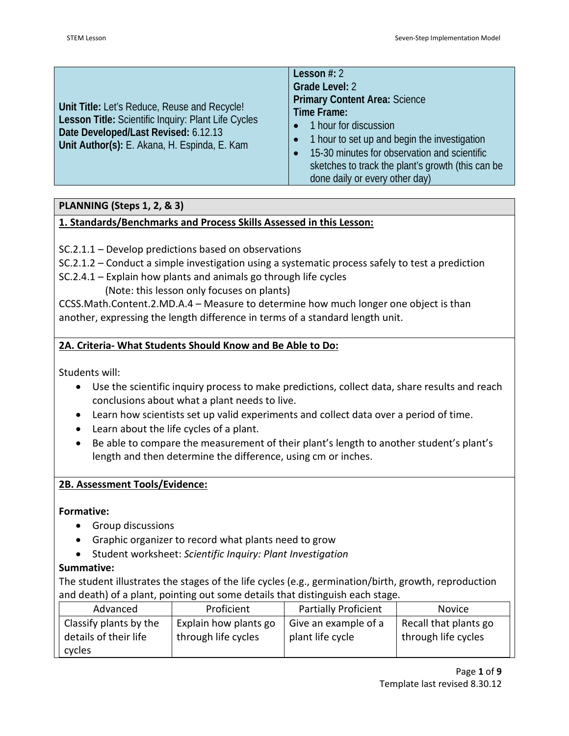| Unit Title: Let's Reduce, Reuse and Recycle! Lesson Title: Scientific Inquiry: Plant Life Cycles Date Developed/Last Revised: 6.12.13 Unit Author(s): E. Akana, H. Espinda, E. Kam | Lesson #: 2 Grade Level: 2 Primary Content Area: Science Time Frame: • 1 hour for discussion • 1 hour to set up and begin the investigation • 15-30 minutes for observation and scientific sketches to track the plant's growth (this can be done daily or every other day) |
|---|---|

## PLANNING (Steps 1, 2, & 3)

### 1. Standards/Benchmarks and Process Skills Assessed in this Lesson:

SC.2.1.1 – Develop predictions based on observations
SC.2.1.2 – Conduct a simple investigation using a systematic process safely to test a prediction
SC.2.4.1 – Explain how plants and animals go through life cycles
(Note: this lesson only focuses on plants)
CCSS.Math.Content.2.MD.A.4 – Measure to determine how much longer one object is than another, expressing the length difference in terms of a standard length unit.

### 2A. Criteria- What Students Should Know and Be Able to Do:

Students will:

- Use the scientific inquiry process to make predictions, collect data, share results and reach conclusions about what a plant needs to live.
- Learn how scientists set up valid experiments and collect data over a period of time.
- Learn about the life cycles of a plant.
- Be able to compare the measurement of their plant's length to another student's plant's length and then determine the difference, using cm or inches.

### 2B. Assessment Tools/Evidence:

**Formative:**

- Group discussions
- Graphic organizer to record what plants need to grow
- Student worksheet: *Scientific Inquiry: Plant Investigation*

**Summative:**

The student illustrates the stages of the life cycles (e.g., germination/birth, growth, reproduction and death) of a plant, pointing out some details that distinguish each stage.

| Advanced | Proficient | Partially Proficient | Novice |
|---|---|---|---|
| Classify plants by the details of their life cycles | Explain how plants go through life cycles | Give an example of a plant life cycle | Recall that plants go through life cycles |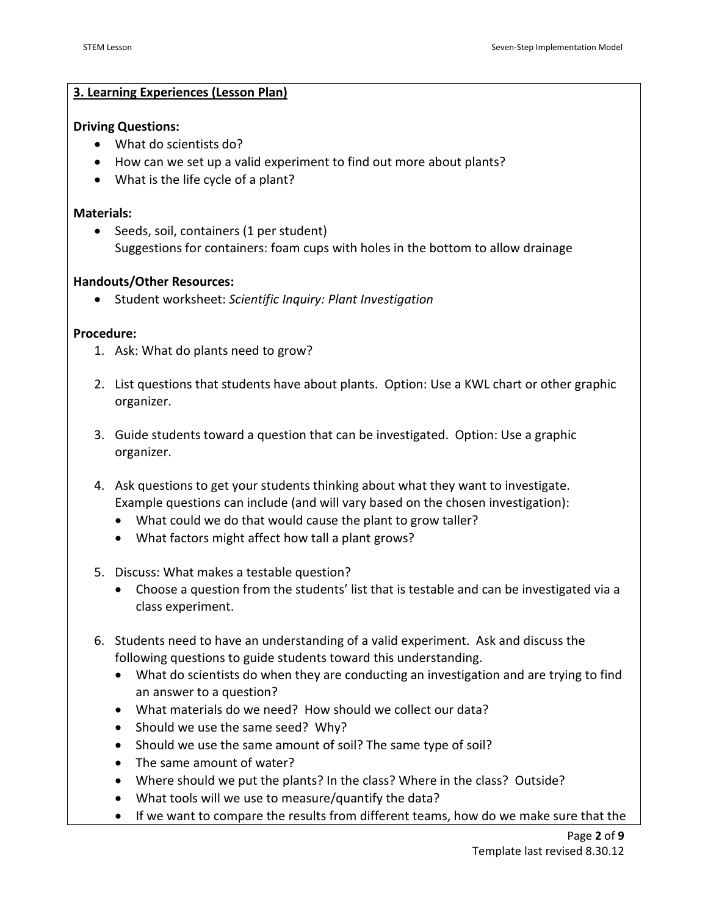### 3. Learning Experiences (Lesson Plan)

**Driving Questions:**

- What do scientists do?
- How can we set up a valid experiment to find out more about plants?
- What is the life cycle of a plant?

**Materials:**

- Seeds, soil, containers (1 per student)
  Suggestions for containers: foam cups with holes in the bottom to allow drainage

**Handouts/Other Resources:**

- Student worksheet: *Scientific Inquiry: Plant Investigation*

**Procedure:**

1. Ask: What do plants need to grow?

2. List questions that students have about plants. Option: Use a KWL chart or other graphic organizer.

3. Guide students toward a question that can be investigated. Option: Use a graphic organizer.

4. Ask questions to get your students thinking about what they want to investigate. Example questions can include (and will vary based on the chosen investigation):
   - What could we do that would cause the plant to grow taller?
   - What factors might affect how tall a plant grows?

5. Discuss: What makes a testable question?
   - Choose a question from the students' list that is testable and can be investigated via a class experiment.

6. Students need to have an understanding of a valid experiment. Ask and discuss the following questions to guide students toward this understanding.
   - What do scientists do when they are conducting an investigation and are trying to find an answer to a question?
   - What materials do we need? How should we collect our data?
   - Should we use the same seed? Why?
   - Should we use the same amount of soil? The same type of soil?
   - The same amount of water?
   - Where should we put the plants? In the class? Where in the class? Outside?
   - What tools will we use to measure/quantify the data?
   - If we want to compare the results from different teams, how do we make sure that the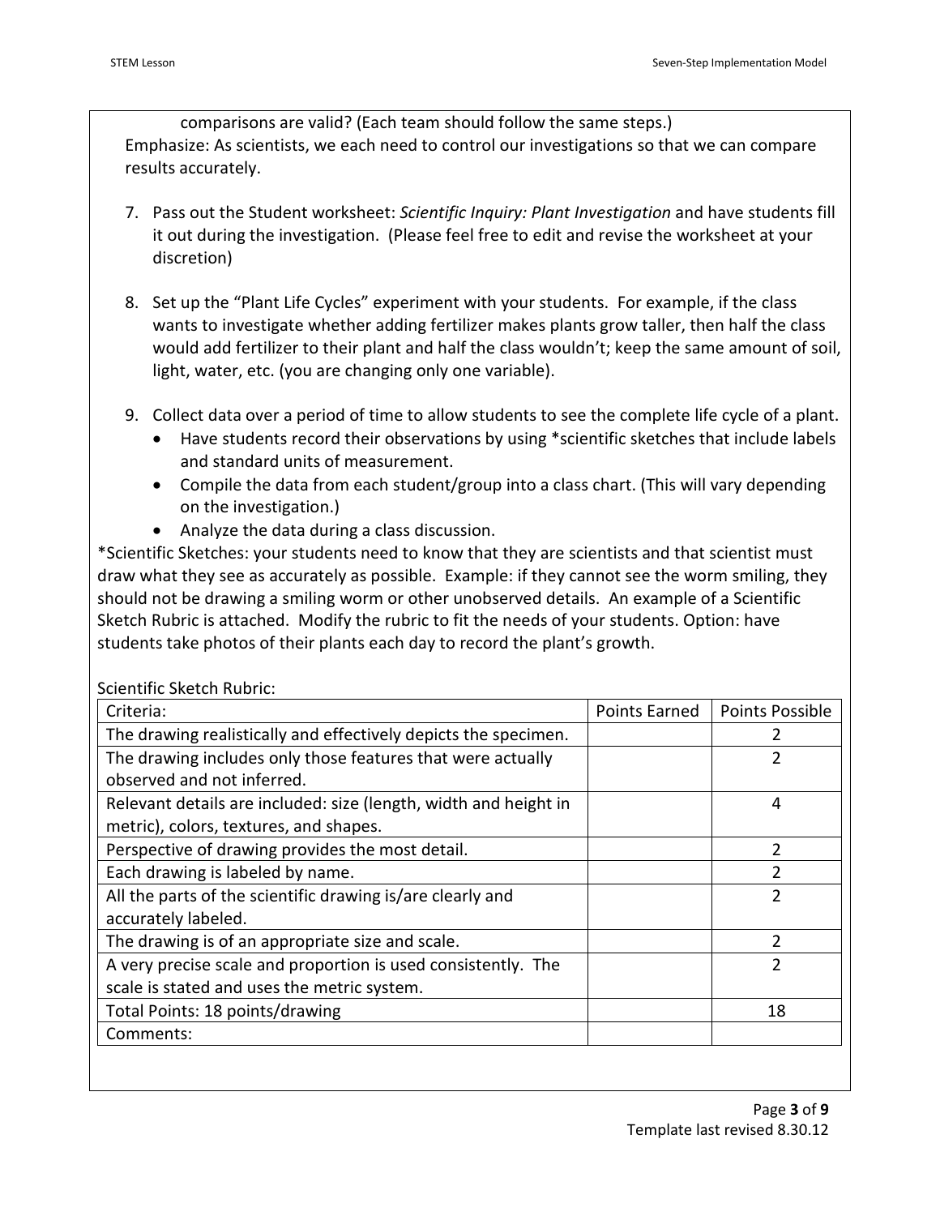comparisons are valid? (Each team should follow the same steps.)

Emphasize: As scientists, we each need to control our investigations so that we can compare results accurately.

7. Pass out the Student worksheet: *Scientific Inquiry: Plant Investigation* and have students fill it out during the investigation. (Please feel free to edit and revise the worksheet at your discretion)

8. Set up the "Plant Life Cycles" experiment with your students. For example, if the class wants to investigate whether adding fertilizer makes plants grow taller, then half the class would add fertilizer to their plant and half the class wouldn't; keep the same amount of soil, light, water, etc. (you are changing only one variable).

9. Collect data over a period of time to allow students to see the complete life cycle of a plant.
   - Have students record their observations by using *scientific sketches that include labels and standard units of measurement.
   - Compile the data from each student/group into a class chart. (This will vary depending on the investigation.)
   - Analyze the data during a class discussion.

*Scientific Sketches: your students need to know that they are scientists and that scientist must draw what they see as accurately as possible. Example: if they cannot see the worm smiling, they should not be drawing a smiling worm or other unobserved details. An example of a Scientific Sketch Rubric is attached. Modify the rubric to fit the needs of your students. Option: have students take photos of their plants each day to record the plant's growth.

Scientific Sketch Rubric:

| Criteria: | Points Earned | Points Possible |
|---|---|---|
| The drawing realistically and effectively depicts the specimen. | | 2 |
| The drawing includes only those features that were actually observed and not inferred. | | 2 |
| Relevant details are included: size (length, width and height in metric), colors, textures, and shapes. | | 4 |
| Perspective of drawing provides the most detail. | | 2 |
| Each drawing is labeled by name. | | 2 |
| All the parts of the scientific drawing is/are clearly and accurately labeled. | | 2 |
| The drawing is of an appropriate size and scale. | | 2 |
| A very precise scale and proportion is used consistently. The scale is stated and uses the metric system. | | 2 |
| Total Points: 18 points/drawing | | 18 |
| Comments: | | |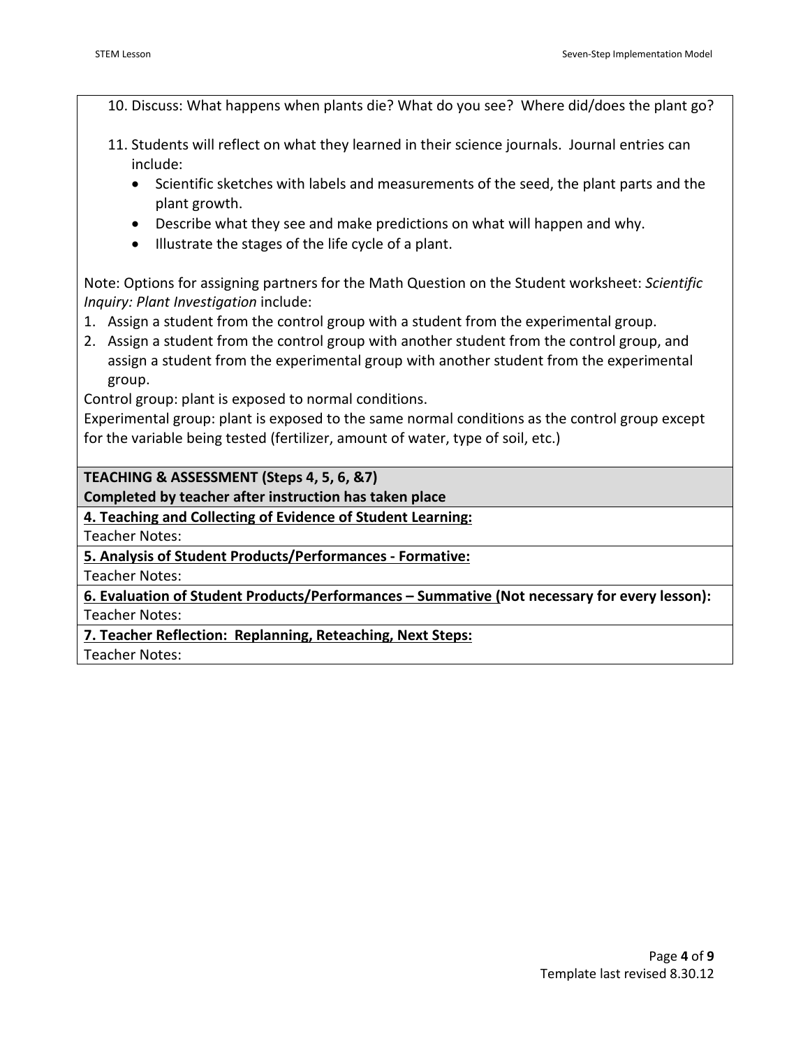10. Discuss: What happens when plants die? What do you see? Where did/does the plant go?

11. Students will reflect on what they learned in their science journals. Journal entries can include:
    - Scientific sketches with labels and measurements of the seed, the plant parts and the plant growth.
    - Describe what they see and make predictions on what will happen and why.
    - Illustrate the stages of the life cycle of a plant.

Note: Options for assigning partners for the Math Question on the Student worksheet: *Scientific Inquiry: Plant Investigation* include:

1. Assign a student from the control group with a student from the experimental group.
2. Assign a student from the control group with another student from the control group, and assign a student from the experimental group with another student from the experimental group.

Control group: plant is exposed to normal conditions.
Experimental group: plant is exposed to the same normal conditions as the control group except for the variable being tested (fertilizer, amount of water, type of soil, etc.)

**TEACHING & ASSESSMENT (Steps 4, 5, 6, &7)**
**Completed by teacher after instruction has taken place**

**4. Teaching and Collecting of Evidence of Student Learning:**
Teacher Notes:

**5. Analysis of Student Products/Performances - Formative:**
Teacher Notes:

**6. Evaluation of Student Products/Performances – Summative (Not necessary for every lesson):**
Teacher Notes:

**7. Teacher Reflection: Replanning, Reteaching, Next Steps:**
Teacher Notes: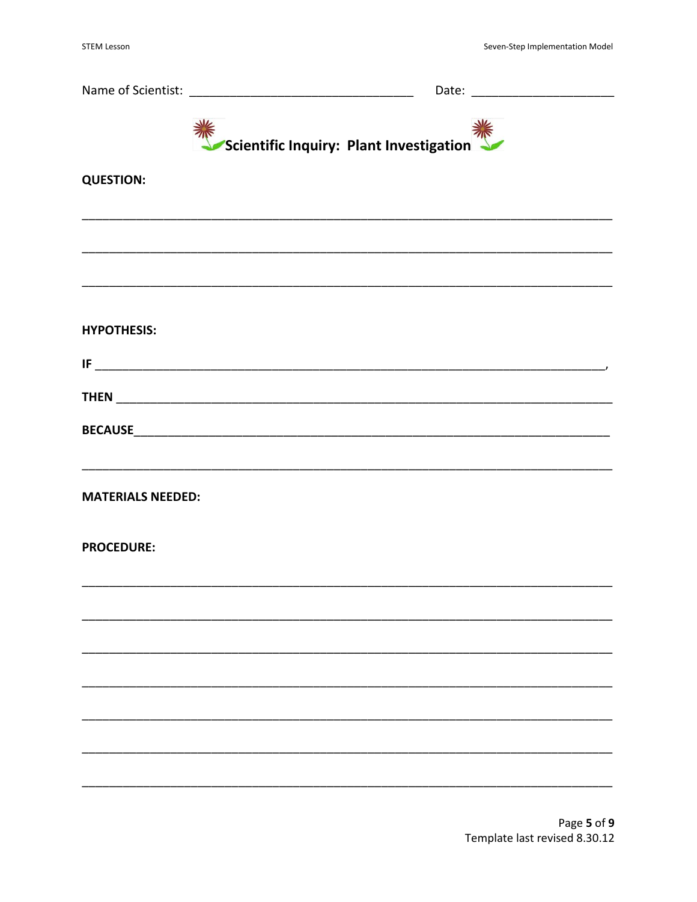Name of Scientist: ________________________________ Date: ____________________

## Scientific Inquiry: Plant Investigation

**QUESTION:**

___________________________________________________________________________

___________________________________________________________________________

___________________________________________________________________________

**HYPOTHESIS:**

**IF** _______________________________________________________________________,

**THEN** _____________________________________________________________________

**BECAUSE**___________________________________________________________________

___________________________________________________________________________

**MATERIALS NEEDED:**

**PROCEDURE:**

___________________________________________________________________________

___________________________________________________________________________

___________________________________________________________________________

___________________________________________________________________________

___________________________________________________________________________

___________________________________________________________________________

___________________________________________________________________________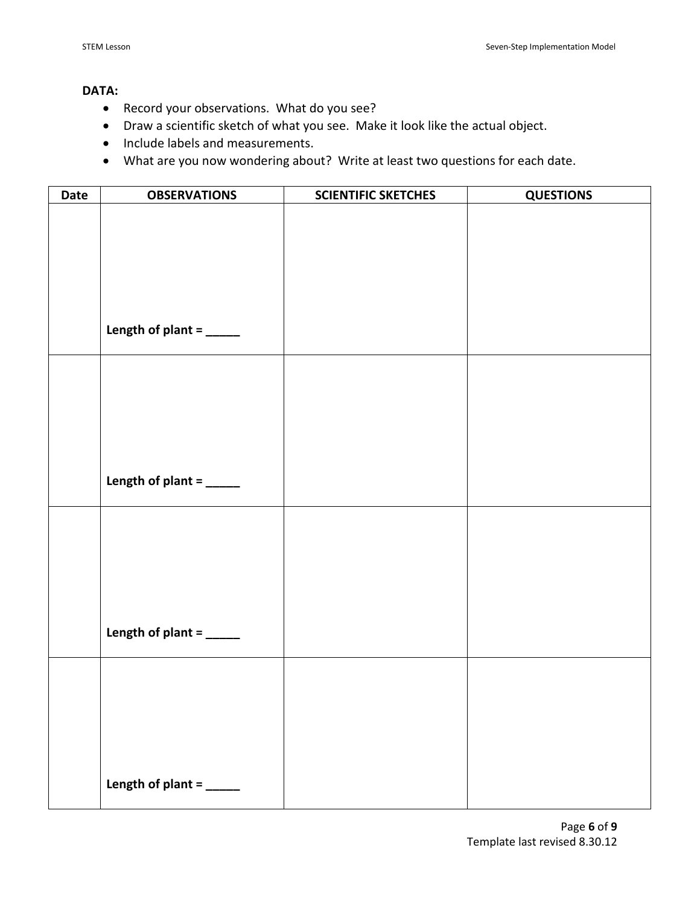**DATA:**

- Record your observations. What do you see?
- Draw a scientific sketch of what you see. Make it look like the actual object.
- Include labels and measurements.
- What are you now wondering about? Write at least two questions for each date.

| Date | OBSERVATIONS | SCIENTIFIC SKETCHES | QUESTIONS |
|---|---|---|---|
| | **Length of plant = _____** | | |
| | **Length of plant = _____** | | |
| | **Length of plant = _____** | | |
| | **Length of plant = _____** | | |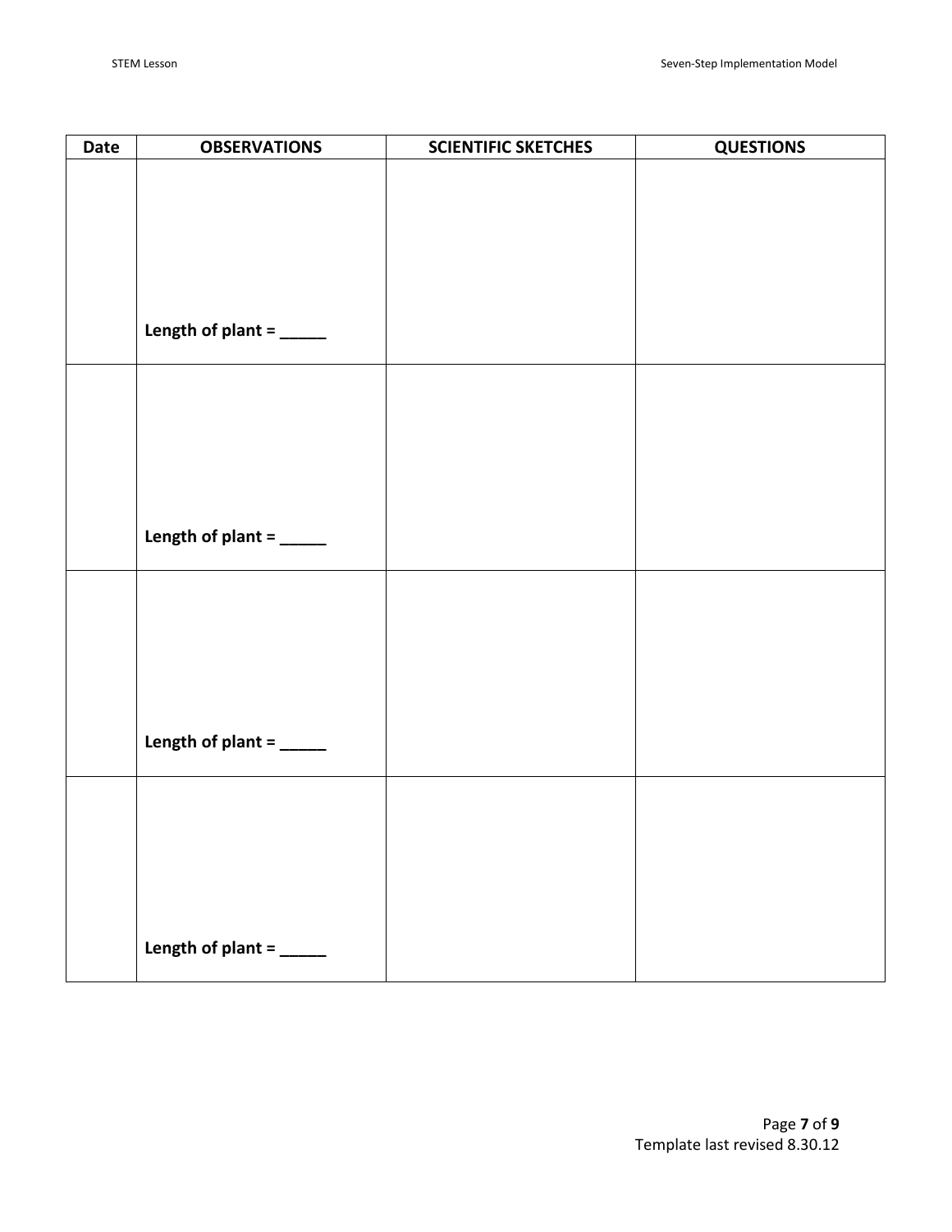| Date | OBSERVATIONS | SCIENTIFIC SKETCHES | QUESTIONS |
|---|---|---|---|
| | **Length of plant = _____** | | |
| | **Length of plant = _____** | | |
| | **Length of plant = _____** | | |
| | **Length of plant = _____** | | |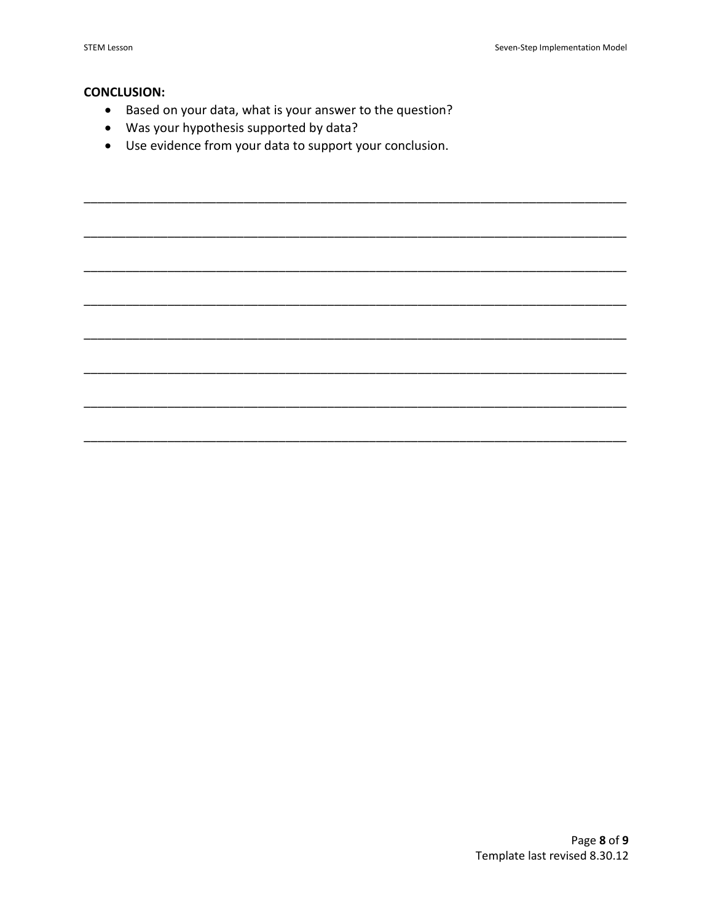**CONCLUSION:**

- Based on your data, what is your answer to the question?
- Was your hypothesis supported by data?
- Use evidence from your data to support your conclusion.

\_\_\_\_\_\_\_\_\_\_\_\_\_\_\_\_\_\_\_\_\_\_\_\_\_\_\_\_\_\_\_\_\_\_\_\_\_\_\_\_\_\_\_\_\_\_\_\_\_\_\_\_\_\_\_\_\_\_\_\_\_\_\_\_\_\_\_\_\_\_\_\_\_\_\_\_

\_\_\_\_\_\_\_\_\_\_\_\_\_\_\_\_\_\_\_\_\_\_\_\_\_\_\_\_\_\_\_\_\_\_\_\_\_\_\_\_\_\_\_\_\_\_\_\_\_\_\_\_\_\_\_\_\_\_\_\_\_\_\_\_\_\_\_\_\_\_\_\_\_\_\_\_

\_\_\_\_\_\_\_\_\_\_\_\_\_\_\_\_\_\_\_\_\_\_\_\_\_\_\_\_\_\_\_\_\_\_\_\_\_\_\_\_\_\_\_\_\_\_\_\_\_\_\_\_\_\_\_\_\_\_\_\_\_\_\_\_\_\_\_\_\_\_\_\_\_\_\_\_

\_\_\_\_\_\_\_\_\_\_\_\_\_\_\_\_\_\_\_\_\_\_\_\_\_\_\_\_\_\_\_\_\_\_\_\_\_\_\_\_\_\_\_\_\_\_\_\_\_\_\_\_\_\_\_\_\_\_\_\_\_\_\_\_\_\_\_\_\_\_\_\_\_\_\_\_

\_\_\_\_\_\_\_\_\_\_\_\_\_\_\_\_\_\_\_\_\_\_\_\_\_\_\_\_\_\_\_\_\_\_\_\_\_\_\_\_\_\_\_\_\_\_\_\_\_\_\_\_\_\_\_\_\_\_\_\_\_\_\_\_\_\_\_\_\_\_\_\_\_\_\_\_

\_\_\_\_\_\_\_\_\_\_\_\_\_\_\_\_\_\_\_\_\_\_\_\_\_\_\_\_\_\_\_\_\_\_\_\_\_\_\_\_\_\_\_\_\_\_\_\_\_\_\_\_\_\_\_\_\_\_\_\_\_\_\_\_\_\_\_\_\_\_\_\_\_\_\_\_

\_\_\_\_\_\_\_\_\_\_\_\_\_\_\_\_\_\_\_\_\_\_\_\_\_\_\_\_\_\_\_\_\_\_\_\_\_\_\_\_\_\_\_\_\_\_\_\_\_\_\_\_\_\_\_\_\_\_\_\_\_\_\_\_\_\_\_\_\_\_\_\_\_\_\_\_

\_\_\_\_\_\_\_\_\_\_\_\_\_\_\_\_\_\_\_\_\_\_\_\_\_\_\_\_\_\_\_\_\_\_\_\_\_\_\_\_\_\_\_\_\_\_\_\_\_\_\_\_\_\_\_\_\_\_\_\_\_\_\_\_\_\_\_\_\_\_\_\_\_\_\_\_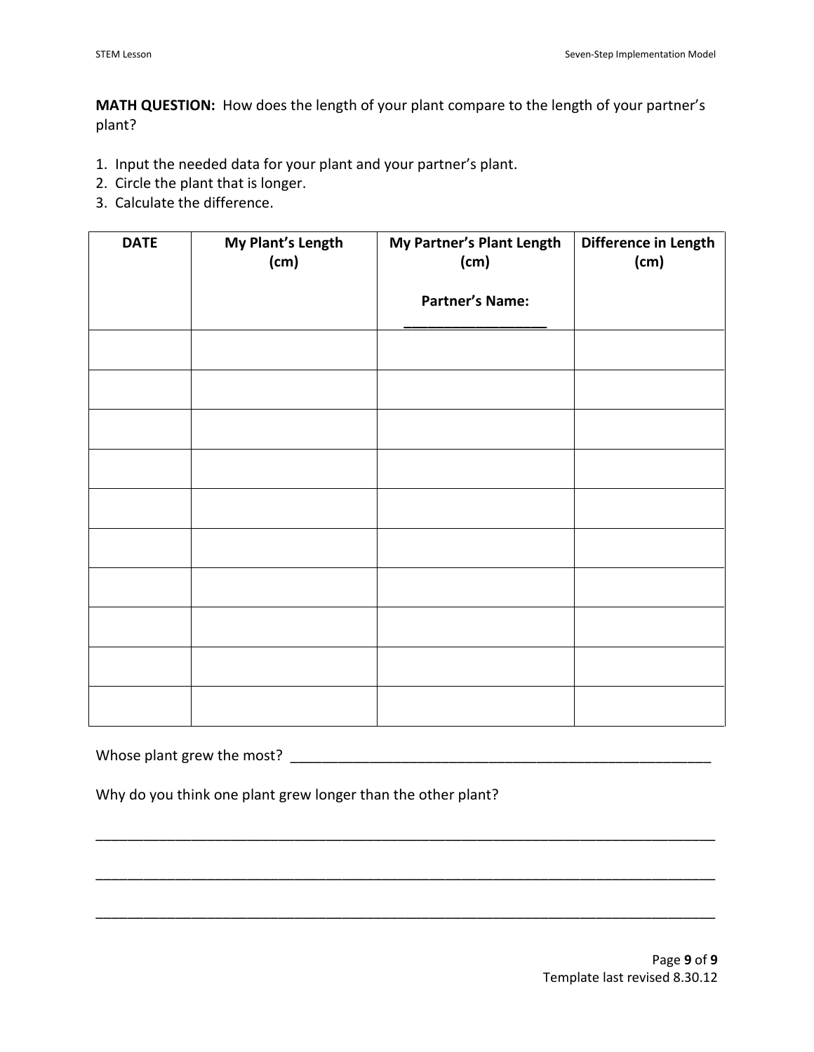**MATH QUESTION:** How does the length of your plant compare to the length of your partner's plant?

1. Input the needed data for your plant and your partner's plant.
2. Circle the plant that is longer.
3. Calculate the difference.

| DATE | My Plant's Length (cm) | My Partner's Plant Length (cm)<br><br>Partner's Name: ________________ | Difference in Length (cm) |
|---|---|---|---|
| | | | |
| | | | |
| | | | |
| | | | |
| | | | |
| | | | |
| | | | |
| | | | |
| | | | |
| | | | |

Whose plant grew the most? _______________________________________________

Why do you think one plant grew longer than the other plant?

_______________________________________________________________________

_______________________________________________________________________

_______________________________________________________________________

Template last revised 8.30.12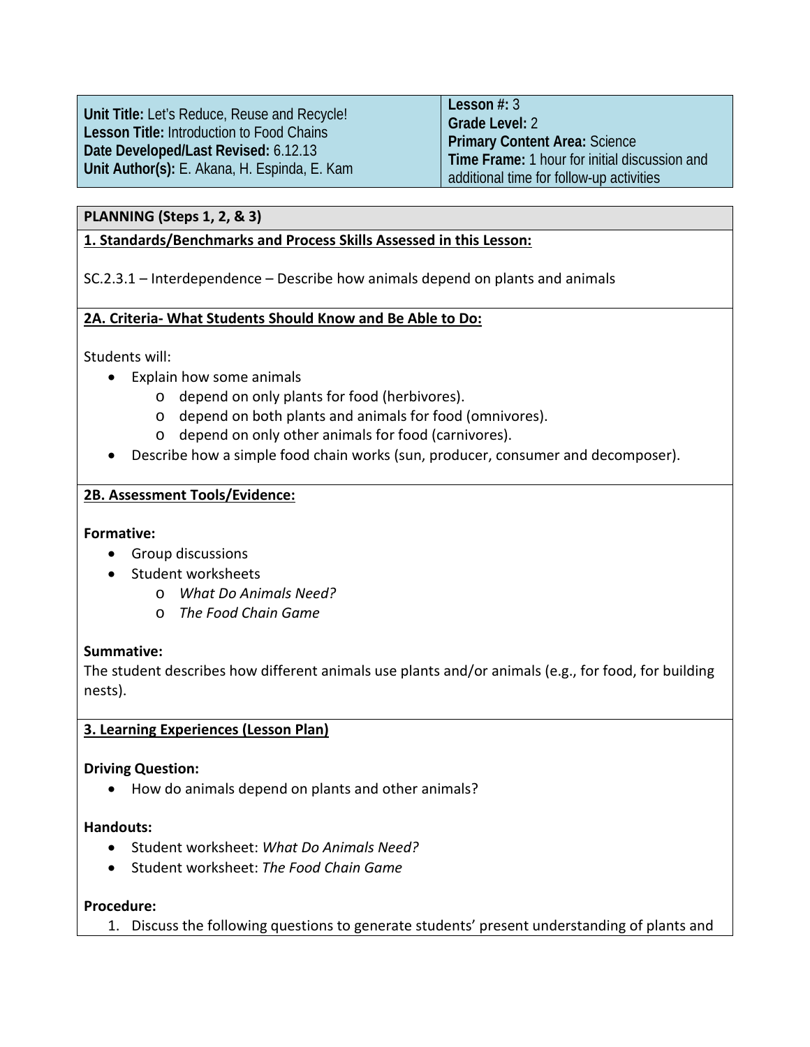| **Unit Title:** Let's Reduce, Reuse and Recycle!<br>**Lesson Title:** Introduction to Food Chains<br>**Date Developed/Last Revised:** 6.12.13<br>**Unit Author(s):** E. Akana, H. Espinda, E. Kam | **Lesson #:** 3<br>**Grade Level:** 2<br>**Primary Content Area:** Science<br>**Time Frame:** 1 hour for initial discussion and additional time for follow-up activities |
|---|---|

**PLANNING (Steps 1, 2, & 3)**

**1. Standards/Benchmarks and Process Skills Assessed in this Lesson:**

SC.2.3.1 – Interdependence – Describe how animals depend on plants and animals

**2A. Criteria- What Students Should Know and Be Able to Do:**

Students will:

- Explain how some animals
  - depend on only plants for food (herbivores).
  - depend on both plants and animals for food (omnivores).
  - depend on only other animals for food (carnivores).
- Describe how a simple food chain works (sun, producer, consumer and decomposer).

**2B. Assessment Tools/Evidence:**

**Formative:**

- Group discussions
- Student worksheets
  - *What Do Animals Need?*
  - *The Food Chain Game*

**Summative:**

The student describes how different animals use plants and/or animals (e.g., for food, for building nests).

**3. Learning Experiences (Lesson Plan)**

**Driving Question:**

- How do animals depend on plants and other animals?

**Handouts:**

- Student worksheet: *What Do Animals Need?*
- Student worksheet: *The Food Chain Game*

**Procedure:**

1. Discuss the following questions to generate students' present understanding of plants and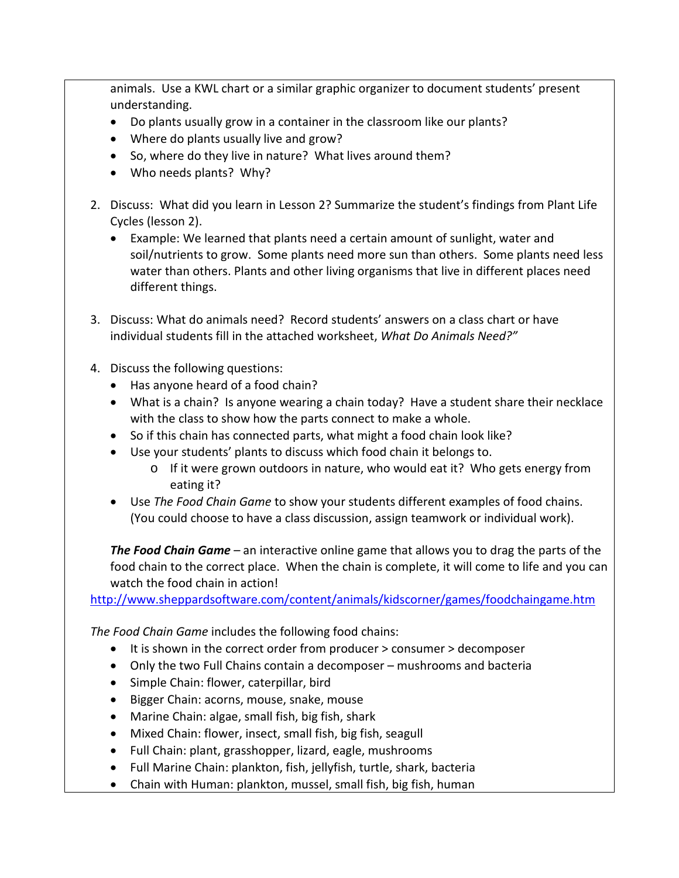animals. Use a KWL chart or a similar graphic organizer to document students' present understanding.

- Do plants usually grow in a container in the classroom like our plants?
- Where do plants usually live and grow?
- So, where do they live in nature? What lives around them?
- Who needs plants? Why?

2. Discuss: What did you learn in Lesson 2? Summarize the student's findings from Plant Life Cycles (lesson 2).
   - Example: We learned that plants need a certain amount of sunlight, water and soil/nutrients to grow. Some plants need more sun than others. Some plants need less water than others. Plants and other living organisms that live in different places need different things.

3. Discuss: What do animals need? Record students' answers on a class chart or have individual students fill in the attached worksheet, *What Do Animals Need?"*

4. Discuss the following questions:
   - Has anyone heard of a food chain?
   - What is a chain? Is anyone wearing a chain today? Have a student share their necklace with the class to show how the parts connect to make a whole.
   - So if this chain has connected parts, what might a food chain look like?
   - Use your students' plants to discuss which food chain it belongs to.
     - If it were grown outdoors in nature, who would eat it? Who gets energy from eating it?
   - Use *The Food Chain Game* to show your students different examples of food chains. (You could choose to have a class discussion, assign teamwork or individual work).

***The Food Chain Game*** – an interactive online game that allows you to drag the parts of the food chain to the correct place. When the chain is complete, it will come to life and you can watch the food chain in action!

http://www.sheppardsoftware.com/content/animals/kidscorner/games/foodchaingame.htm

*The Food Chain Game* includes the following food chains:

- It is shown in the correct order from producer > consumer > decomposer
- Only the two Full Chains contain a decomposer – mushrooms and bacteria
- Simple Chain: flower, caterpillar, bird
- Bigger Chain: acorns, mouse, snake, mouse
- Marine Chain: algae, small fish, big fish, shark
- Mixed Chain: flower, insect, small fish, big fish, seagull
- Full Chain: plant, grasshopper, lizard, eagle, mushrooms
- Full Marine Chain: plankton, fish, jellyfish, turtle, shark, bacteria
- Chain with Human: plankton, mussel, small fish, big fish, human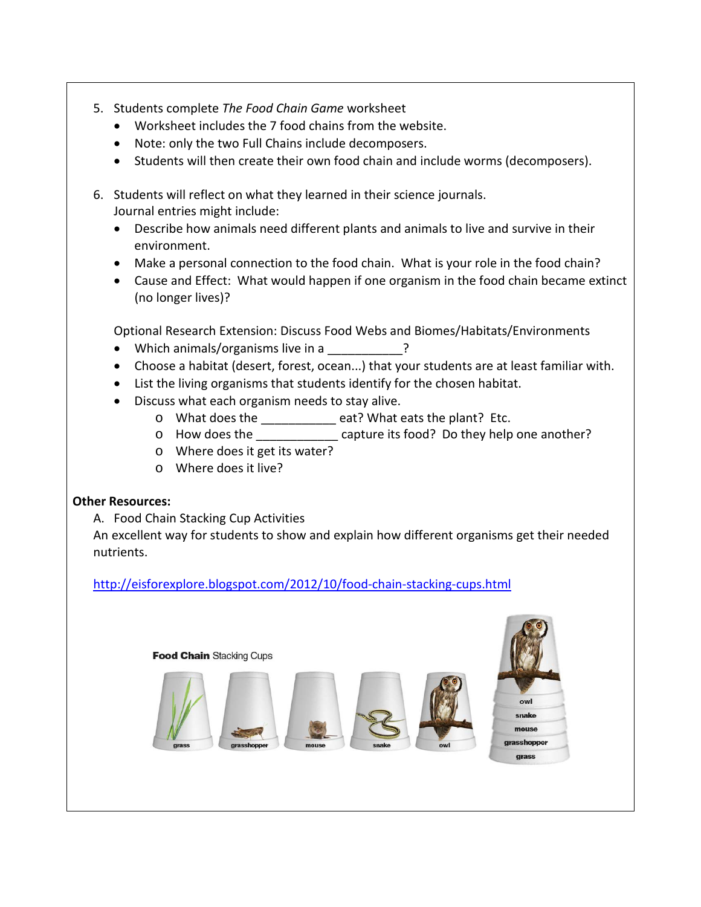5. Students complete *The Food Chain Game* worksheet
   - Worksheet includes the 7 food chains from the website.
   - Note: only the two Full Chains include decomposers.
   - Students will then create their own food chain and include worms (decomposers).

6. Students will reflect on what they learned in their science journals.
   Journal entries might include:
   - Describe how animals need different plants and animals to live and survive in their environment.
   - Make a personal connection to the food chain. What is your role in the food chain?
   - Cause and Effect: What would happen if one organism in the food chain became extinct (no longer lives)?

   Optional Research Extension: Discuss Food Webs and Biomes/Habitats/Environments
   - Which animals/organisms live in a ___________?
   - Choose a habitat (desert, forest, ocean...) that your students are at least familiar with.
   - List the living organisms that students identify for the chosen habitat.
   - Discuss what each organism needs to stay alive.
     - What does the ___________ eat? What eats the plant? Etc.
     - How does the ____________ capture its food? Do they help one another?
     - Where does it get its water?
     - Where does it live?

**Other Resources:**

A. Food Chain Stacking Cup Activities

An excellent way for students to show and explain how different organisms get their needed nutrients.

http://eisforexplore.blogspot.com/2012/10/food-chain-stacking-cups.html

**Food Chain** Stacking Cups

grass, grasshopper, mouse, snake, owl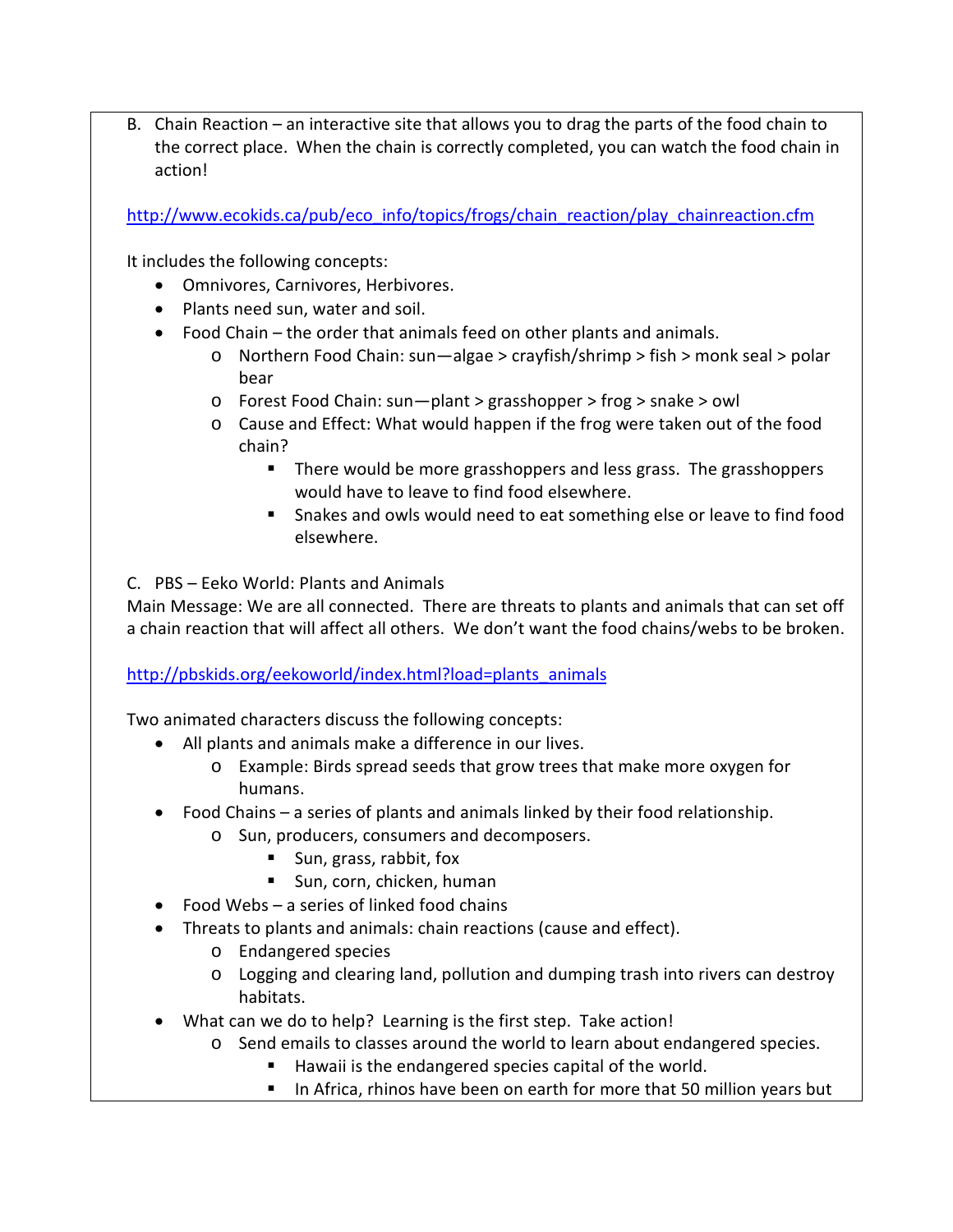B. Chain Reaction – an interactive site that allows you to drag the parts of the food chain to the correct place. When the chain is correctly completed, you can watch the food chain in action!

http://www.ecokids.ca/pub/eco_info/topics/frogs/chain_reaction/play_chainreaction.cfm

It includes the following concepts:

- Omnivores, Carnivores, Herbivores.
- Plants need sun, water and soil.
- Food Chain – the order that animals feed on other plants and animals.
    - Northern Food Chain: sun—algae > crayfish/shrimp > fish > monk seal > polar bear
    - Forest Food Chain: sun—plant > grasshopper > frog > snake > owl
    - Cause and Effect: What would happen if the frog were taken out of the food chain?
        - There would be more grasshoppers and less grass. The grasshoppers would have to leave to find food elsewhere.
        - Snakes and owls would need to eat something else or leave to find food elsewhere.

C. PBS – Eeko World: Plants and Animals

Main Message: We are all connected. There are threats to plants and animals that can set off a chain reaction that will affect all others. We don't want the food chains/webs to be broken.

http://pbskids.org/eekoworld/index.html?load=plants_animals

Two animated characters discuss the following concepts:

- All plants and animals make a difference in our lives.
    - Example: Birds spread seeds that grow trees that make more oxygen for humans.
- Food Chains – a series of plants and animals linked by their food relationship.
    - Sun, producers, consumers and decomposers.
        - Sun, grass, rabbit, fox
        - Sun, corn, chicken, human
- Food Webs – a series of linked food chains
- Threats to plants and animals: chain reactions (cause and effect).
    - Endangered species
    - Logging and clearing land, pollution and dumping trash into rivers can destroy habitats.
- What can we do to help? Learning is the first step. Take action!
    - Send emails to classes around the world to learn about endangered species.
        - Hawaii is the endangered species capital of the world.
        - In Africa, rhinos have been on earth for more that 50 million years but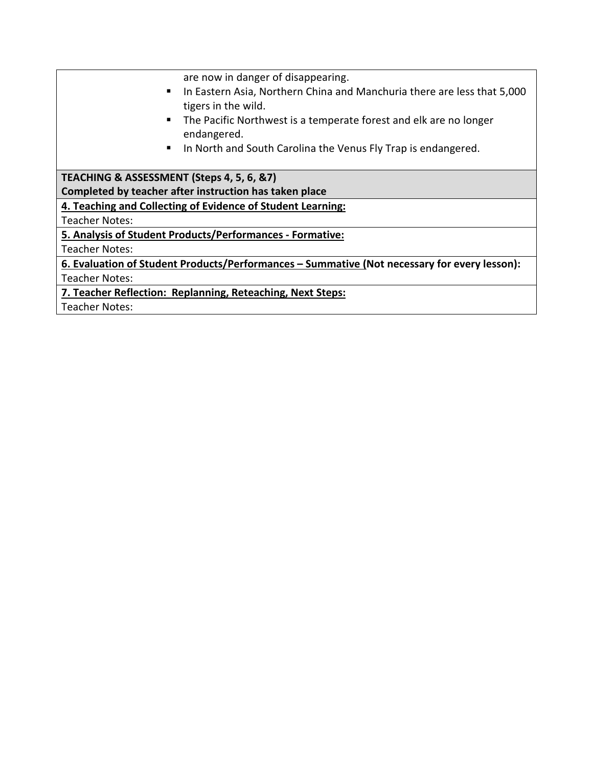are now in danger of disappearing.

- In Eastern Asia, Northern China and Manchuria there are less that 5,000 tigers in the wild.
- The Pacific Northwest is a temperate forest and elk are no longer endangered.
- In North and South Carolina the Venus Fly Trap is endangered.

**TEACHING & ASSESSMENT (Steps 4, 5, 6, &7)**
**Completed by teacher after instruction has taken place**

**4. Teaching and Collecting of Evidence of Student Learning:**

Teacher Notes:

**5. Analysis of Student Products/Performances - Formative:**

Teacher Notes:

**6. Evaluation of Student Products/Performances – Summative (Not necessary for every lesson):**

Teacher Notes:

**7. Teacher Reflection: Replanning, Reteaching, Next Steps:**

Teacher Notes: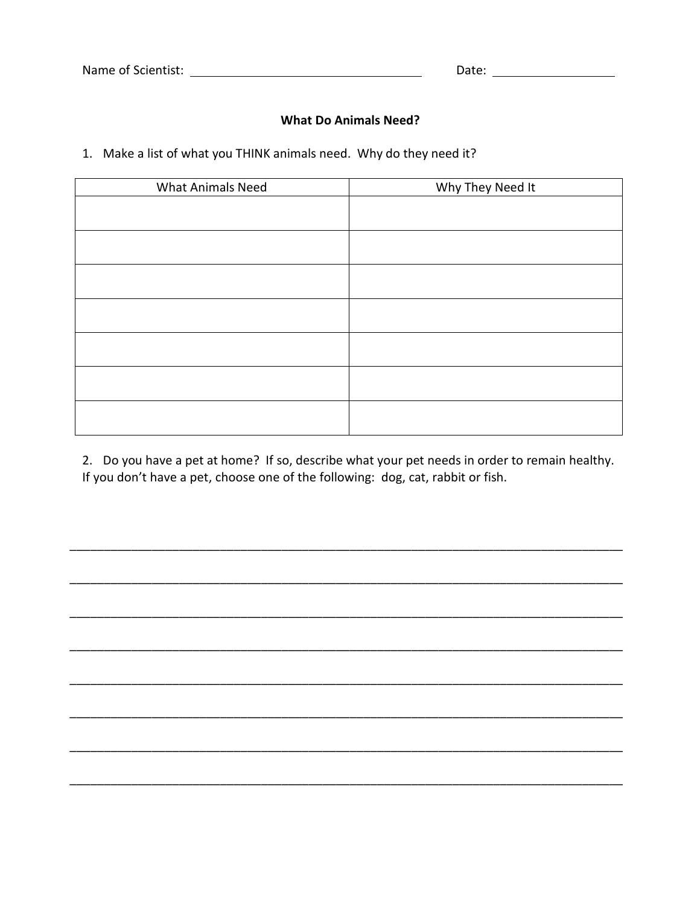Name of Scientist: ______________________________ Date: ________________

## What Do Animals Need?

1. Make a list of what you THINK animals need. Why do they need it?

| What Animals Need | Why They Need It |
| --- | --- |
| | |
| | |
| | |
| | |
| | |
| | |
| | |

2. Do you have a pet at home? If so, describe what your pet needs in order to remain healthy. If you don't have a pet, choose one of the following: dog, cat, rabbit or fish.

________________________________________________________________________________

________________________________________________________________________________

________________________________________________________________________________

________________________________________________________________________________

________________________________________________________________________________

________________________________________________________________________________

________________________________________________________________________________

________________________________________________________________________________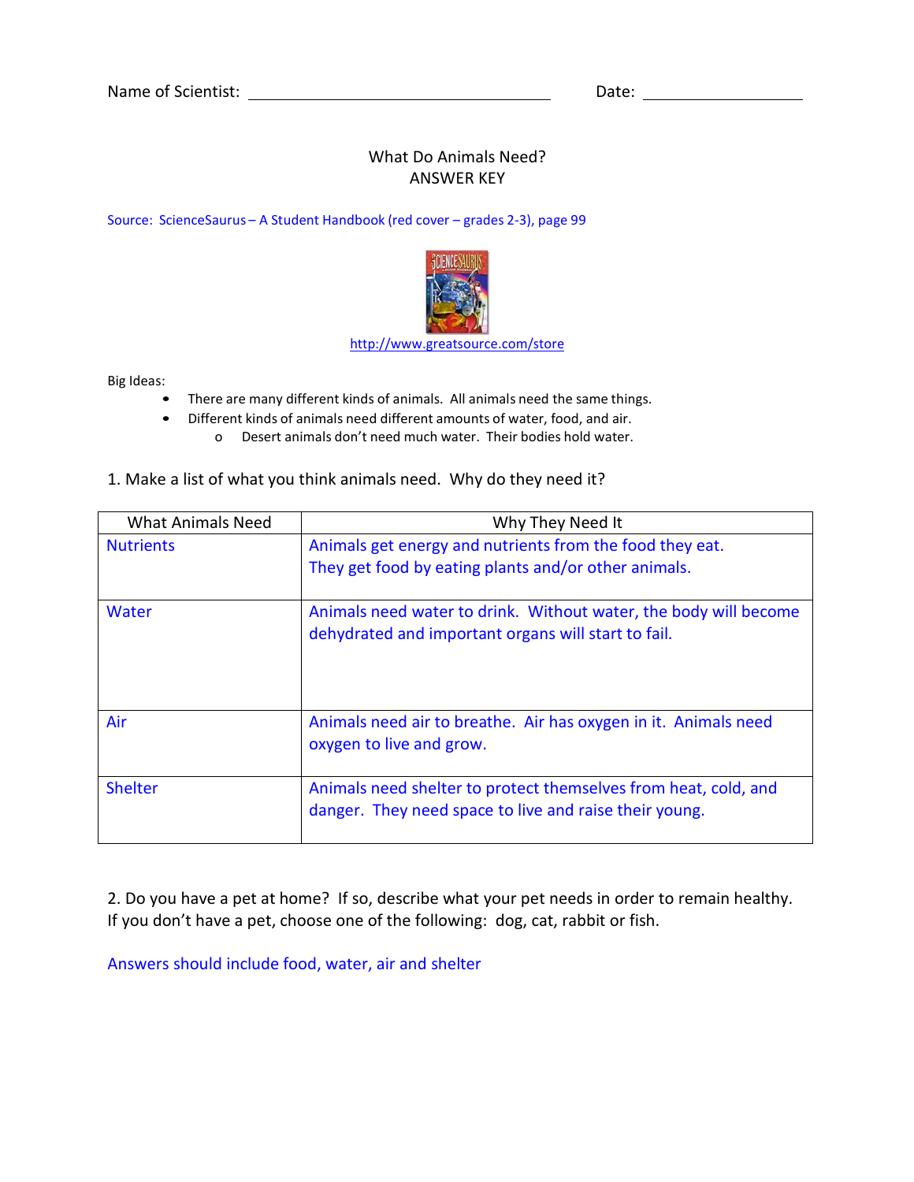Name of Scientist: ______________________ Date: ____________

# What Do Animals Need?
## ANSWER KEY

Source: ScienceSaurus – A Student Handbook (red cover – grades 2-3), page 99

http://www.greatsource.com/store

Big Ideas:

- There are many different kinds of animals. All animals need the same things.
- Different kinds of animals need different amounts of water, food, and air.
  - Desert animals don't need much water. Their bodies hold water.

1. Make a list of what you think animals need. Why do they need it?

| What Animals Need | Why They Need It |
|---|---|
| Nutrients | Animals get energy and nutrients from the food they eat. They get food by eating plants and/or other animals. |
| Water | Animals need water to drink. Without water, the body will become dehydrated and important organs will start to fail. |
| Air | Animals need air to breathe. Air has oxygen in it. Animals need oxygen to live and grow. |
| Shelter | Animals need shelter to protect themselves from heat, cold, and danger. They need space to live and raise their young. |

2. Do you have a pet at home? If so, describe what your pet needs in order to remain healthy. If you don't have a pet, choose one of the following: dog, cat, rabbit or fish.

Answers should include food, water, air and shelter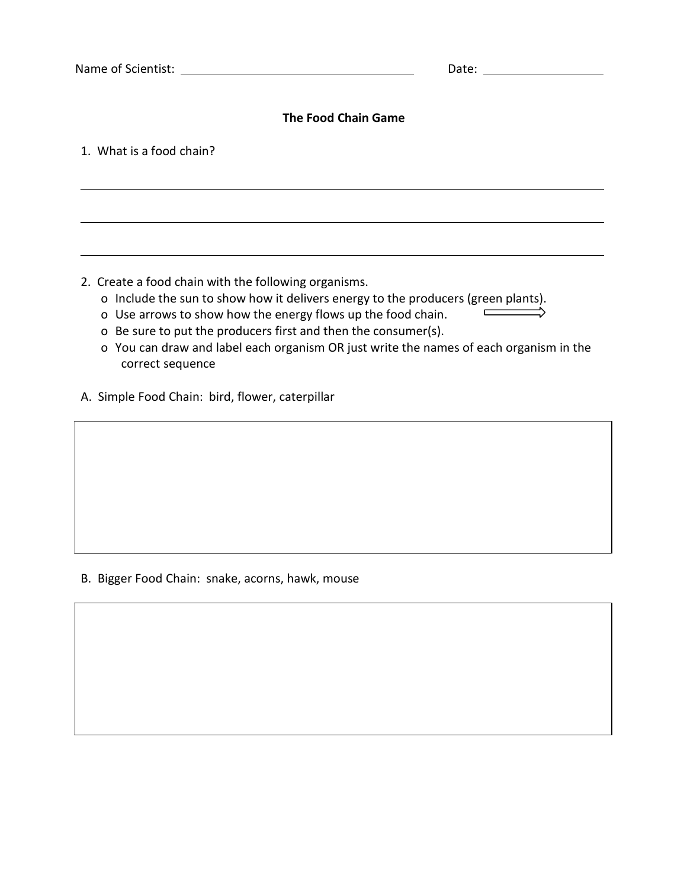Name of Scientist: ______________________________ Date: ________________

**The Food Chain Game**

1. What is a food chain?

_______________________________________________________________________________

_______________________________________________________________________________

_______________________________________________________________________________

2. Create a food chain with the following organisms.
   - Include the sun to show how it delivers energy to the producers (green plants).
   - Use arrows to show how the energy flows up the food chain. ⟹
   - Be sure to put the producers first and then the consumer(s).
   - You can draw and label each organism OR just write the names of each organism in the correct sequence

A. Simple Food Chain: bird, flower, caterpillar

B. Bigger Food Chain: snake, acorns, hawk, mouse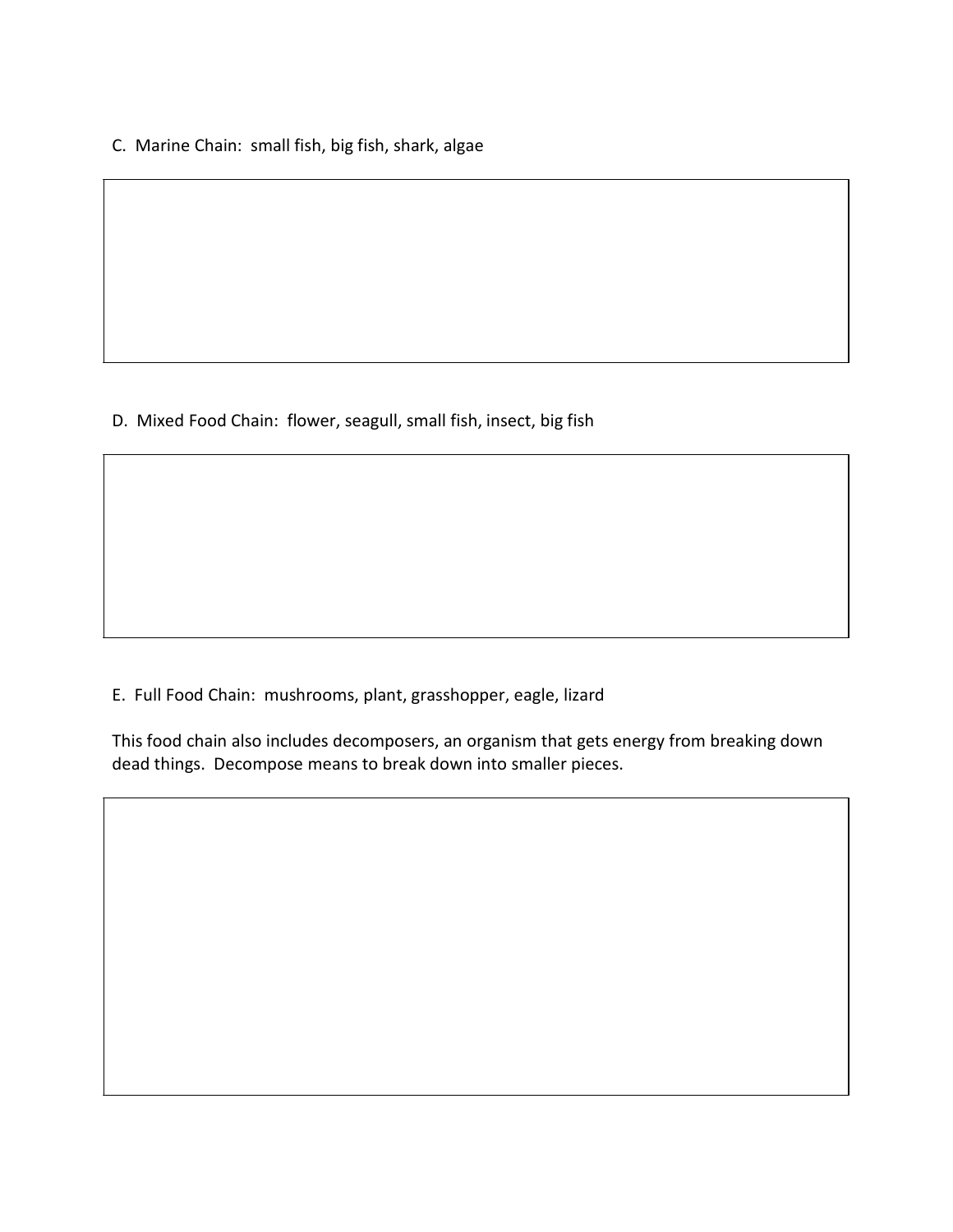C. Marine Chain: small fish, big fish, shark, algae

D. Mixed Food Chain: flower, seagull, small fish, insect, big fish

E. Full Food Chain: mushrooms, plant, grasshopper, eagle, lizard

This food chain also includes decomposers, an organism that gets energy from breaking down dead things. Decompose means to break down into smaller pieces.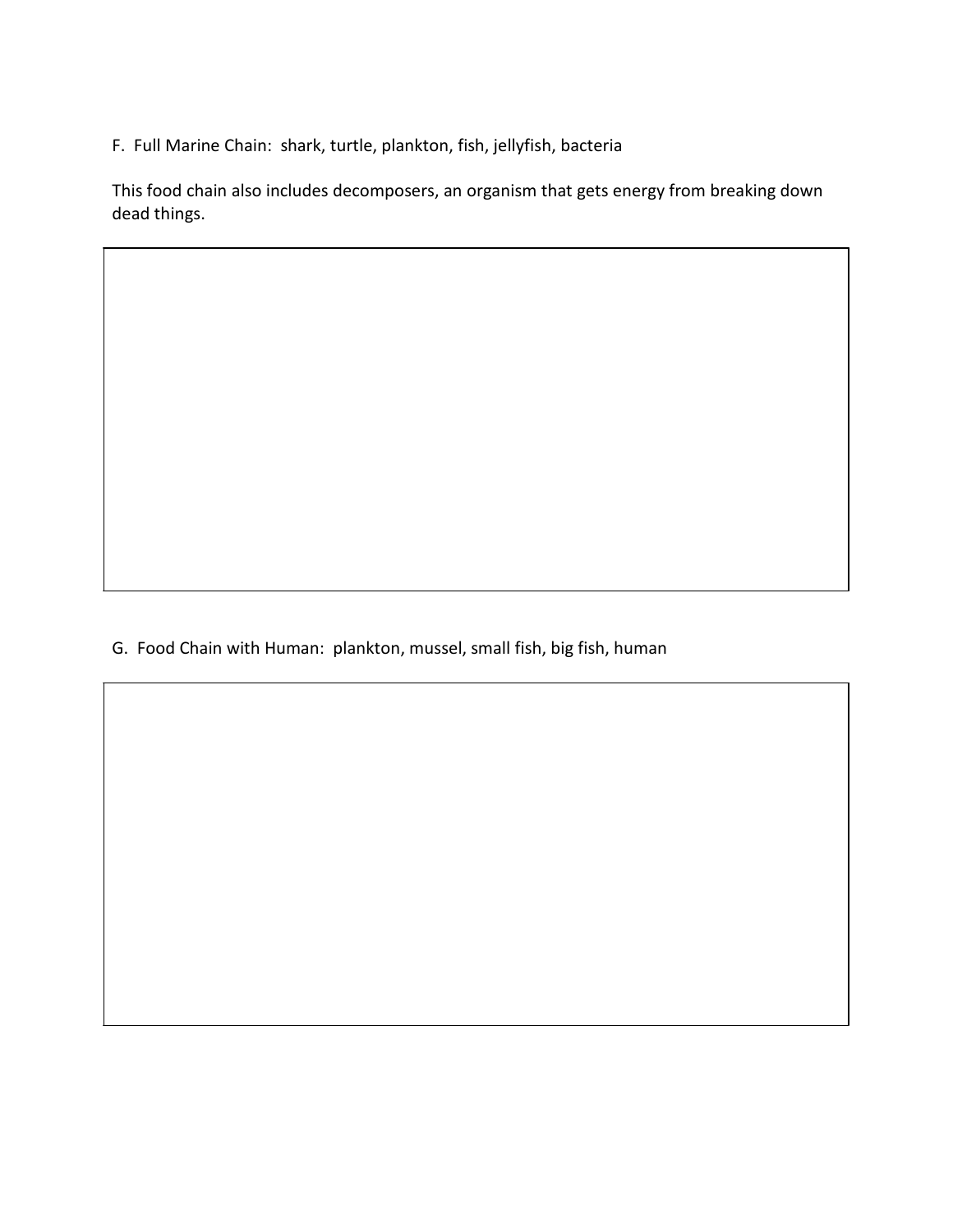F. Full Marine Chain: shark, turtle, plankton, fish, jellyfish, bacteria

This food chain also includes decomposers, an organism that gets energy from breaking down dead things.

G. Food Chain with Human: plankton, mussel, small fish, big fish, human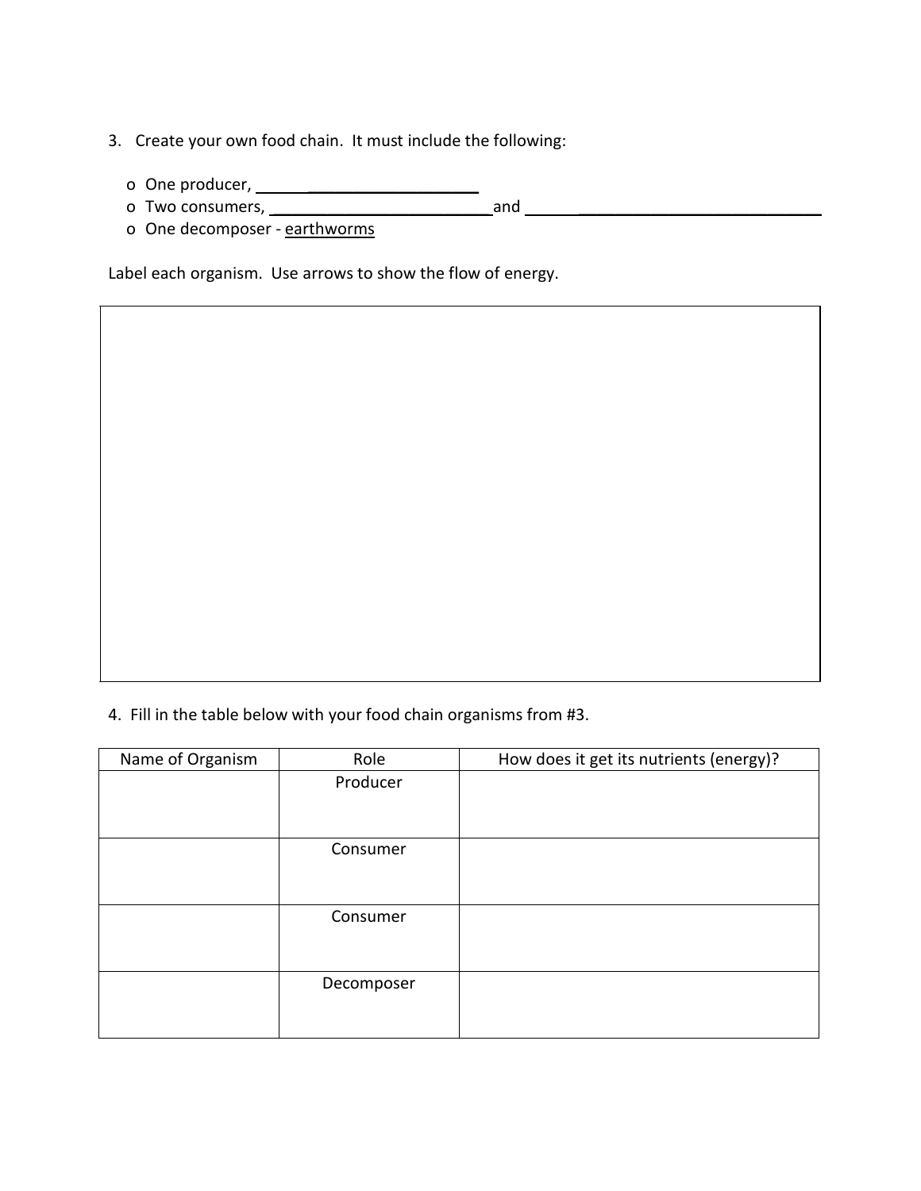3. Create your own food chain. It must include the following:

   - One producer, ______________________
   - Two consumers, ______________________ and ______________________
   - One decomposer - earthworms

Label each organism. Use arrows to show the flow of energy.

4. Fill in the table below with your food chain organisms from #3.

| Name of Organism | Role | How does it get its nutrients (energy)? |
| --- | --- | --- |
| | Producer | |
| | Consumer | |
| | Consumer | |
| | Decomposer | |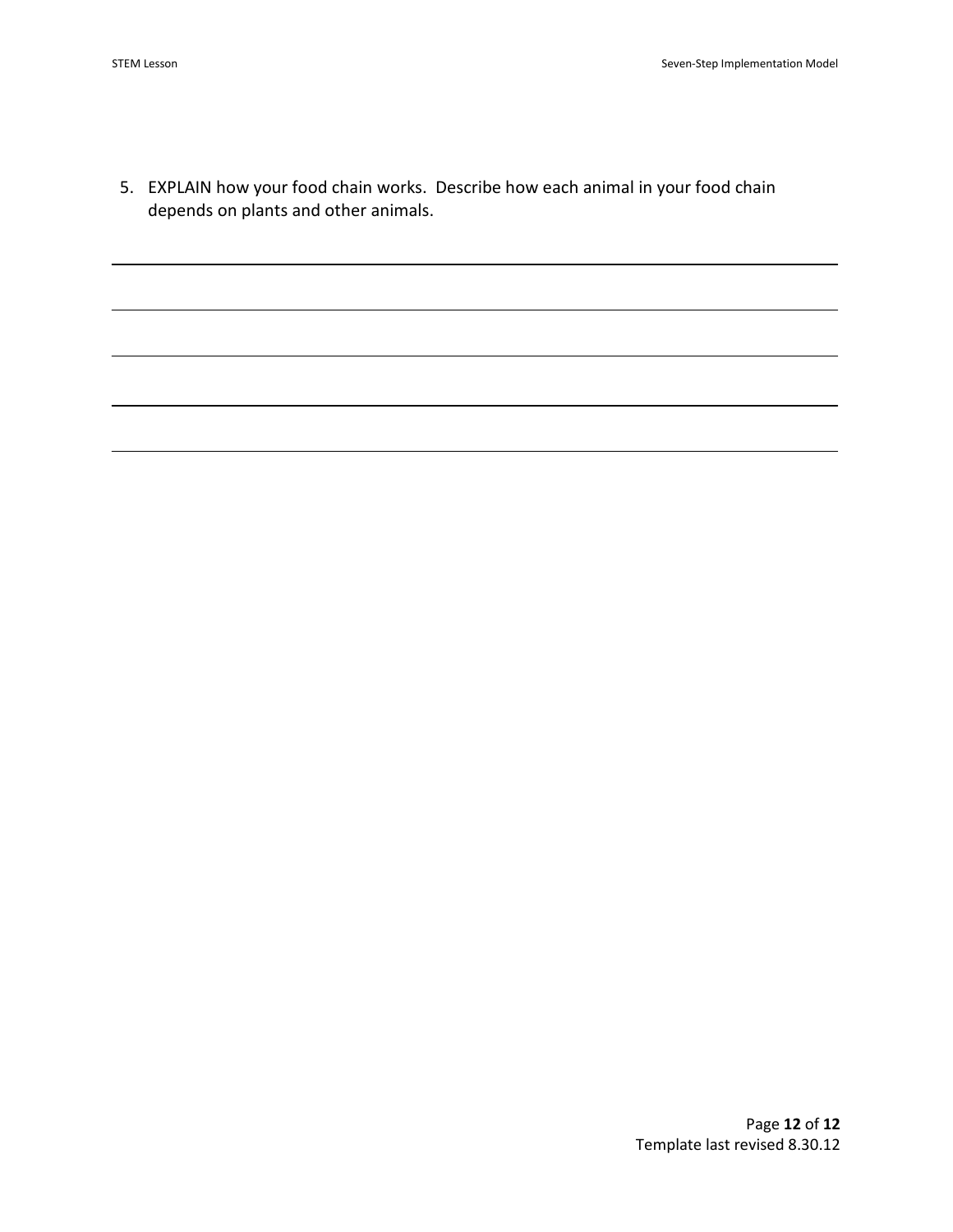5. EXPLAIN how your food chain works. Describe how each animal in your food chain depends on plants and other animals.

______________________________________________________________________________

______________________________________________________________________________

______________________________________________________________________________

______________________________________________________________________________

______________________________________________________________________________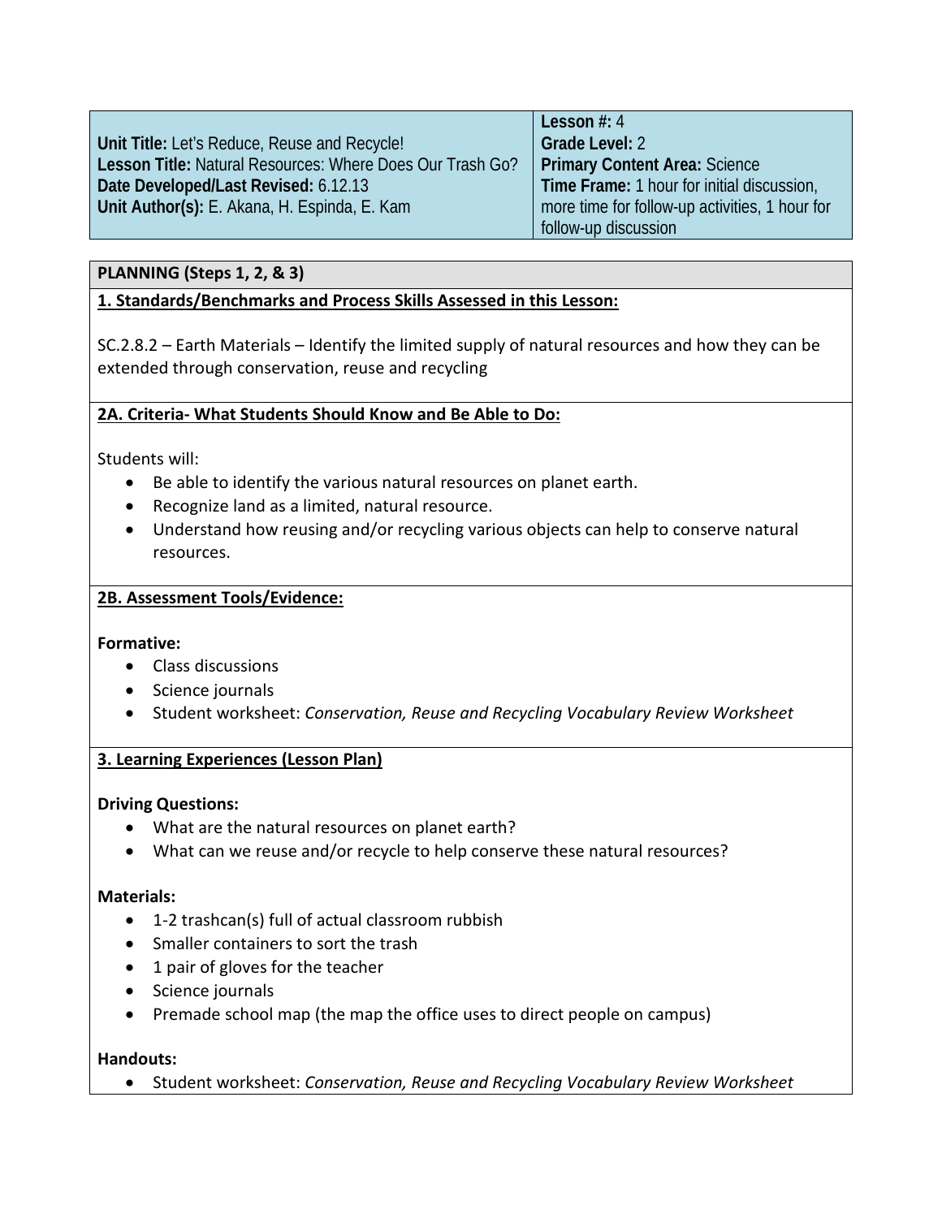| Unit Title: Let's Reduce, Reuse and Recycle!<br>Lesson Title: Natural Resources: Where Does Our Trash Go?<br>Date Developed/Last Revised: 6.12.13<br>Unit Author(s): E. Akana, H. Espinda, E. Kam | Lesson #: 4<br>Grade Level: 2<br>Primary Content Area: Science<br>Time Frame: 1 hour for initial discussion, more time for follow-up activities, 1 hour for follow-up discussion |
|---|---|

## PLANNING (Steps 1, 2, & 3)

### 1. Standards/Benchmarks and Process Skills Assessed in this Lesson:

SC.2.8.2 – Earth Materials – Identify the limited supply of natural resources and how they can be extended through conservation, reuse and recycling

### 2A. Criteria- What Students Should Know and Be Able to Do:

Students will:

- Be able to identify the various natural resources on planet earth.
- Recognize land as a limited, natural resource.
- Understand how reusing and/or recycling various objects can help to conserve natural resources.

### 2B. Assessment Tools/Evidence:

**Formative:**

- Class discussions
- Science journals
- Student worksheet: *Conservation, Reuse and Recycling Vocabulary Review Worksheet*

### 3. Learning Experiences (Lesson Plan)

**Driving Questions:**

- What are the natural resources on planet earth?
- What can we reuse and/or recycle to help conserve these natural resources?

**Materials:**

- 1-2 trashcan(s) full of actual classroom rubbish
- Smaller containers to sort the trash
- 1 pair of gloves for the teacher
- Science journals
- Premade school map (the map the office uses to direct people on campus)

**Handouts:**

- Student worksheet: *Conservation, Reuse and Recycling Vocabulary Review Worksheet*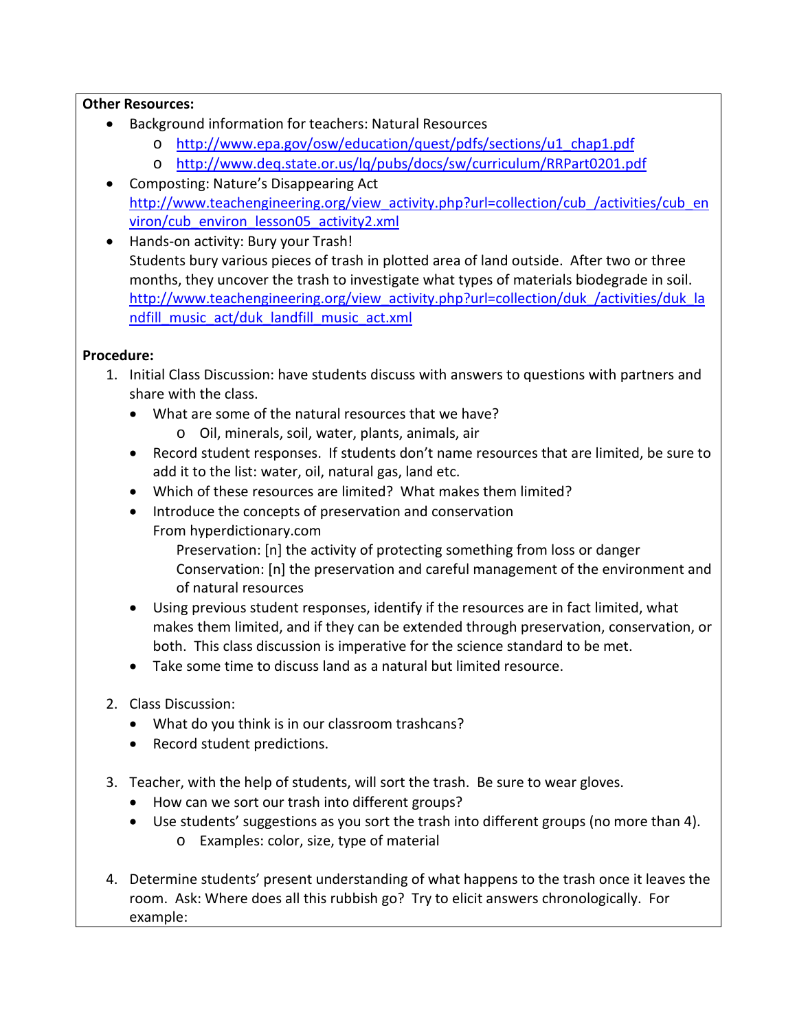**Other Resources:**

- Background information for teachers: Natural Resources
  - http://www.epa.gov/osw/education/quest/pdfs/sections/u1_chap1.pdf
  - http://www.deq.state.or.us/lq/pubs/docs/sw/curriculum/RRPart0201.pdf
- Composting: Nature's Disappearing Act
  http://www.teachengineering.org/view_activity.php?url=collection/cub_/activities/cub_environ/cub_environ_lesson05_activity2.xml
- Hands-on activity: Bury your Trash!
  Students bury various pieces of trash in plotted area of land outside. After two or three months, they uncover the trash to investigate what types of materials biodegrade in soil.
  http://www.teachengineering.org/view_activity.php?url=collection/duk_/activities/duk_landfill_music_act/duk_landfill_music_act.xml

**Procedure:**

1. Initial Class Discussion: have students discuss with answers to questions with partners and share with the class.
   - What are some of the natural resources that we have?
     - Oil, minerals, soil, water, plants, animals, air
   - Record student responses. If students don't name resources that are limited, be sure to add it to the list: water, oil, natural gas, land etc.
   - Which of these resources are limited? What makes them limited?
   - Introduce the concepts of preservation and conservation
     From hyperdictionary.com
       Preservation: [n] the activity of protecting something from loss or danger
       Conservation: [n] the preservation and careful management of the environment and of natural resources
   - Using previous student responses, identify if the resources are in fact limited, what makes them limited, and if they can be extended through preservation, conservation, or both. This class discussion is imperative for the science standard to be met.
   - Take some time to discuss land as a natural but limited resource.

2. Class Discussion:
   - What do you think is in our classroom trashcans?
   - Record student predictions.

3. Teacher, with the help of students, will sort the trash. Be sure to wear gloves.
   - How can we sort our trash into different groups?
   - Use students' suggestions as you sort the trash into different groups (no more than 4).
     - Examples: color, size, type of material

4. Determine students' present understanding of what happens to the trash once it leaves the room. Ask: Where does all this rubbish go? Try to elicit answers chronologically. For example: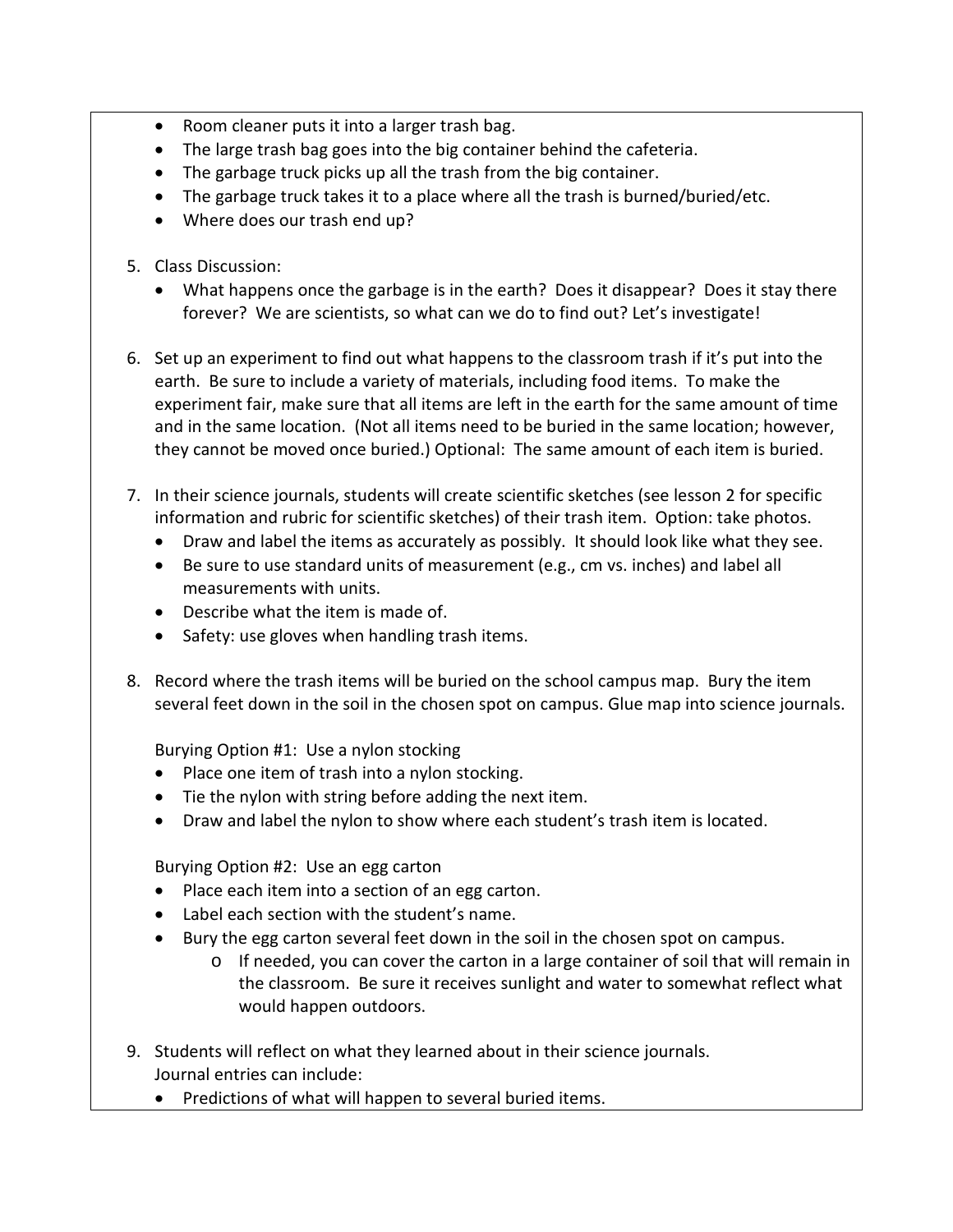- Room cleaner puts it into a larger trash bag.
- The large trash bag goes into the big container behind the cafeteria.
- The garbage truck picks up all the trash from the big container.
- The garbage truck takes it to a place where all the trash is burned/buried/etc.
- Where does our trash end up?

5. Class Discussion:
   - What happens once the garbage is in the earth? Does it disappear? Does it stay there forever? We are scientists, so what can we do to find out? Let's investigate!

6. Set up an experiment to find out what happens to the classroom trash if it's put into the earth. Be sure to include a variety of materials, including food items. To make the experiment fair, make sure that all items are left in the earth for the same amount of time and in the same location. (Not all items need to be buried in the same location; however, they cannot be moved once buried.) Optional: The same amount of each item is buried.

7. In their science journals, students will create scientific sketches (see lesson 2 for specific information and rubric for scientific sketches) of their trash item. Option: take photos.
   - Draw and label the items as accurately as possibly. It should look like what they see.
   - Be sure to use standard units of measurement (e.g., cm vs. inches) and label all measurements with units.
   - Describe what the item is made of.
   - Safety: use gloves when handling trash items.

8. Record where the trash items will be buried on the school campus map. Bury the item several feet down in the soil in the chosen spot on campus. Glue map into science journals.

   Burying Option #1: Use a nylon stocking
   - Place one item of trash into a nylon stocking.
   - Tie the nylon with string before adding the next item.
   - Draw and label the nylon to show where each student's trash item is located.

   Burying Option #2: Use an egg carton
   - Place each item into a section of an egg carton.
   - Label each section with the student's name.
   - Bury the egg carton several feet down in the soil in the chosen spot on campus.
     - If needed, you can cover the carton in a large container of soil that will remain in the classroom. Be sure it receives sunlight and water to somewhat reflect what would happen outdoors.

9. Students will reflect on what they learned about in their science journals.
   Journal entries can include:
   - Predictions of what will happen to several buried items.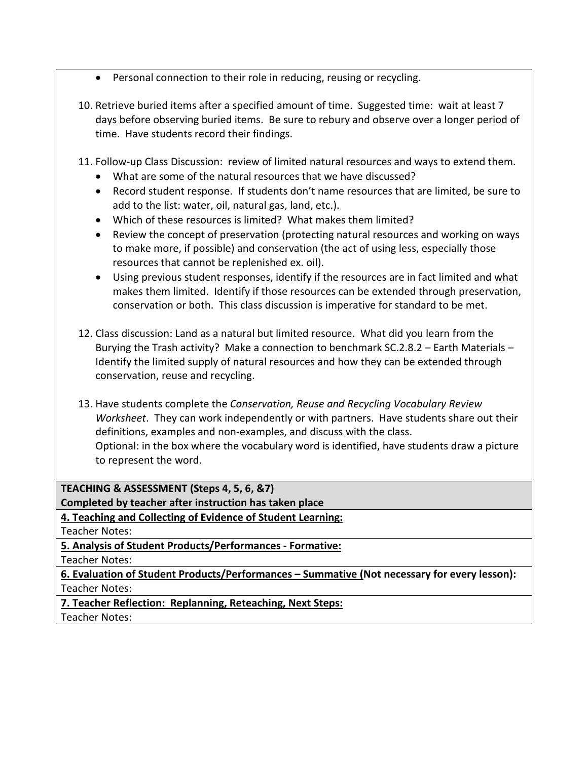- Personal connection to their role in reducing, reusing or recycling.

10. Retrieve buried items after a specified amount of time. Suggested time: wait at least 7 days before observing buried items. Be sure to rebury and observe over a longer period of time. Have students record their findings.

11. Follow-up Class Discussion: review of limited natural resources and ways to extend them.
    - What are some of the natural resources that we have discussed?
    - Record student response. If students don't name resources that are limited, be sure to add to the list: water, oil, natural gas, land, etc.).
    - Which of these resources is limited? What makes them limited?
    - Review the concept of preservation (protecting natural resources and working on ways to make more, if possible) and conservation (the act of using less, especially those resources that cannot be replenished ex. oil).
    - Using previous student responses, identify if the resources are in fact limited and what makes them limited. Identify if those resources can be extended through preservation, conservation or both. This class discussion is imperative for standard to be met.

12. Class discussion: Land as a natural but limited resource. What did you learn from the Burying the Trash activity? Make a connection to benchmark SC.2.8.2 – Earth Materials – Identify the limited supply of natural resources and how they can be extended through conservation, reuse and recycling.

13. Have students complete the *Conservation, Reuse and Recycling Vocabulary Review Worksheet*. They can work independently or with partners. Have students share out their definitions, examples and non-examples, and discuss with the class.
    Optional: in the box where the vocabulary word is identified, have students draw a picture to represent the word.

**TEACHING & ASSESSMENT (Steps 4, 5, 6, &7)**
**Completed by teacher after instruction has taken place**

**4. Teaching and Collecting of Evidence of Student Learning:**

Teacher Notes:

**5. Analysis of Student Products/Performances - Formative:**

Teacher Notes:

**6. Evaluation of Student Products/Performances – Summative (Not necessary for every lesson):**

Teacher Notes:

**7. Teacher Reflection: Replanning, Reteaching, Next Steps:**

Teacher Notes: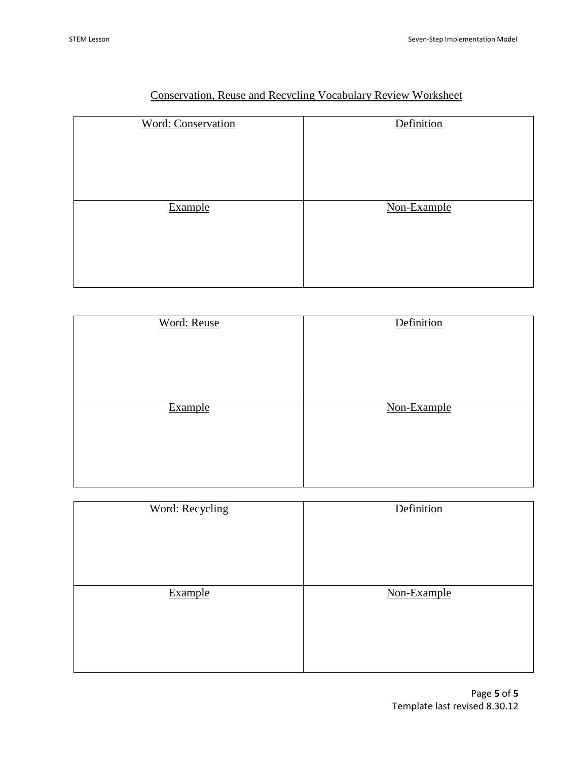# Conservation, Reuse and Recycling Vocabulary Review Worksheet

| Word: Conservation | Definition |
| --- | --- |
| Example | Non-Example |
| | |

| Word: Reuse | Definition |
| --- | --- |
| Example | Non-Example |
| | |

| Word: Recycling | Definition |
| --- | --- |
| Example | Non-Example |
| | |

Template last revised 8.30.12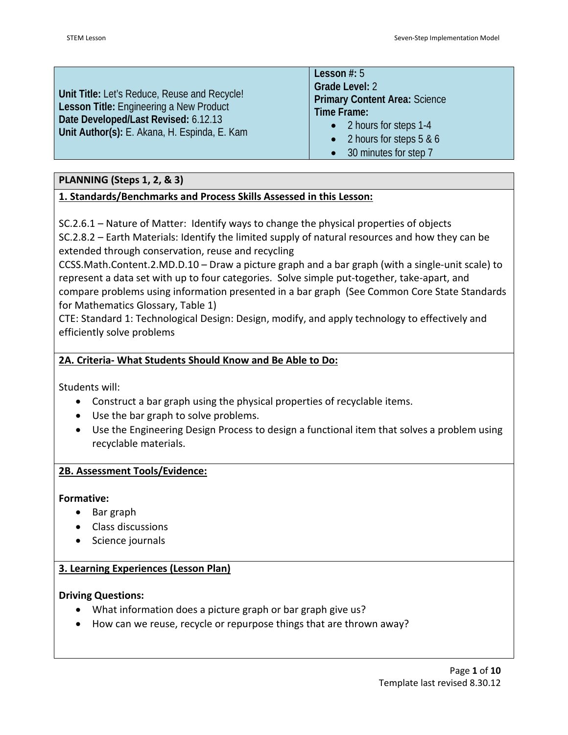| **Unit Title:** Let's Reduce, Reuse and Recycle!<br>**Lesson Title:** Engineering a New Product<br>**Date Developed/Last Revised:** 6.12.13<br>**Unit Author(s):** E. Akana, H. Espinda, E. Kam | **Lesson #:** 5<br>**Grade Level:** 2<br>**Primary Content Area:** Science<br>**Time Frame:**<br>• 2 hours for steps 1-4<br>• 2 hours for steps 5 & 6<br>• 30 minutes for step 7 |
| --- | --- |

## PLANNING (Steps 1, 2, & 3)

### 1. Standards/Benchmarks and Process Skills Assessed in this Lesson:

SC.2.6.1 – Nature of Matter: Identify ways to change the physical properties of objects
SC.2.8.2 – Earth Materials: Identify the limited supply of natural resources and how they can be extended through conservation, reuse and recycling
CCSS.Math.Content.2.MD.D.10 – Draw a picture graph and a bar graph (with a single-unit scale) to represent a data set with up to four categories. Solve simple put-together, take-apart, and compare problems using information presented in a bar graph (See Common Core State Standards for Mathematics Glossary, Table 1)
CTE: Standard 1: Technological Design: Design, modify, and apply technology to effectively and efficiently solve problems

### 2A. Criteria- What Students Should Know and Be Able to Do:

Students will:

- Construct a bar graph using the physical properties of recyclable items.
- Use the bar graph to solve problems.
- Use the Engineering Design Process to design a functional item that solves a problem using recyclable materials.

### 2B. Assessment Tools/Evidence:

**Formative:**

- Bar graph
- Class discussions
- Science journals

### 3. Learning Experiences (Lesson Plan)

**Driving Questions:**

- What information does a picture graph or bar graph give us?
- How can we reuse, recycle or repurpose things that are thrown away?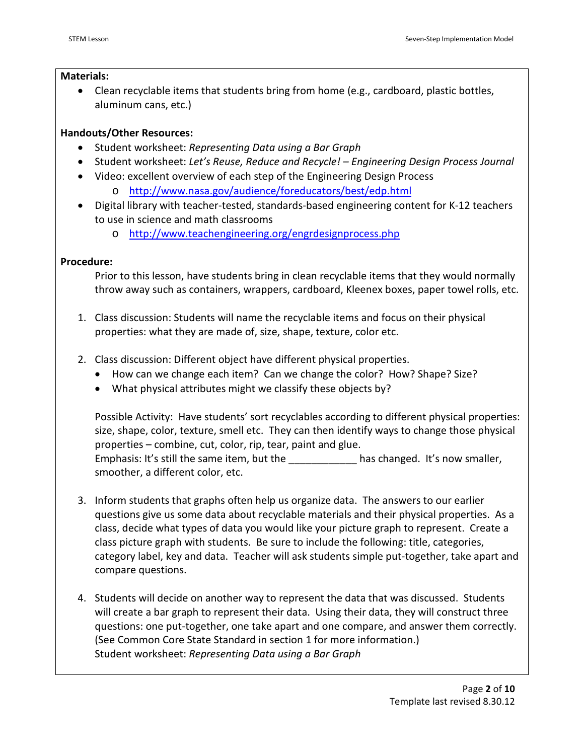**Materials:**

- Clean recyclable items that students bring from home (e.g., cardboard, plastic bottles, aluminum cans, etc.)

**Handouts/Other Resources:**

- Student worksheet: *Representing Data using a Bar Graph*
- Student worksheet: *Let's Reuse, Reduce and Recycle! – Engineering Design Process Journal*
- Video: excellent overview of each step of the Engineering Design Process
  - http://www.nasa.gov/audience/foreducators/best/edp.html
- Digital library with teacher-tested, standards-based engineering content for K-12 teachers to use in science and math classrooms
  - http://www.teachengineering.org/engrdesignprocess.php

**Procedure:**

Prior to this lesson, have students bring in clean recyclable items that they would normally throw away such as containers, wrappers, cardboard, Kleenex boxes, paper towel rolls, etc.

1. Class discussion: Students will name the recyclable items and focus on their physical properties: what they are made of, size, shape, texture, color etc.

2. Class discussion: Different object have different physical properties.
   - How can we change each item? Can we change the color? How? Shape? Size?
   - What physical attributes might we classify these objects by?

   Possible Activity: Have students' sort recyclables according to different physical properties: size, shape, color, texture, smell etc. They can then identify ways to change those physical properties – combine, cut, color, rip, tear, paint and glue.
   Emphasis: It's still the same item, but the ____________ has changed. It's now smaller, smoother, a different color, etc.

3. Inform students that graphs often help us organize data. The answers to our earlier questions give us some data about recyclable materials and their physical properties. As a class, decide what types of data you would like your picture graph to represent. Create a class picture graph with students. Be sure to include the following: title, categories, category label, key and data. Teacher will ask students simple put-together, take apart and compare questions.

4. Students will decide on another way to represent the data that was discussed. Students will create a bar graph to represent their data. Using their data, they will construct three questions: one put-together, one take apart and one compare, and answer them correctly. (See Common Core State Standard in section 1 for more information.)
   Student worksheet: *Representing Data using a Bar Graph*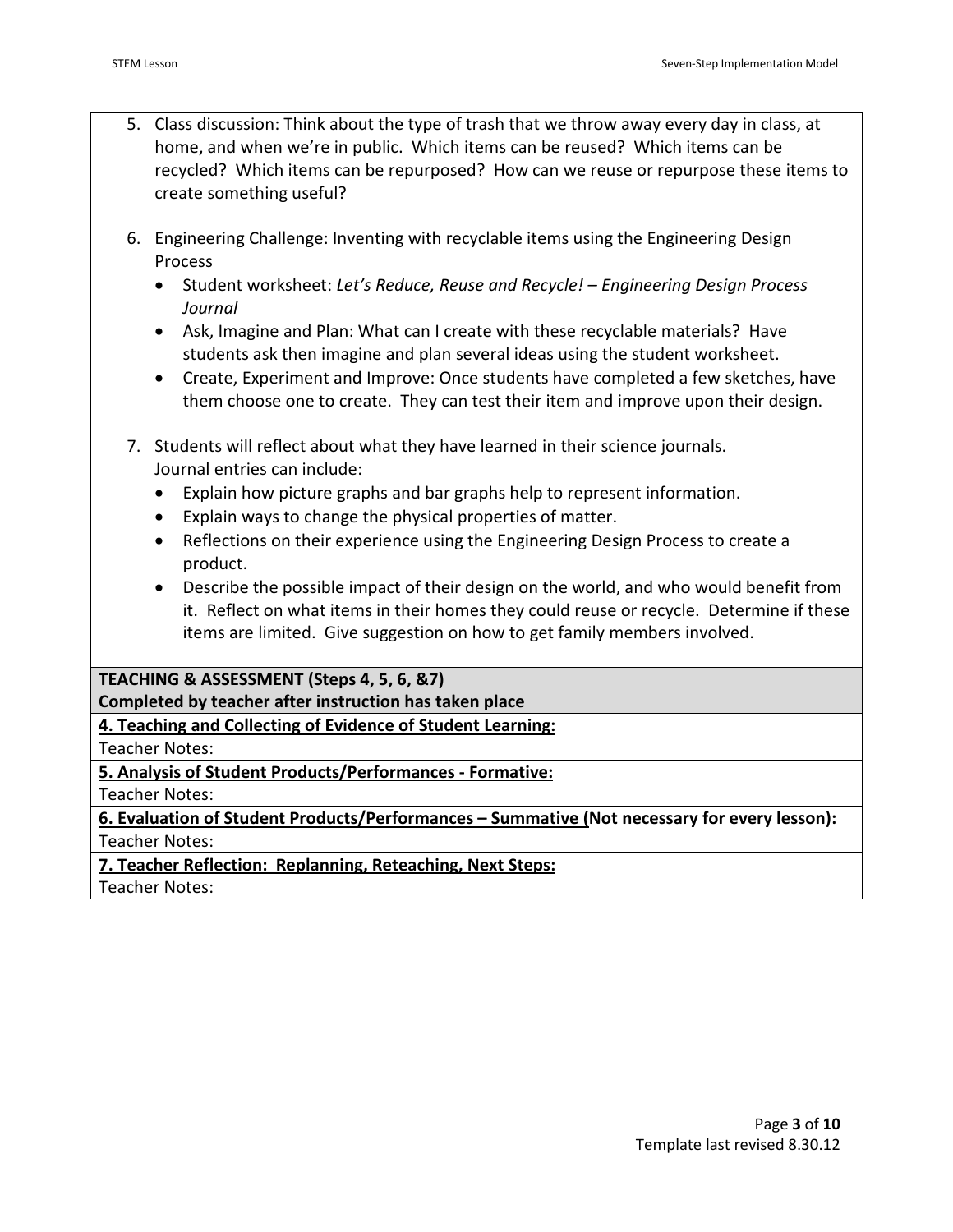5. Class discussion: Think about the type of trash that we throw away every day in class, at home, and when we're in public. Which items can be reused? Which items can be recycled? Which items can be repurposed? How can we reuse or repurpose these items to create something useful?

6. Engineering Challenge: Inventing with recyclable items using the Engineering Design Process
   - Student worksheet: *Let's Reduce, Reuse and Recycle! – Engineering Design Process Journal*
   - Ask, Imagine and Plan: What can I create with these recyclable materials? Have students ask then imagine and plan several ideas using the student worksheet.
   - Create, Experiment and Improve: Once students have completed a few sketches, have them choose one to create. They can test their item and improve upon their design.

7. Students will reflect about what they have learned in their science journals. Journal entries can include:
   - Explain how picture graphs and bar graphs help to represent information.
   - Explain ways to change the physical properties of matter.
   - Reflections on their experience using the Engineering Design Process to create a product.
   - Describe the possible impact of their design on the world, and who would benefit from it. Reflect on what items in their homes they could reuse or recycle. Determine if these items are limited. Give suggestion on how to get family members involved.

**TEACHING & ASSESSMENT (Steps 4, 5, 6, &7)**
**Completed by teacher after instruction has taken place**

**4. Teaching and Collecting of Evidence of Student Learning:**
Teacher Notes:

**5. Analysis of Student Products/Performances - Formative:**
Teacher Notes:

**6. Evaluation of Student Products/Performances – Summative (Not necessary for every lesson):**
Teacher Notes:

**7. Teacher Reflection: Replanning, Reteaching, Next Steps:**
Teacher Notes: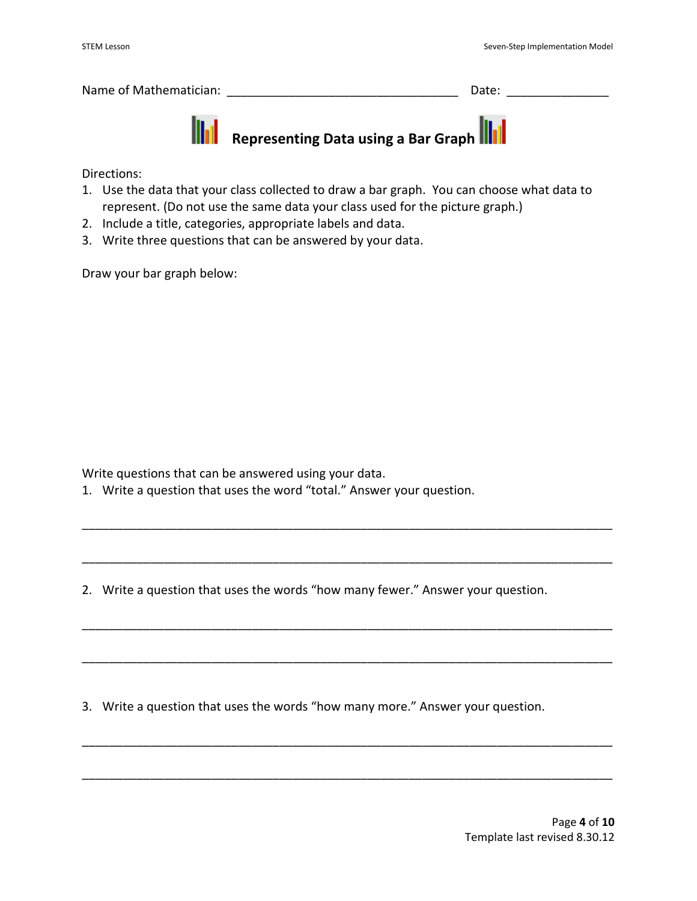Name of Mathematician: ___________________________________ Date: _______________

## Representing Data using a Bar Graph

Directions:

1. Use the data that your class collected to draw a bar graph. You can choose what data to represent. (Do not use the same data your class used for the picture graph.)
2. Include a title, categories, appropriate labels and data.
3. Write three questions that can be answered by your data.

Draw your bar graph below:

Write questions that can be answered using your data.

1. Write a question that uses the word "total." Answer your question.

______________________________________________________________________________

______________________________________________________________________________

2. Write a question that uses the words "how many fewer." Answer your question.

______________________________________________________________________________

______________________________________________________________________________

3. Write a question that uses the words "how many more." Answer your question.

______________________________________________________________________________

______________________________________________________________________________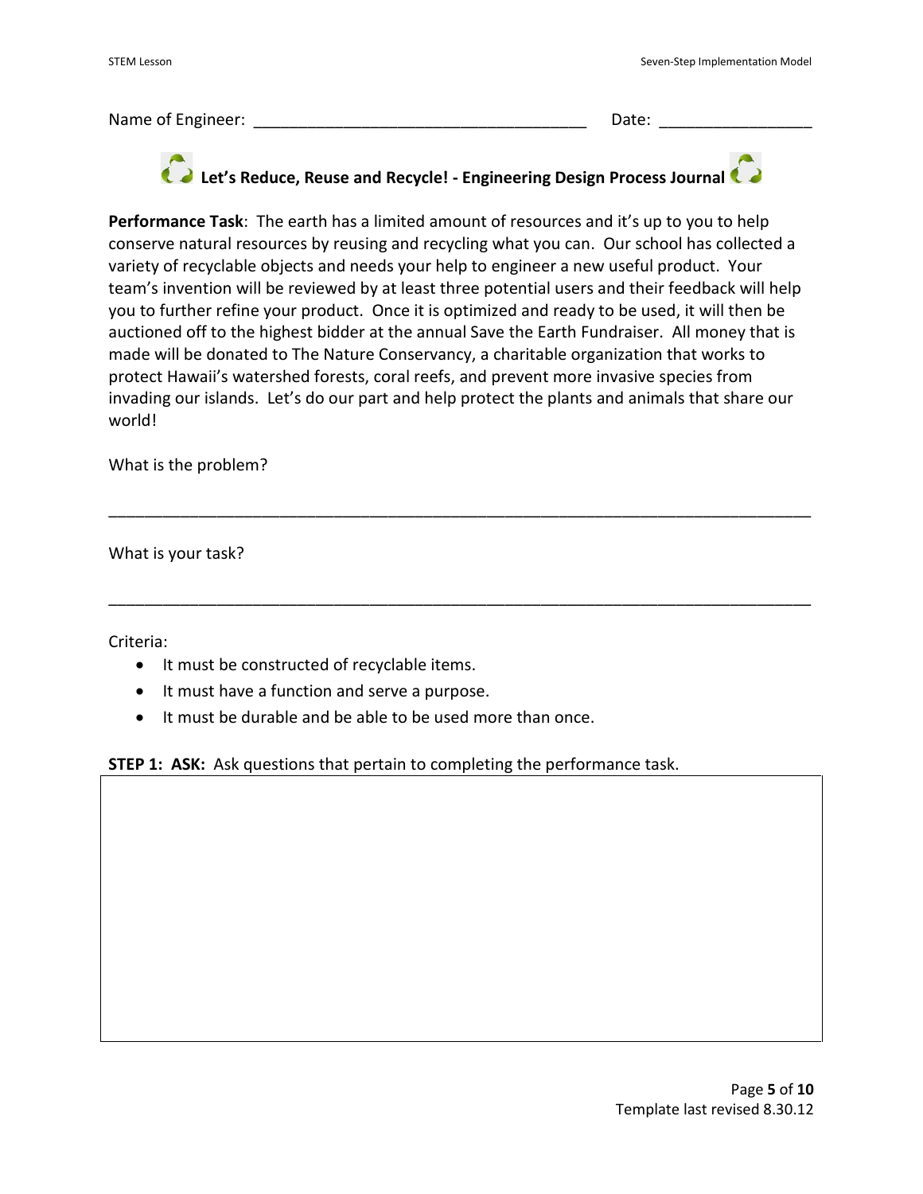Name of Engineer: ______________________________________ Date: _________________

## Let's Reduce, Reuse and Recycle! - Engineering Design Process Journal

**Performance Task**: The earth has a limited amount of resources and it's up to you to help conserve natural resources by reusing and recycling what you can. Our school has collected a variety of recyclable objects and needs your help to engineer a new useful product. Your team's invention will be reviewed by at least three potential users and their feedback will help you to further refine your product. Once it is optimized and ready to be used, it will then be auctioned off to the highest bidder at the annual Save the Earth Fundraiser. All money that is made will be donated to The Nature Conservancy, a charitable organization that works to protect Hawaii's watershed forests, coral reefs, and prevent more invasive species from invading our islands. Let's do our part and help protect the plants and animals that share our world!

What is the problem?

_______________________________________________________________________________

What is your task?

_______________________________________________________________________________

Criteria:

- It must be constructed of recyclable items.
- It must have a function and serve a purpose.
- It must be durable and be able to be used more than once.

**STEP 1: ASK:** Ask questions that pertain to completing the performance task.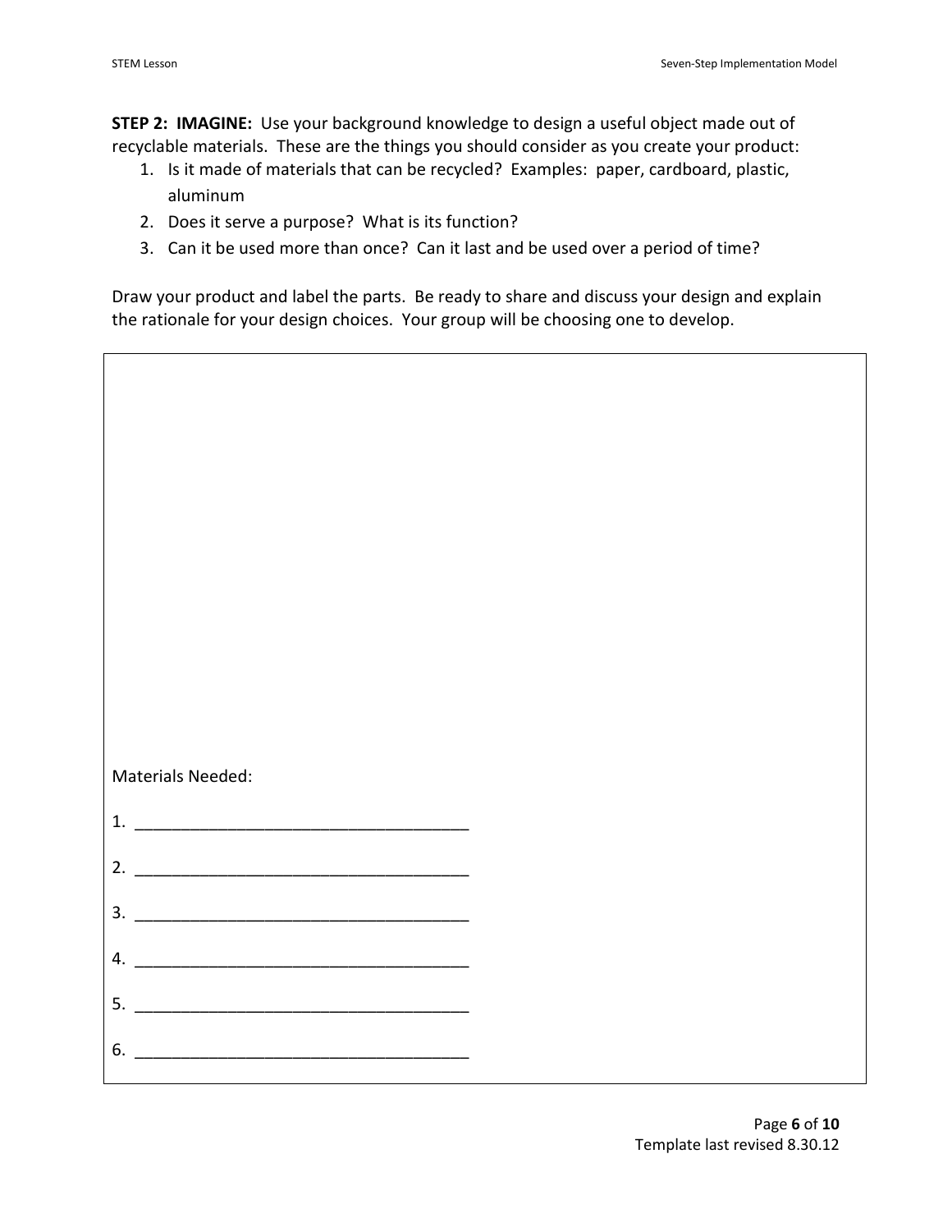**STEP 2: IMAGINE:** Use your background knowledge to design a useful object made out of recyclable materials. These are the things you should consider as you create your product:

1. Is it made of materials that can be recycled? Examples: paper, cardboard, plastic, aluminum
2. Does it serve a purpose? What is its function?
3. Can it be used more than once? Can it last and be used over a period of time?

Draw your product and label the parts. Be ready to share and discuss your design and explain the rationale for your design choices. Your group will be choosing one to develop.

Materials Needed:

1. ____________________________________
2. ____________________________________
3. ____________________________________
4. ____________________________________
5. ____________________________________
6. ____________________________________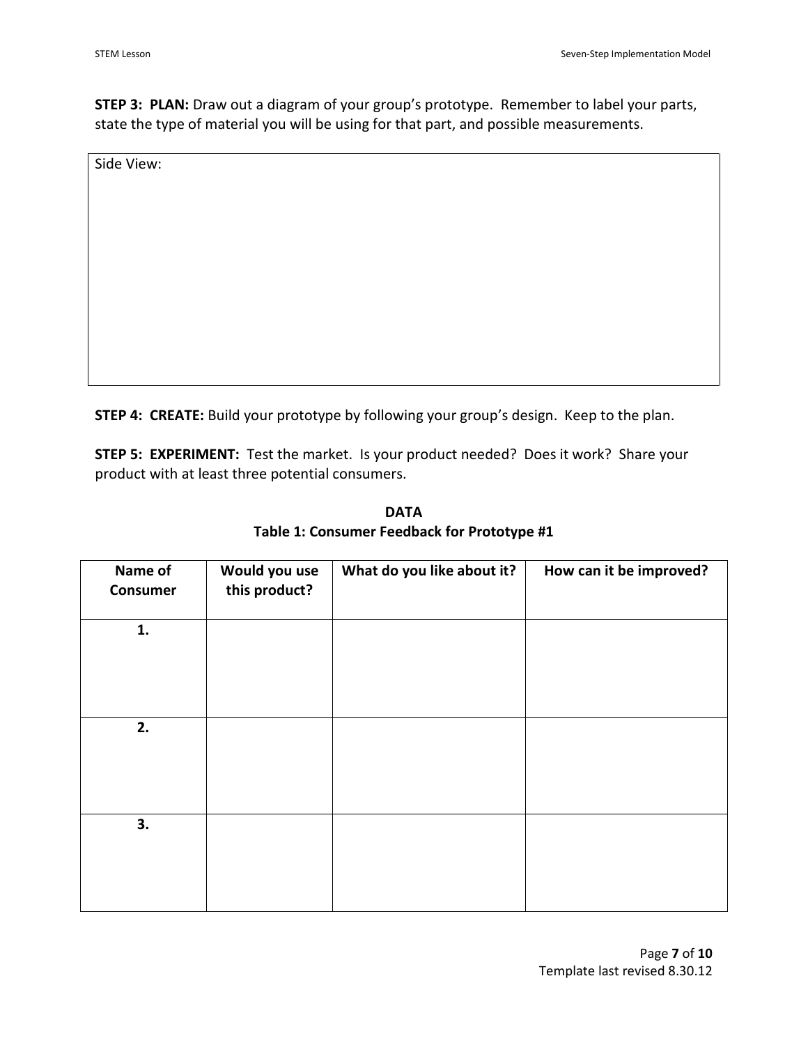**STEP 3: PLAN:** Draw out a diagram of your group's prototype. Remember to label your parts, state the type of material you will be using for that part, and possible measurements.

Side View:

**STEP 4: CREATE:** Build your prototype by following your group's design. Keep to the plan.

**STEP 5: EXPERIMENT:** Test the market. Is your product needed? Does it work? Share your product with at least three potential consumers.

**DATA**
**Table 1: Consumer Feedback for Prototype #1**

| Name of Consumer | Would you use this product? | What do you like about it? | How can it be improved? |
|---|---|---|---|
| 1. | | | |
| 2. | | | |
| 3. | | | |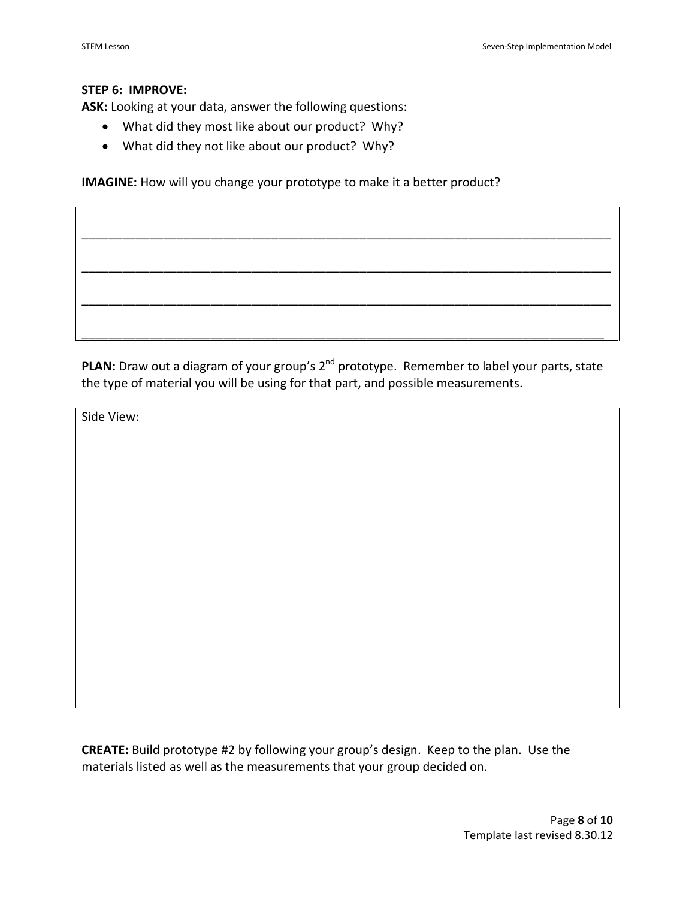**STEP 6: IMPROVE:**

**ASK:** Looking at your data, answer the following questions:

- What did they most like about our product? Why?
- What did they not like about our product? Why?

**IMAGINE:** How will you change your prototype to make it a better product?

________________________________________________________________________________

________________________________________________________________________________

________________________________________________________________________________

________________________________________________________________________________

**PLAN:** Draw out a diagram of your group's 2nd prototype. Remember to label your parts, state the type of material you will be using for that part, and possible measurements.

Side View:

**CREATE:** Build prototype #2 by following your group's design. Keep to the plan. Use the materials listed as well as the measurements that your group decided on.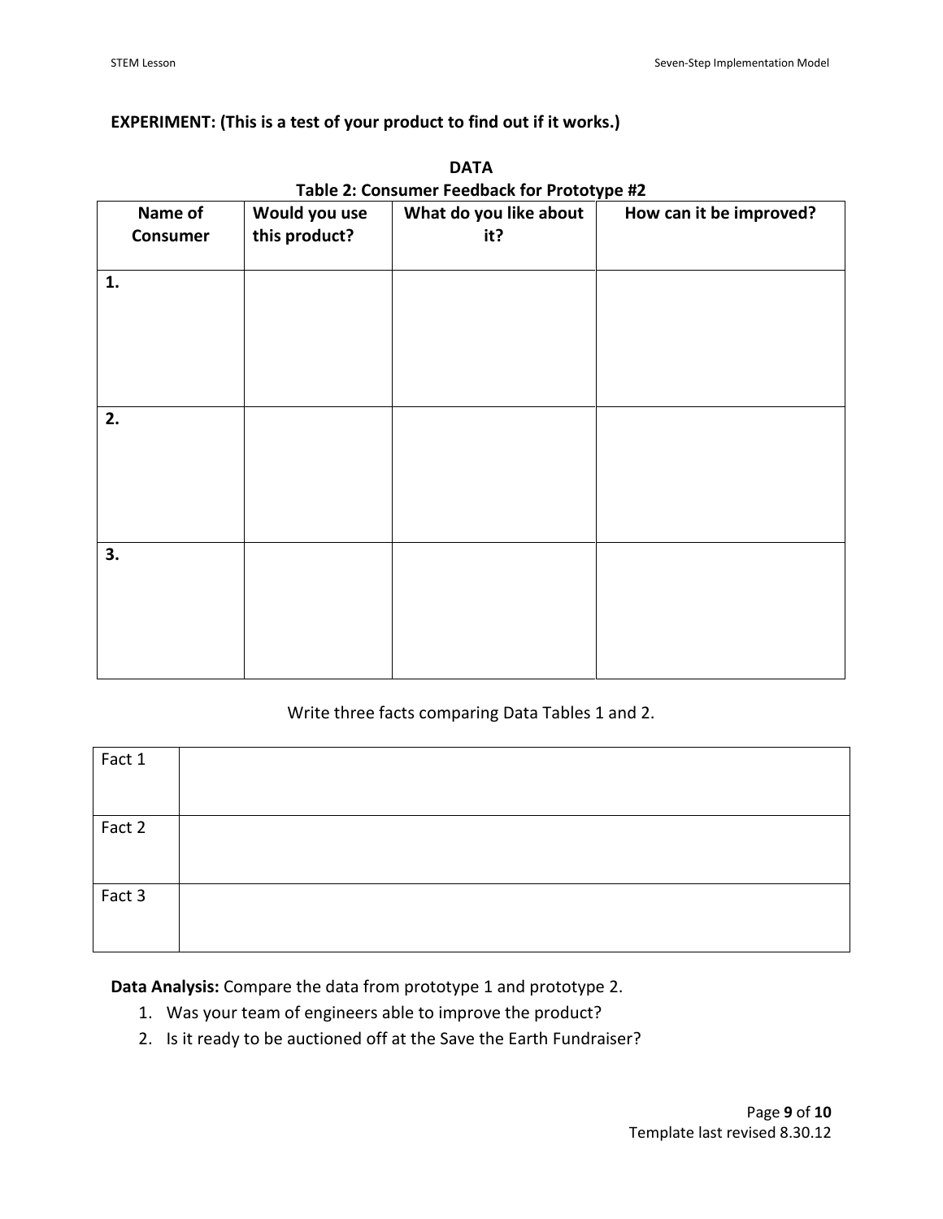**EXPERIMENT: (This is a test of your product to find out if it works.)**

**DATA**

**Table 2: Consumer Feedback for Prototype #2**

| Name of Consumer | Would you use this product? | What do you like about it? | How can it be improved? |
|---|---|---|---|
| **1.** | | | |
| **2.** | | | |
| **3.** | | | |

Write three facts comparing Data Tables 1 and 2.

| Fact 1 | |
|---|---|
| Fact 2 | |
| Fact 3 | |

**Data Analysis:** Compare the data from prototype 1 and prototype 2.

1. Was your team of engineers able to improve the product?
2. Is it ready to be auctioned off at the Save the Earth Fundraiser?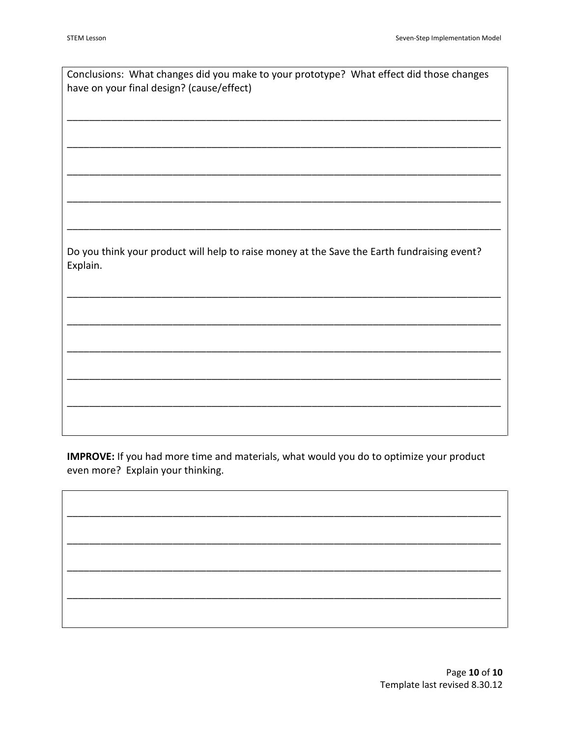Conclusions: What changes did you make to your prototype? What effect did those changes have on your final design? (cause/effect)

______________________________________________________________________________

______________________________________________________________________________

______________________________________________________________________________

______________________________________________________________________________

______________________________________________________________________________

Do you think your product will help to raise money at the Save the Earth fundraising event? Explain.

______________________________________________________________________________

______________________________________________________________________________

______________________________________________________________________________

______________________________________________________________________________

______________________________________________________________________________

**IMPROVE:** If you had more time and materials, what would you do to optimize your product even more? Explain your thinking.

______________________________________________________________________________

______________________________________________________________________________

______________________________________________________________________________

______________________________________________________________________________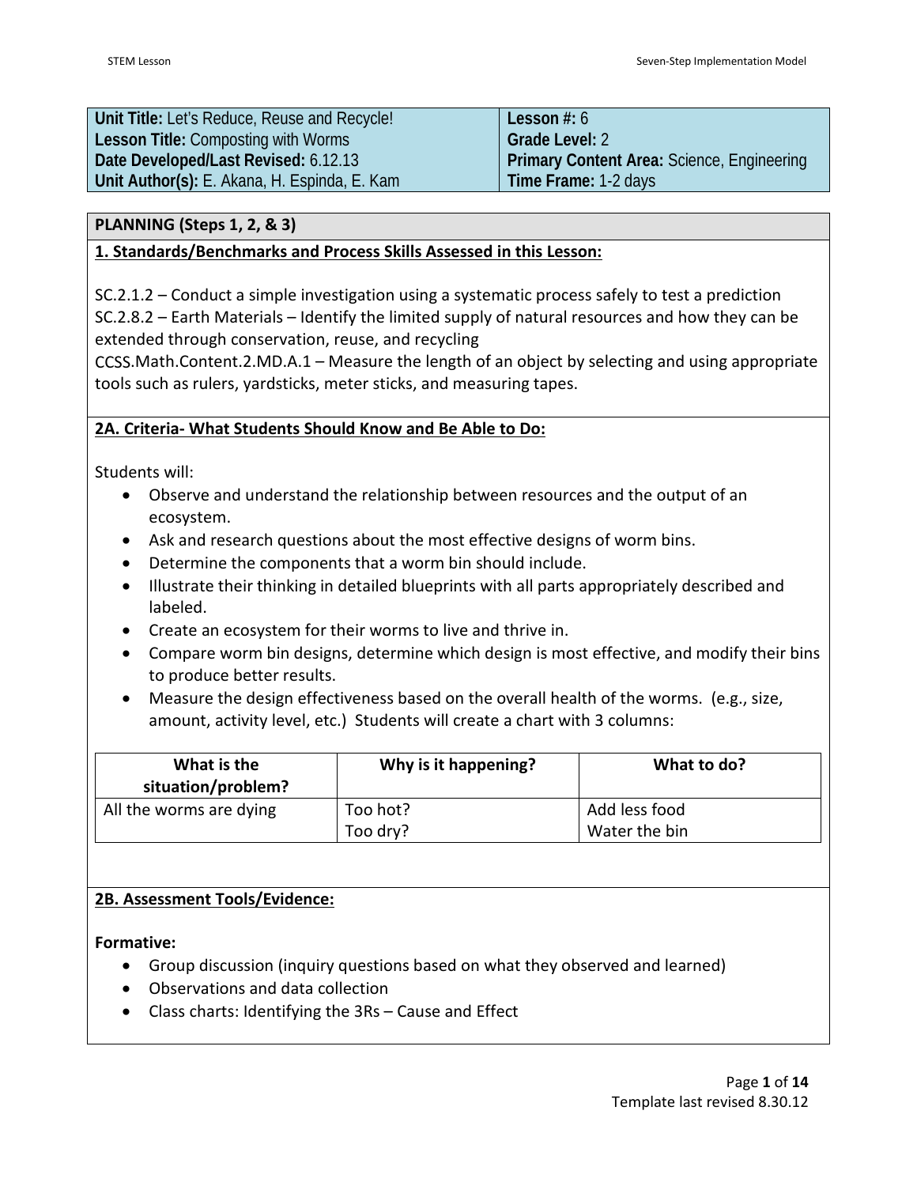| **Unit Title:** Let's Reduce, Reuse and Recycle! | **Lesson #:** 6 |
|---|---|
| **Lesson Title:** Composting with Worms | **Grade Level:** 2 |
| **Date Developed/Last Revised:** 6.12.13 | **Primary Content Area:** Science, Engineering |
| **Unit Author(s):** E. Akana, H. Espinda, E. Kam | **Time Frame:** 1-2 days |

## PLANNING (Steps 1, 2, & 3)

### 1. Standards/Benchmarks and Process Skills Assessed in this Lesson:

SC.2.1.2 – Conduct a simple investigation using a systematic process safely to test a prediction
SC.2.8.2 – Earth Materials – Identify the limited supply of natural resources and how they can be extended through conservation, reuse, and recycling
CCSS.Math.Content.2.MD.A.1 – Measure the length of an object by selecting and using appropriate tools such as rulers, yardsticks, meter sticks, and measuring tapes.

### 2A. Criteria- What Students Should Know and Be Able to Do:

Students will:

- Observe and understand the relationship between resources and the output of an ecosystem.
- Ask and research questions about the most effective designs of worm bins.
- Determine the components that a worm bin should include.
- Illustrate their thinking in detailed blueprints with all parts appropriately described and labeled.
- Create an ecosystem for their worms to live and thrive in.
- Compare worm bin designs, determine which design is most effective, and modify their bins to produce better results.
- Measure the design effectiveness based on the overall health of the worms. (e.g., size, amount, activity level, etc.) Students will create a chart with 3 columns:

| What is the situation/problem? | Why is it happening? | What to do? |
|---|---|---|
| All the worms are dying | Too hot?<br>Too dry? | Add less food<br>Water the bin |

### 2B. Assessment Tools/Evidence:

**Formative:**

- Group discussion (inquiry questions based on what they observed and learned)
- Observations and data collection
- Class charts: Identifying the 3Rs – Cause and Effect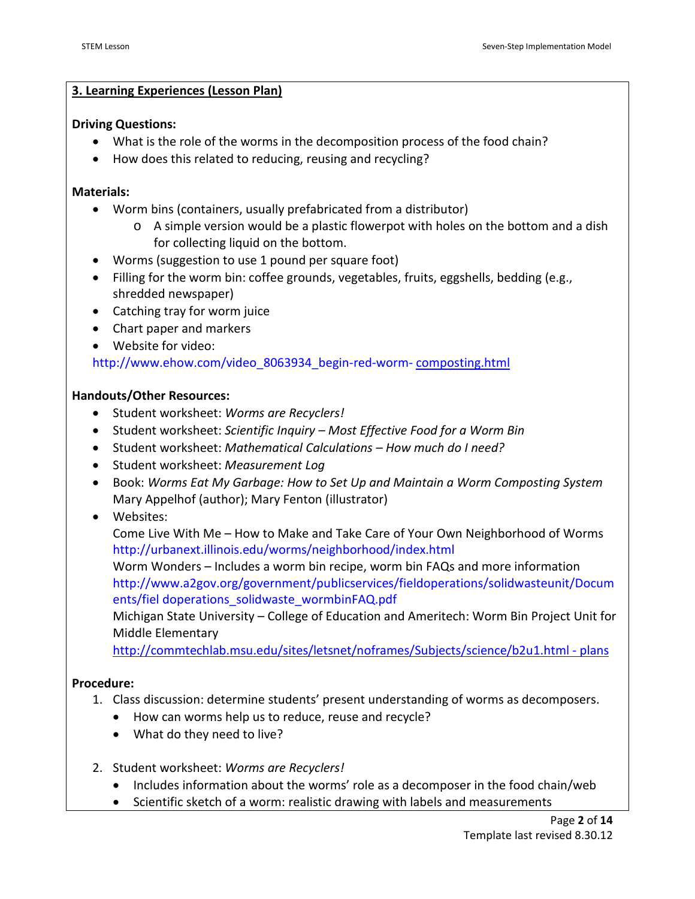## 3. Learning Experiences (Lesson Plan)

**Driving Questions:**

- What is the role of the worms in the decomposition process of the food chain?
- How does this related to reducing, reusing and recycling?

**Materials:**

- Worm bins (containers, usually prefabricated from a distributor)
  - A simple version would be a plastic flowerpot with holes on the bottom and a dish for collecting liquid on the bottom.
- Worms (suggestion to use 1 pound per square foot)
- Filling for the worm bin: coffee grounds, vegetables, fruits, eggshells, bedding (e.g., shredded newspaper)
- Catching tray for worm juice
- Chart paper and markers
- Website for video:

http://www.ehow.com/video_8063934_begin-red-worm- composting.html

**Handouts/Other Resources:**

- Student worksheet: *Worms are Recyclers!*
- Student worksheet: *Scientific Inquiry – Most Effective Food for a Worm Bin*
- Student worksheet: *Mathematical Calculations – How much do I need?*
- Student worksheet: *Measurement Log*
- Book: *Worms Eat My Garbage: How to Set Up and Maintain a Worm Composting System* Mary Appelhof (author); Mary Fenton (illustrator)
- Websites:
  Come Live With Me – How to Make and Take Care of Your Own Neighborhood of Worms
  http://urbanext.illinois.edu/worms/neighborhood/index.html
  Worm Wonders – Includes a worm bin recipe, worm bin FAQs and more information
  http://www.a2gov.org/government/publicservices/fieldoperations/solidwasteunit/Documents/fiel doperations_solidwaste_wormbinFAQ.pdf
  Michigan State University – College of Education and Ameritech: Worm Bin Project Unit for Middle Elementary
  http://commtechlab.msu.edu/sites/letsnet/noframes/Subjects/science/b2u1.html - plans

**Procedure:**

1. Class discussion: determine students' present understanding of worms as decomposers.
   - How can worms help us to reduce, reuse and recycle?
   - What do they need to live?

2. Student worksheet: *Worms are Recyclers!*
   - Includes information about the worms' role as a decomposer in the food chain/web
   - Scientific sketch of a worm: realistic drawing with labels and measurements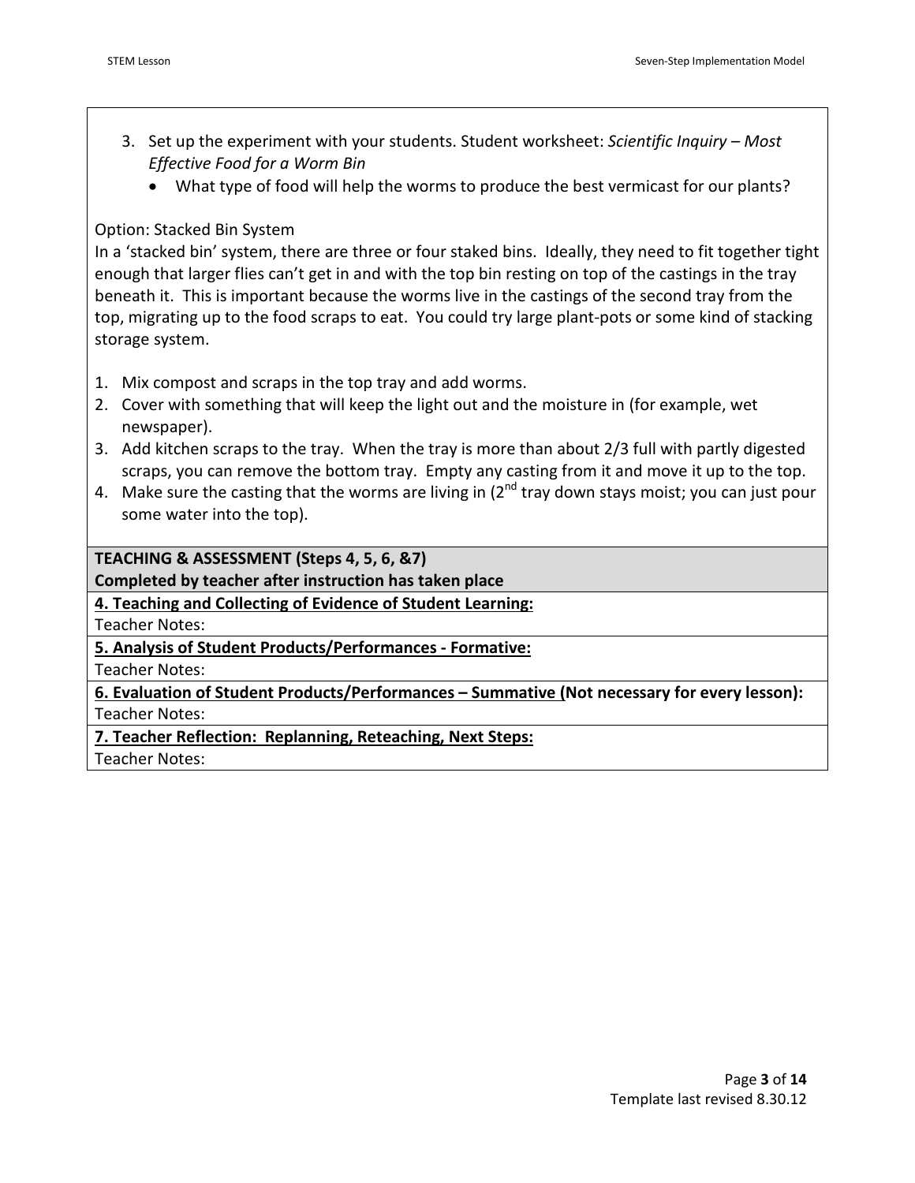3. Set up the experiment with your students. Student worksheet: *Scientific Inquiry – Most Effective Food for a Worm Bin*
   - What type of food will help the worms to produce the best vermicast for our plants?

Option: Stacked Bin System

In a 'stacked bin' system, there are three or four staked bins. Ideally, they need to fit together tight enough that larger flies can't get in and with the top bin resting on top of the castings in the tray beneath it. This is important because the worms live in the castings of the second tray from the top, migrating up to the food scraps to eat. You could try large plant-pots or some kind of stacking storage system.

1. Mix compost and scraps in the top tray and add worms.
2. Cover with something that will keep the light out and the moisture in (for example, wet newspaper).
3. Add kitchen scraps to the tray. When the tray is more than about 2/3 full with partly digested scraps, you can remove the bottom tray. Empty any casting from it and move it up to the top.
4. Make sure the casting that the worms are living in (2nd tray down stays moist; you can just pour some water into the top).

**TEACHING & ASSESSMENT (Steps 4, 5, 6, &7)**
**Completed by teacher after instruction has taken place**

**4. Teaching and Collecting of Evidence of Student Learning:**

Teacher Notes:

**5. Analysis of Student Products/Performances - Formative:**

Teacher Notes:

**6. Evaluation of Student Products/Performances – Summative (Not necessary for every lesson):**

Teacher Notes:

**7. Teacher Reflection: Replanning, Reteaching, Next Steps:**

Teacher Notes: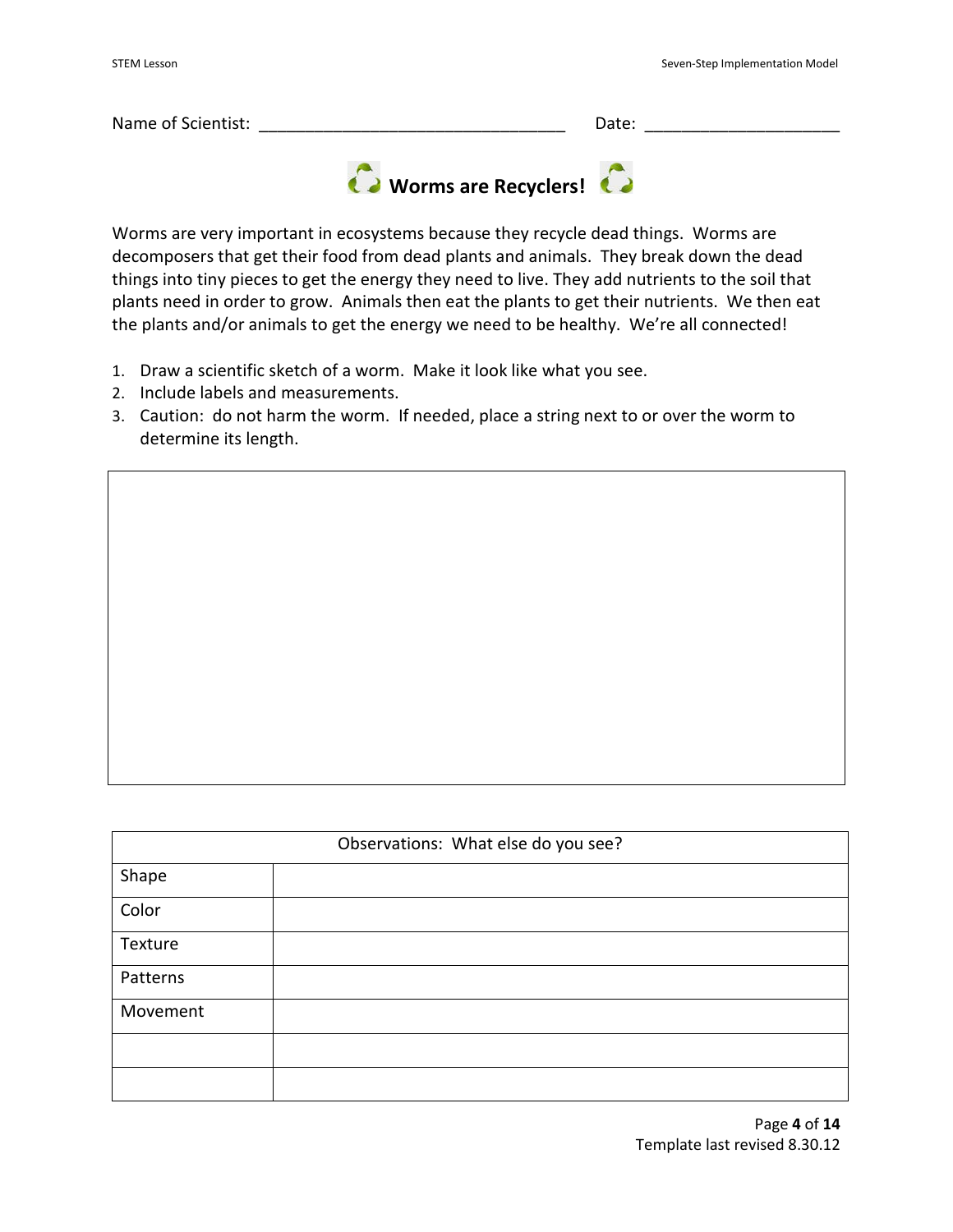Name of Scientist: _________________________________ Date: ____________________

## Worms are Recyclers!

Worms are very important in ecosystems because they recycle dead things. Worms are decomposers that get their food from dead plants and animals. They break down the dead things into tiny pieces to get the energy they need to live. They add nutrients to the soil that plants need in order to grow. Animals then eat the plants to get their nutrients. We then eat the plants and/or animals to get the energy we need to be healthy. We're all connected!

1. Draw a scientific sketch of a worm. Make it look like what you see.
2. Include labels and measurements.
3. Caution: do not harm the worm. If needed, place a string next to or over the worm to determine its length.

| Observations: What else do you see? | |
|---|---|
| Shape | |
| Color | |
| Texture | |
| Patterns | |
| Movement | |
| | |
| | |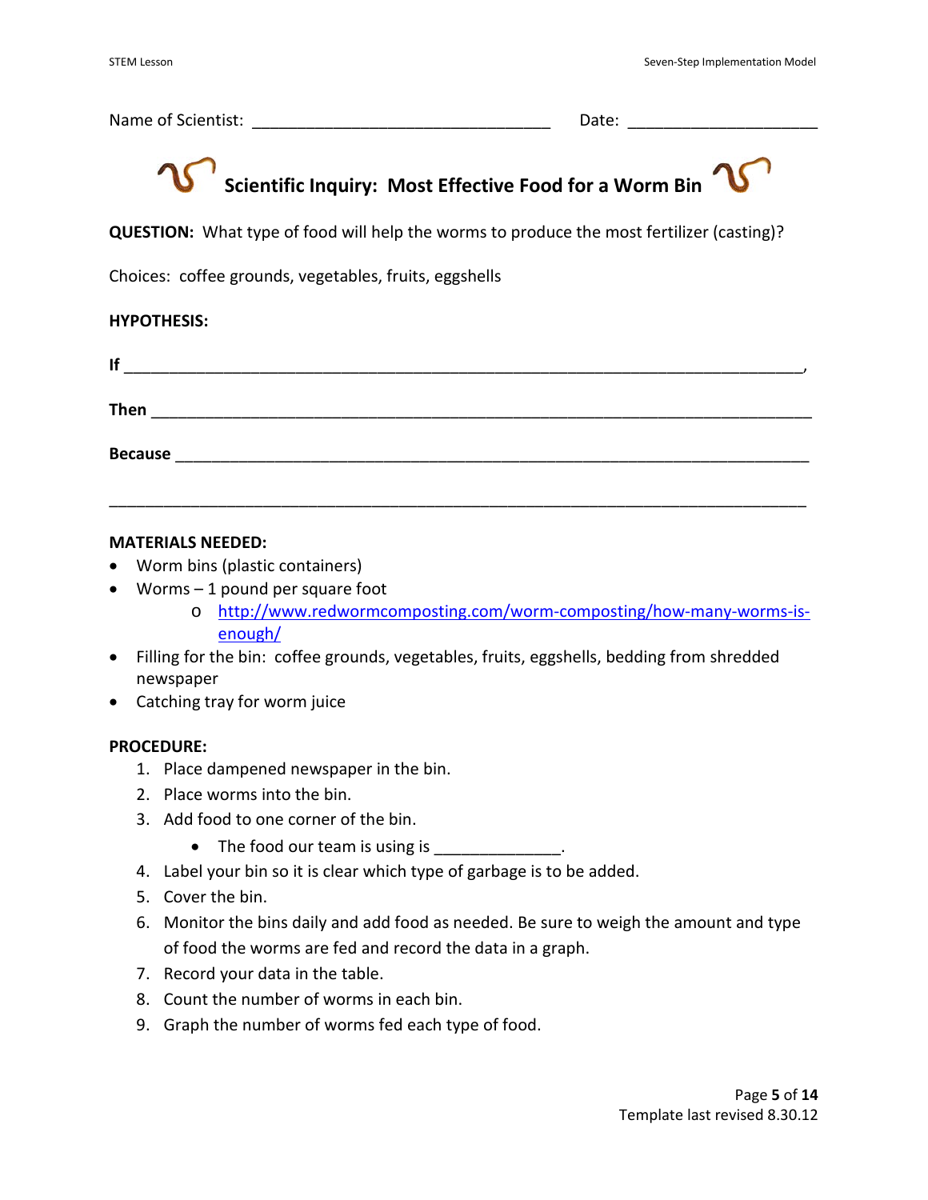Name of Scientist: _________________________________ Date: ____________________

## Scientific Inquiry: Most Effective Food for a Worm Bin

**QUESTION:** What type of food will help the worms to produce the most fertilizer (casting)?

Choices: coffee grounds, vegetables, fruits, eggshells

**HYPOTHESIS:**

**If** ___________________________________________________________________________,

**Then** ___________________________________________________________________________

**Because** ________________________________________________________________________

_______________________________________________________________________________

**MATERIALS NEEDED:**

- Worm bins (plastic containers)
- Worms – 1 pound per square foot
  - http://www.redwormcomposting.com/worm-composting/how-many-worms-is-enough/
- Filling for the bin: coffee grounds, vegetables, fruits, eggshells, bedding from shredded newspaper
- Catching tray for worm juice

**PROCEDURE:**

1. Place dampened newspaper in the bin.
2. Place worms into the bin.
3. Add food to one corner of the bin.
   - The food our team is using is ______________.
4. Label your bin so it is clear which type of garbage is to be added.
5. Cover the bin.
6. Monitor the bins daily and add food as needed. Be sure to weigh the amount and type of food the worms are fed and record the data in a graph.
7. Record your data in the table.
8. Count the number of worms in each bin.
9. Graph the number of worms fed each type of food.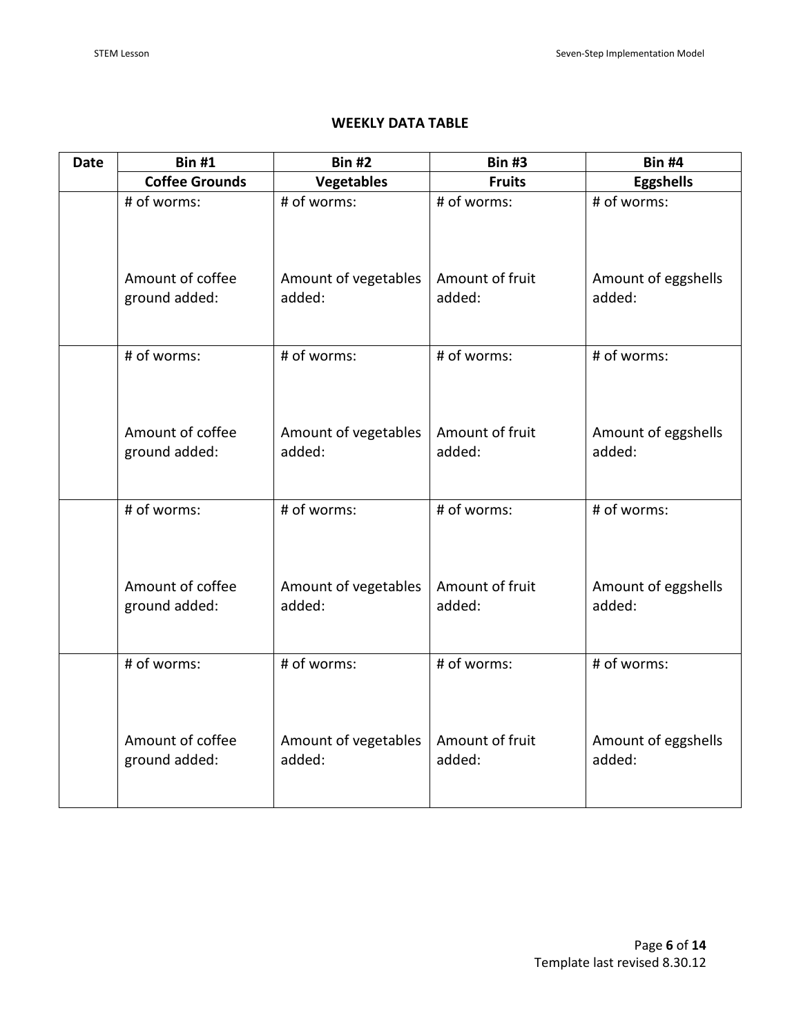**WEEKLY DATA TABLE**

| Date | Bin #1 | Bin #2 | Bin #3 | Bin #4 |
|---|---|---|---|---|
| | **Coffee Grounds** | **Vegetables** | **Fruits** | **Eggshells** |
| | # of worms:<br><br>Amount of coffee ground added: | # of worms:<br><br>Amount of vegetables added: | # of worms:<br><br>Amount of fruit added: | # of worms:<br><br>Amount of eggshells added: |
| | # of worms:<br><br>Amount of coffee ground added: | # of worms:<br><br>Amount of vegetables added: | # of worms:<br><br>Amount of fruit added: | # of worms:<br><br>Amount of eggshells added: |
| | # of worms:<br><br>Amount of coffee ground added: | # of worms:<br><br>Amount of vegetables added: | # of worms:<br><br>Amount of fruit added: | # of worms:<br><br>Amount of eggshells added: |
| | # of worms:<br><br>Amount of coffee ground added: | # of worms:<br><br>Amount of vegetables added: | # of worms:<br><br>Amount of fruit added: | # of worms:<br><br>Amount of eggshells added: |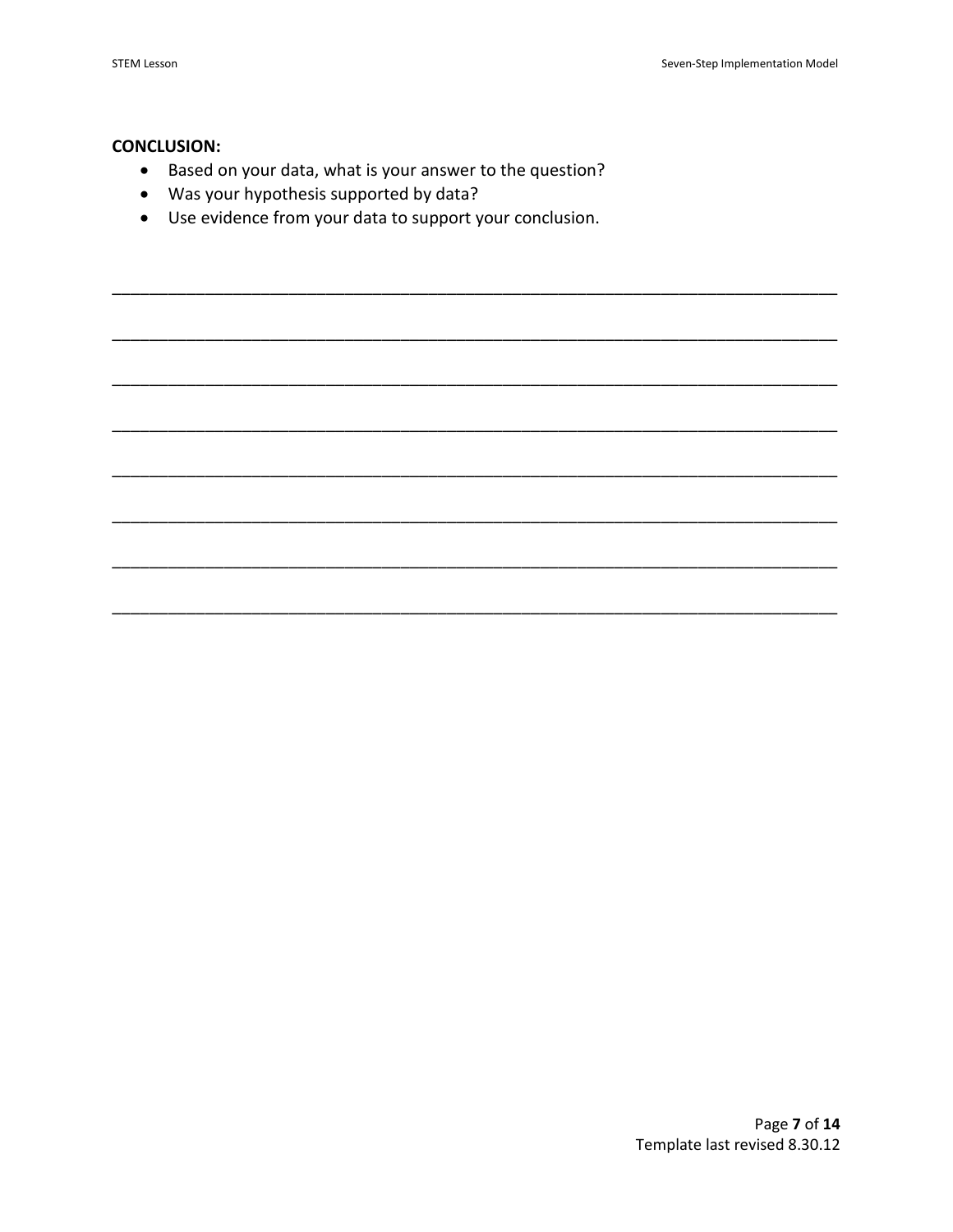**CONCLUSION:**

- Based on your data, what is your answer to the question?
- Was your hypothesis supported by data?
- Use evidence from your data to support your conclusion.

\_\_\_\_\_\_\_\_\_\_\_\_\_\_\_\_\_\_\_\_\_\_\_\_\_\_\_\_\_\_\_\_\_\_\_\_\_\_\_\_\_\_\_\_\_\_\_\_\_\_\_\_\_\_\_\_\_\_\_\_\_\_\_\_\_\_\_\_\_\_\_\_\_\_\_\_\_\_

\_\_\_\_\_\_\_\_\_\_\_\_\_\_\_\_\_\_\_\_\_\_\_\_\_\_\_\_\_\_\_\_\_\_\_\_\_\_\_\_\_\_\_\_\_\_\_\_\_\_\_\_\_\_\_\_\_\_\_\_\_\_\_\_\_\_\_\_\_\_\_\_\_\_\_\_\_\_

\_\_\_\_\_\_\_\_\_\_\_\_\_\_\_\_\_\_\_\_\_\_\_\_\_\_\_\_\_\_\_\_\_\_\_\_\_\_\_\_\_\_\_\_\_\_\_\_\_\_\_\_\_\_\_\_\_\_\_\_\_\_\_\_\_\_\_\_\_\_\_\_\_\_\_\_\_\_

\_\_\_\_\_\_\_\_\_\_\_\_\_\_\_\_\_\_\_\_\_\_\_\_\_\_\_\_\_\_\_\_\_\_\_\_\_\_\_\_\_\_\_\_\_\_\_\_\_\_\_\_\_\_\_\_\_\_\_\_\_\_\_\_\_\_\_\_\_\_\_\_\_\_\_\_\_\_

\_\_\_\_\_\_\_\_\_\_\_\_\_\_\_\_\_\_\_\_\_\_\_\_\_\_\_\_\_\_\_\_\_\_\_\_\_\_\_\_\_\_\_\_\_\_\_\_\_\_\_\_\_\_\_\_\_\_\_\_\_\_\_\_\_\_\_\_\_\_\_\_\_\_\_\_\_\_

\_\_\_\_\_\_\_\_\_\_\_\_\_\_\_\_\_\_\_\_\_\_\_\_\_\_\_\_\_\_\_\_\_\_\_\_\_\_\_\_\_\_\_\_\_\_\_\_\_\_\_\_\_\_\_\_\_\_\_\_\_\_\_\_\_\_\_\_\_\_\_\_\_\_\_\_\_\_

\_\_\_\_\_\_\_\_\_\_\_\_\_\_\_\_\_\_\_\_\_\_\_\_\_\_\_\_\_\_\_\_\_\_\_\_\_\_\_\_\_\_\_\_\_\_\_\_\_\_\_\_\_\_\_\_\_\_\_\_\_\_\_\_\_\_\_\_\_\_\_\_\_\_\_\_\_\_

\_\_\_\_\_\_\_\_\_\_\_\_\_\_\_\_\_\_\_\_\_\_\_\_\_\_\_\_\_\_\_\_\_\_\_\_\_\_\_\_\_\_\_\_\_\_\_\_\_\_\_\_\_\_\_\_\_\_\_\_\_\_\_\_\_\_\_\_\_\_\_\_\_\_\_\_\_\_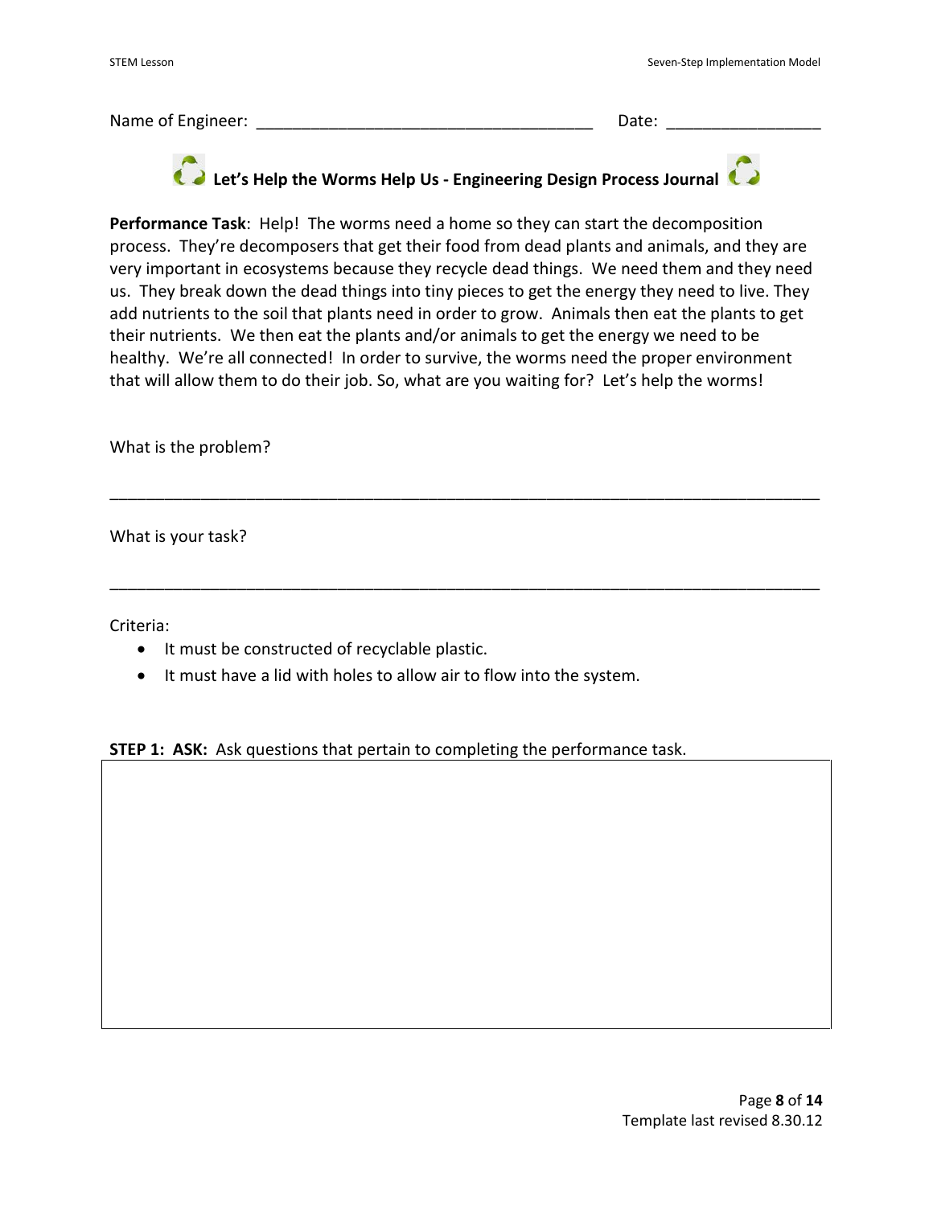Name of Engineer: ____________________________________ Date: ________________

## Let's Help the Worms Help Us - Engineering Design Process Journal

**Performance Task**: Help! The worms need a home so they can start the decomposition process. They're decomposers that get their food from dead plants and animals, and they are very important in ecosystems because they recycle dead things. We need them and they need us. They break down the dead things into tiny pieces to get the energy they need to live. They add nutrients to the soil that plants need in order to grow. Animals then eat the plants to get their nutrients. We then eat the plants and/or animals to get the energy we need to be healthy. We're all connected! In order to survive, the worms need the proper environment that will allow them to do their job. So, what are you waiting for? Let's help the worms!

What is the problem?

_____________________________________________________________________________

What is your task?

_____________________________________________________________________________

Criteria:

- It must be constructed of recyclable plastic.
- It must have a lid with holes to allow air to flow into the system.

**STEP 1: ASK:** Ask questions that pertain to completing the performance task.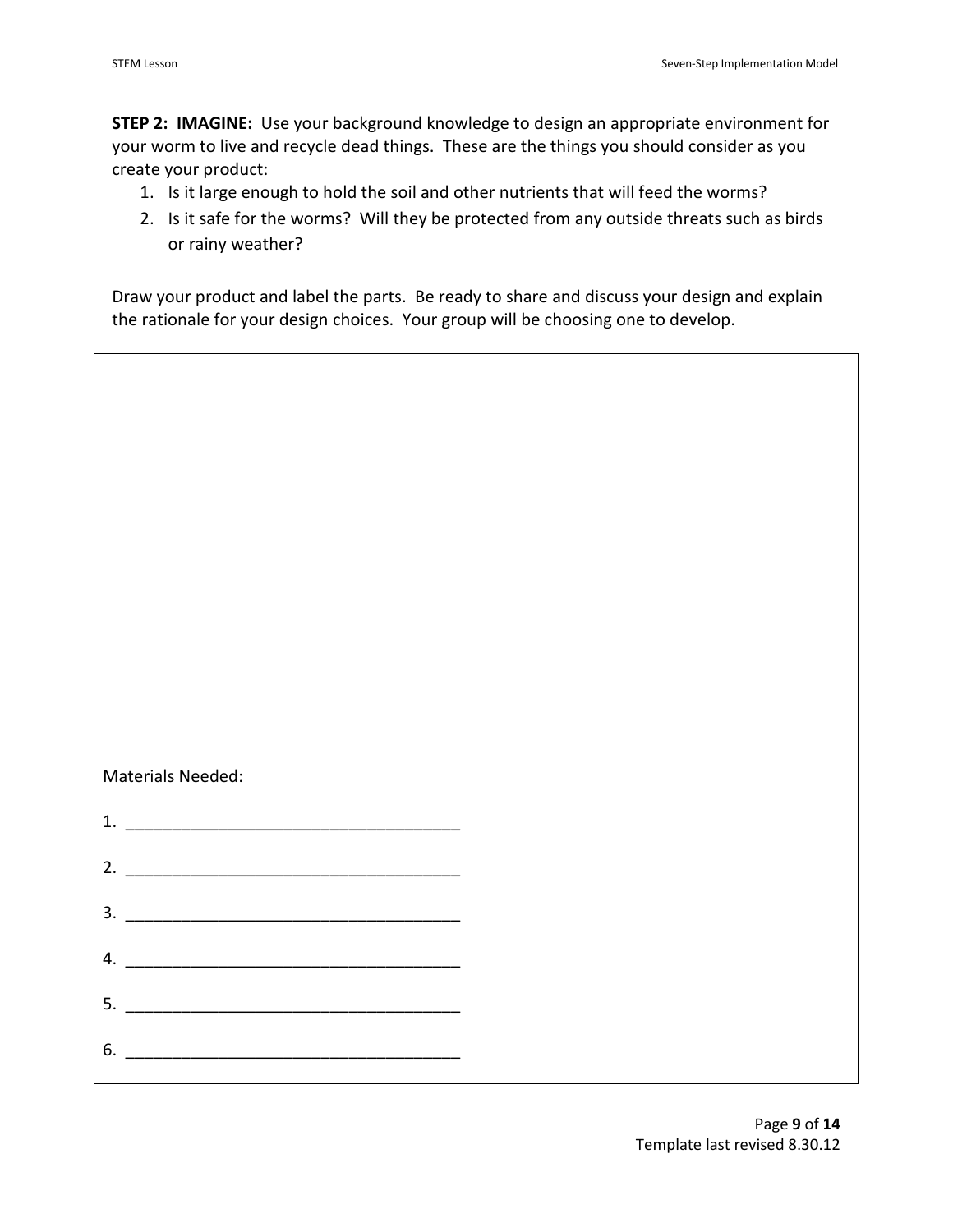**STEP 2: IMAGINE:** Use your background knowledge to design an appropriate environment for your worm to live and recycle dead things. These are the things you should consider as you create your product:

1. Is it large enough to hold the soil and other nutrients that will feed the worms?
2. Is it safe for the worms? Will they be protected from any outside threats such as birds or rainy weather?

Draw your product and label the parts. Be ready to share and discuss your design and explain the rationale for your design choices. Your group will be choosing one to develop.

Materials Needed:

1. ____________________________________

2. ____________________________________

3. ____________________________________

4. ____________________________________

5. ____________________________________

6. ____________________________________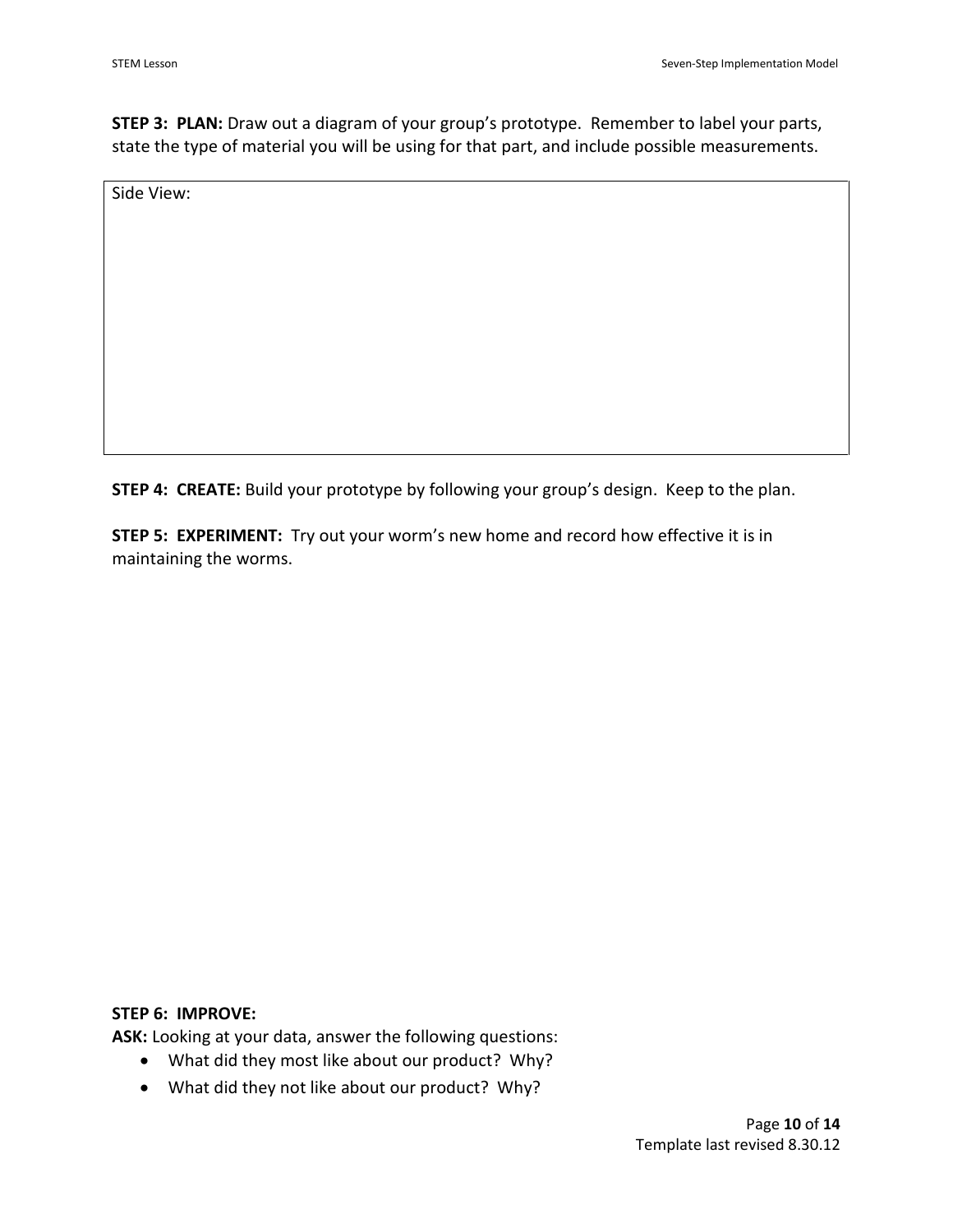**STEP 3: PLAN:** Draw out a diagram of your group's prototype. Remember to label your parts, state the type of material you will be using for that part, and include possible measurements.

| Side View: |
|---|
| |

**STEP 4: CREATE:** Build your prototype by following your group's design. Keep to the plan.

**STEP 5: EXPERIMENT:** Try out your worm's new home and record how effective it is in maintaining the worms.

**STEP 6: IMPROVE:**

**ASK:** Looking at your data, answer the following questions:

- What did they most like about our product? Why?
- What did they not like about our product? Why?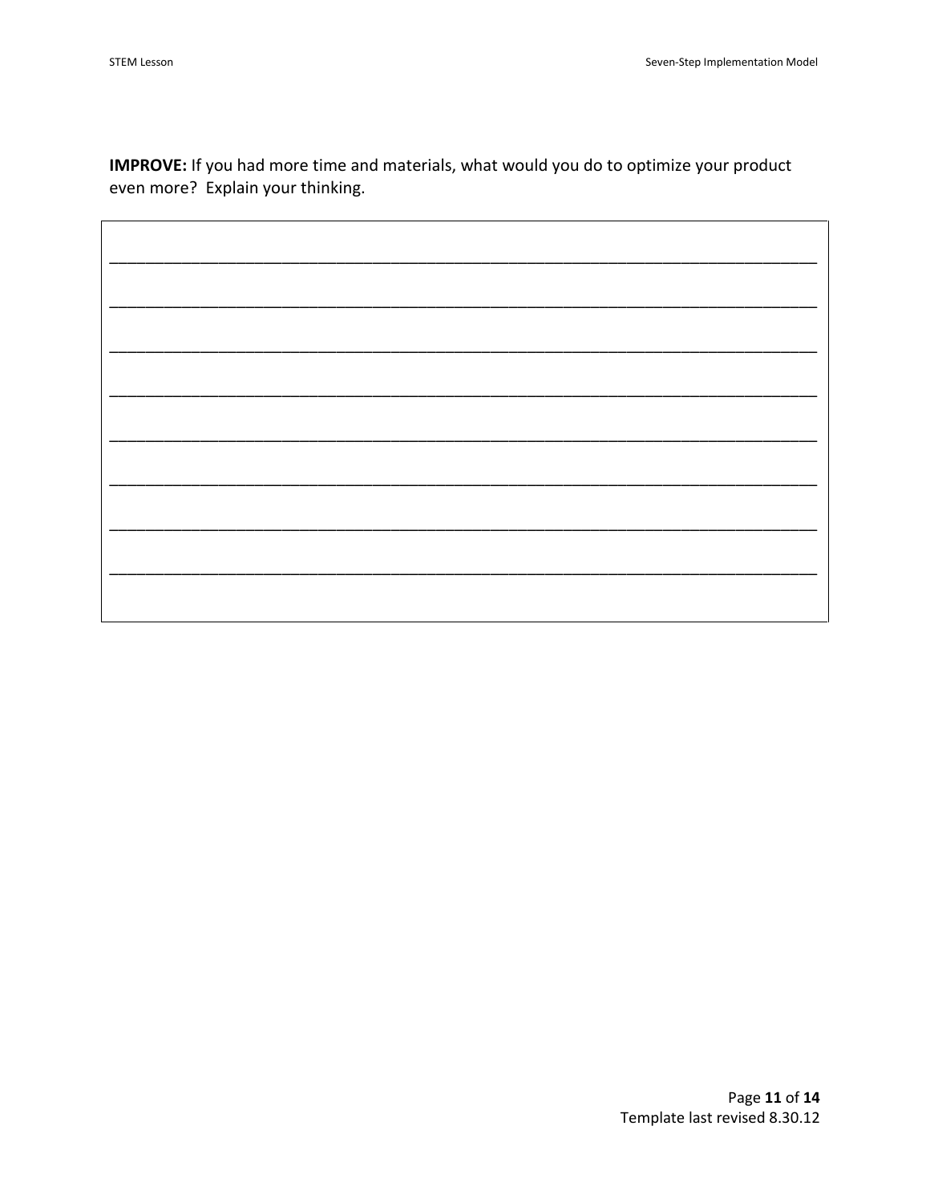**IMPROVE:** If you had more time and materials, what would you do to optimize your product even more? Explain your thinking.

________________________________________________________________________________

________________________________________________________________________________

________________________________________________________________________________

________________________________________________________________________________

________________________________________________________________________________

________________________________________________________________________________

________________________________________________________________________________

________________________________________________________________________________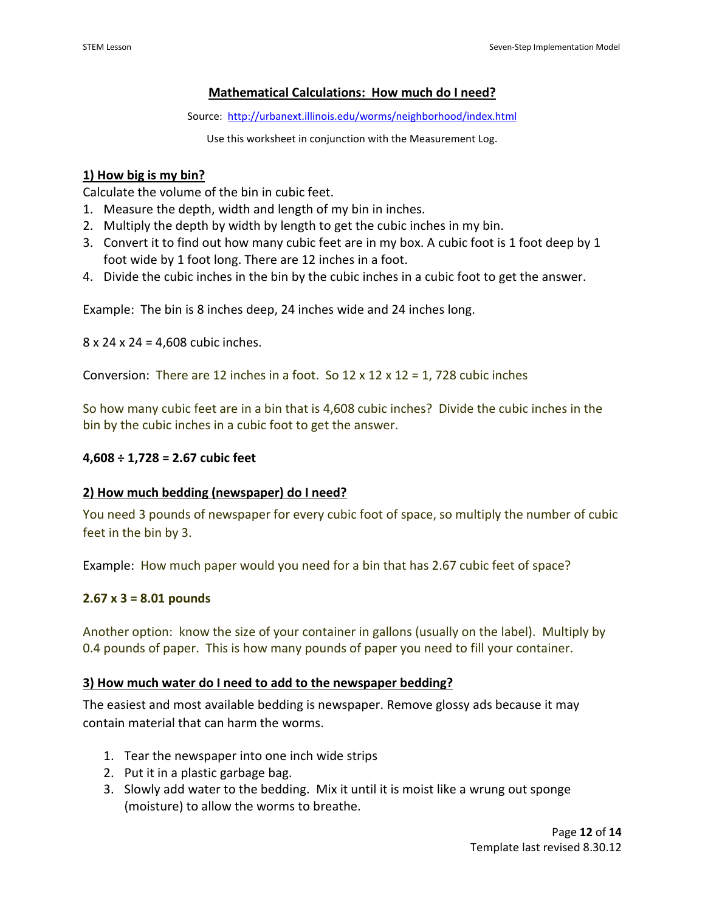## Mathematical Calculations: How much do I need?

Source: http://urbanext.illinois.edu/worms/neighborhood/index.html

Use this worksheet in conjunction with the Measurement Log.

### 1) How big is my bin?

Calculate the volume of the bin in cubic feet.

1. Measure the depth, width and length of my bin in inches.
2. Multiply the depth by width by length to get the cubic inches in my bin.
3. Convert it to find out how many cubic feet are in my box. A cubic foot is 1 foot deep by 1 foot wide by 1 foot long. There are 12 inches in a foot.
4. Divide the cubic inches in the bin by the cubic inches in a cubic foot to get the answer.

Example: The bin is 8 inches deep, 24 inches wide and 24 inches long.

8 x 24 x 24 = 4,608 cubic inches.

Conversion: There are 12 inches in a foot. So 12 x 12 x 12 = 1, 728 cubic inches

So how many cubic feet are in a bin that is 4,608 cubic inches? Divide the cubic inches in the bin by the cubic inches in a cubic foot to get the answer.

**4,608 ÷ 1,728 = 2.67 cubic feet**

### 2) How much bedding (newspaper) do I need?

You need 3 pounds of newspaper for every cubic foot of space, so multiply the number of cubic feet in the bin by 3.

Example: How much paper would you need for a bin that has 2.67 cubic feet of space?

**2.67 x 3 = 8.01 pounds**

Another option: know the size of your container in gallons (usually on the label). Multiply by 0.4 pounds of paper. This is how many pounds of paper you need to fill your container.

### 3) How much water do I need to add to the newspaper bedding?

The easiest and most available bedding is newspaper. Remove glossy ads because it may contain material that can harm the worms.

1. Tear the newspaper into one inch wide strips
2. Put it in a plastic garbage bag.
3. Slowly add water to the bedding. Mix it until it is moist like a wrung out sponge (moisture) to allow the worms to breathe.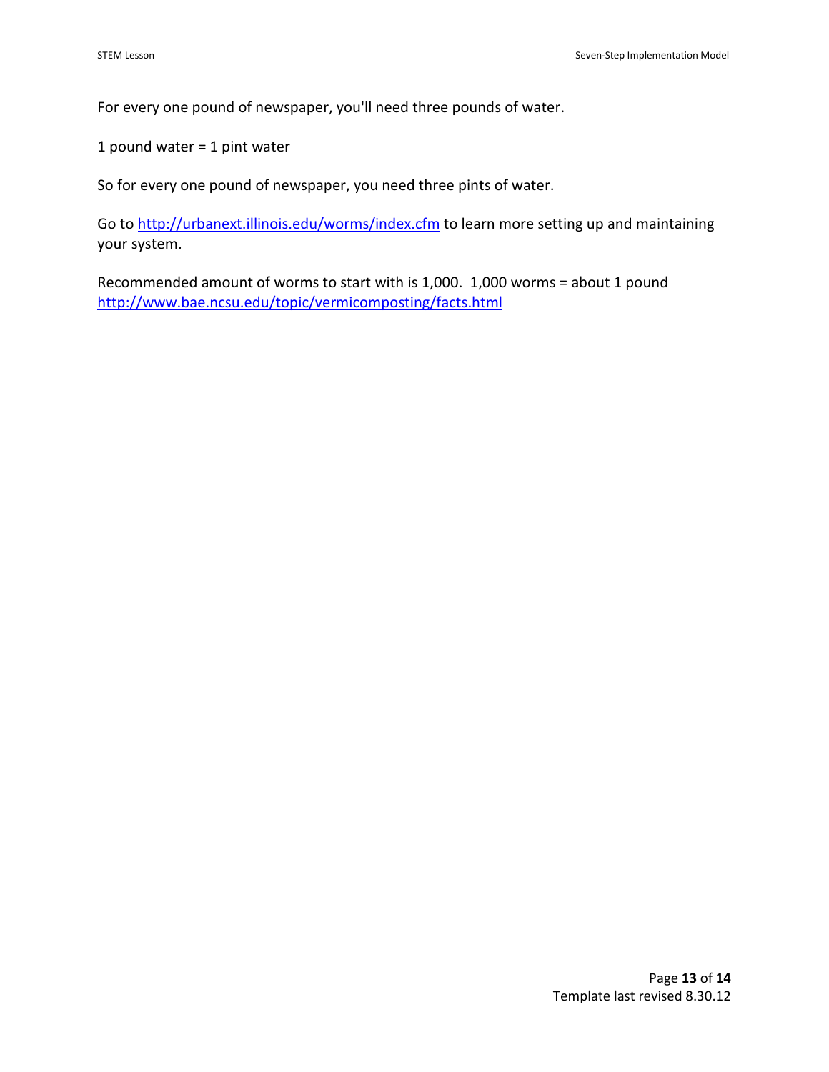For every one pound of newspaper, you'll need three pounds of water.

1 pound water = 1 pint water

So for every one pound of newspaper, you need three pints of water.

Go to [http://urbanext.illinois.edu/worms/index.cfm](http://urbanext.illinois.edu/worms/index.cfm) to learn more setting up and maintaining your system.

Recommended amount of worms to start with is 1,000. 1,000 worms = about 1 pound
[http://www.bae.ncsu.edu/topic/vermicomposting/facts.html](http://www.bae.ncsu.edu/topic/vermicomposting/facts.html)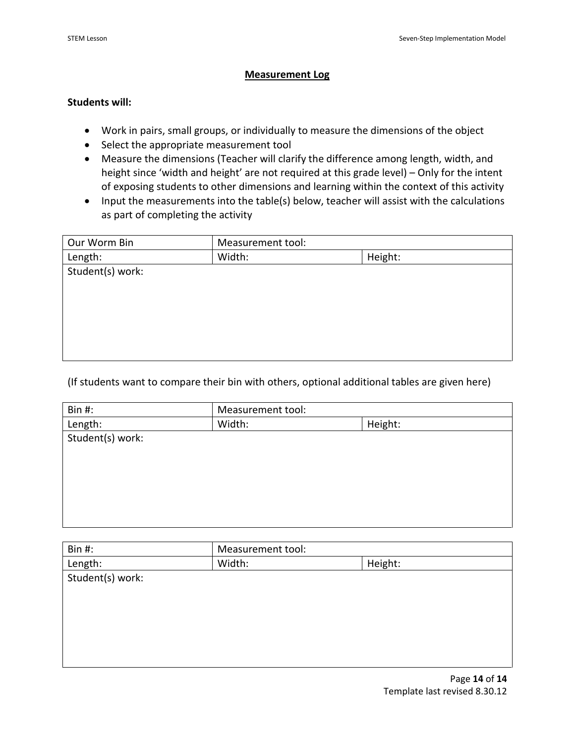## Measurement Log

**Students will:**

- Work in pairs, small groups, or individually to measure the dimensions of the object
- Select the appropriate measurement tool
- Measure the dimensions (Teacher will clarify the difference among length, width, and height since 'width and height' are not required at this grade level) – Only for the intent of exposing students to other dimensions and learning within the context of this activity
- Input the measurements into the table(s) below, teacher will assist with the calculations as part of completing the activity

| | | |
|---|---|---|
| Our Worm Bin | Measurement tool: | |
| Length: | Width: | Height: |
| Student(s) work: | | |

(If students want to compare their bin with others, optional additional tables are given here)

| | | |
|---|---|---|
| Bin #: | Measurement tool: | |
| Length: | Width: | Height: |
| Student(s) work: | | |

| | | |
|---|---|---|
| Bin #: | Measurement tool: | |
| Length: | Width: | Height: |
| Student(s) work: | | |

Template last revised 8.30.12